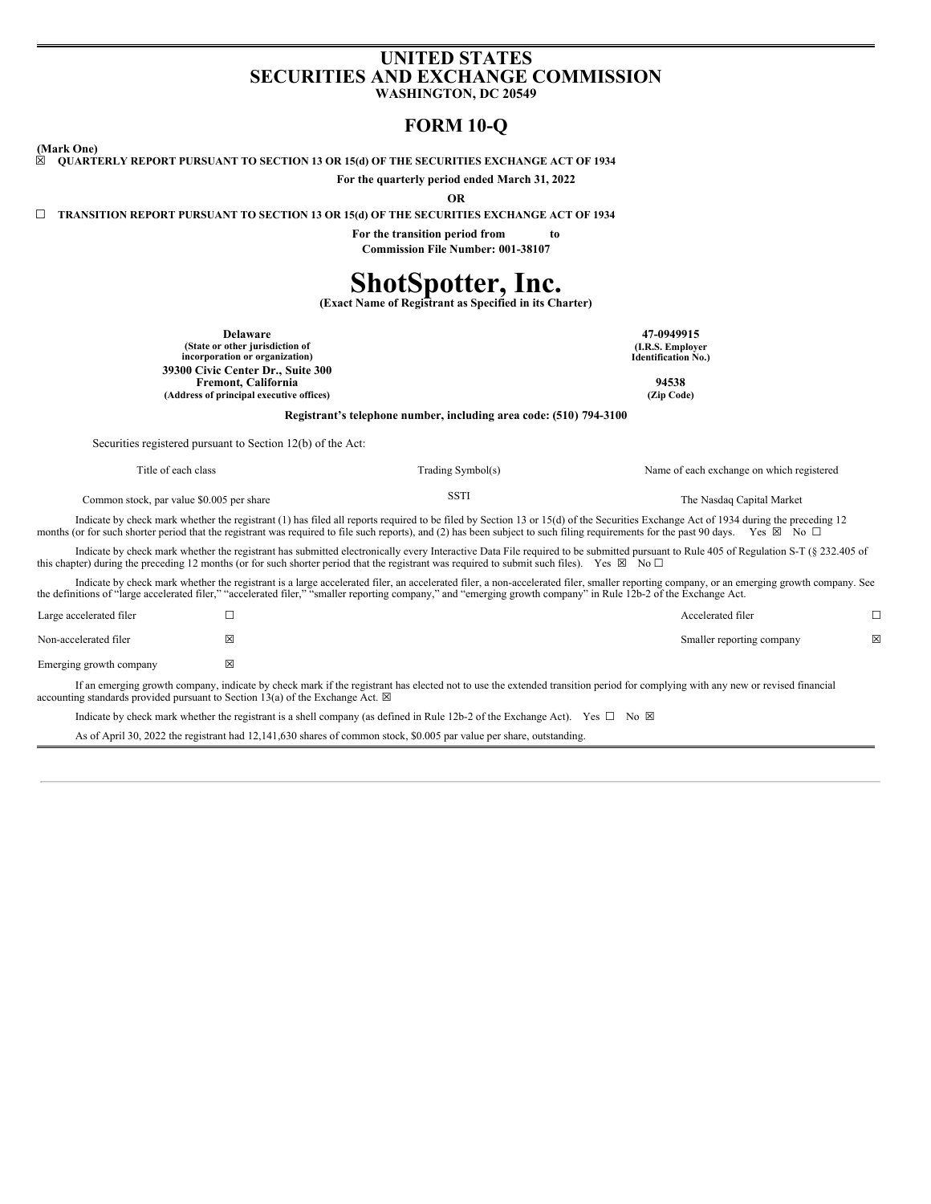# UNITED STATES
# SECURITIES AND EXCHANGE COMMISSION
**WASHINGTON, DC 20549**

## FORM 10-Q

**(Mark One)**

☒ **QUARTERLY REPORT PURSUANT TO SECTION 13 OR 15(d) OF THE SECURITIES EXCHANGE ACT OF 1934**

**For the quarterly period ended March 31, 2022**

**OR**

☐ **TRANSITION REPORT PURSUANT TO SECTION 13 OR 15(d) OF THE SECURITIES EXCHANGE ACT OF 1934**

**For the transition period from to**

**Commission File Number: 001-38107**

# ShotSpotter, Inc.
**(Exact Name of Registrant as Specified in its Charter)**

| | |
|---|---|
| **Delaware**<br>**(State or other jurisdiction of incorporation or organization)** | **47-0949915**<br>**(I.R.S. Employer Identification No.)** |
| **39300 Civic Center Dr., Suite 300**<br>**Fremont, California**<br>**(Address of principal executive offices)** | **94538**<br>**(Zip Code)** |

**Registrant's telephone number, including area code: (510) 794-3100**

Securities registered pursuant to Section 12(b) of the Act:

| Title of each class | Trading Symbol(s) | Name of each exchange on which registered |
|---|---|---|
| Common stock, par value $0.005 per share | SSTI | The Nasdaq Capital Market |

Indicate by check mark whether the registrant (1) has filed all reports required to be filed by Section 13 or 15(d) of the Securities Exchange Act of 1934 during the preceding 12 months (or for such shorter period that the registrant was required to file such reports), and (2) has been subject to such filing requirements for the past 90 days. Yes ☒ No ☐

Indicate by check mark whether the registrant has submitted electronically every Interactive Data File required to be submitted pursuant to Rule 405 of Regulation S-T (§ 232.405 of this chapter) during the preceding 12 months (or for such shorter period that the registrant was required to submit such files). Yes ☒ No ☐

Indicate by check mark whether the registrant is a large accelerated filer, an accelerated filer, a non-accelerated filer, smaller reporting company, or an emerging growth company. See the definitions of "large accelerated filer," "accelerated filer," "smaller reporting company," and "emerging growth company" in Rule 12b-2 of the Exchange Act.

| | | | |
|---|---|---|---|
| Large accelerated filer | ☐ | Accelerated filer | ☐ |
| Non-accelerated filer | ☒ | Smaller reporting company | ☒ |
| Emerging growth company | ☒ | | |

If an emerging growth company, indicate by check mark if the registrant has elected not to use the extended transition period for complying with any new or revised financial accounting standards provided pursuant to Section 13(a) of the Exchange Act. ☒

Indicate by check mark whether the registrant is a shell company (as defined in Rule 12b-2 of the Exchange Act). Yes ☐ No ☒

As of April 30, 2022 the registrant had 12,141,630 shares of common stock, $0.005 par value per share, outstanding.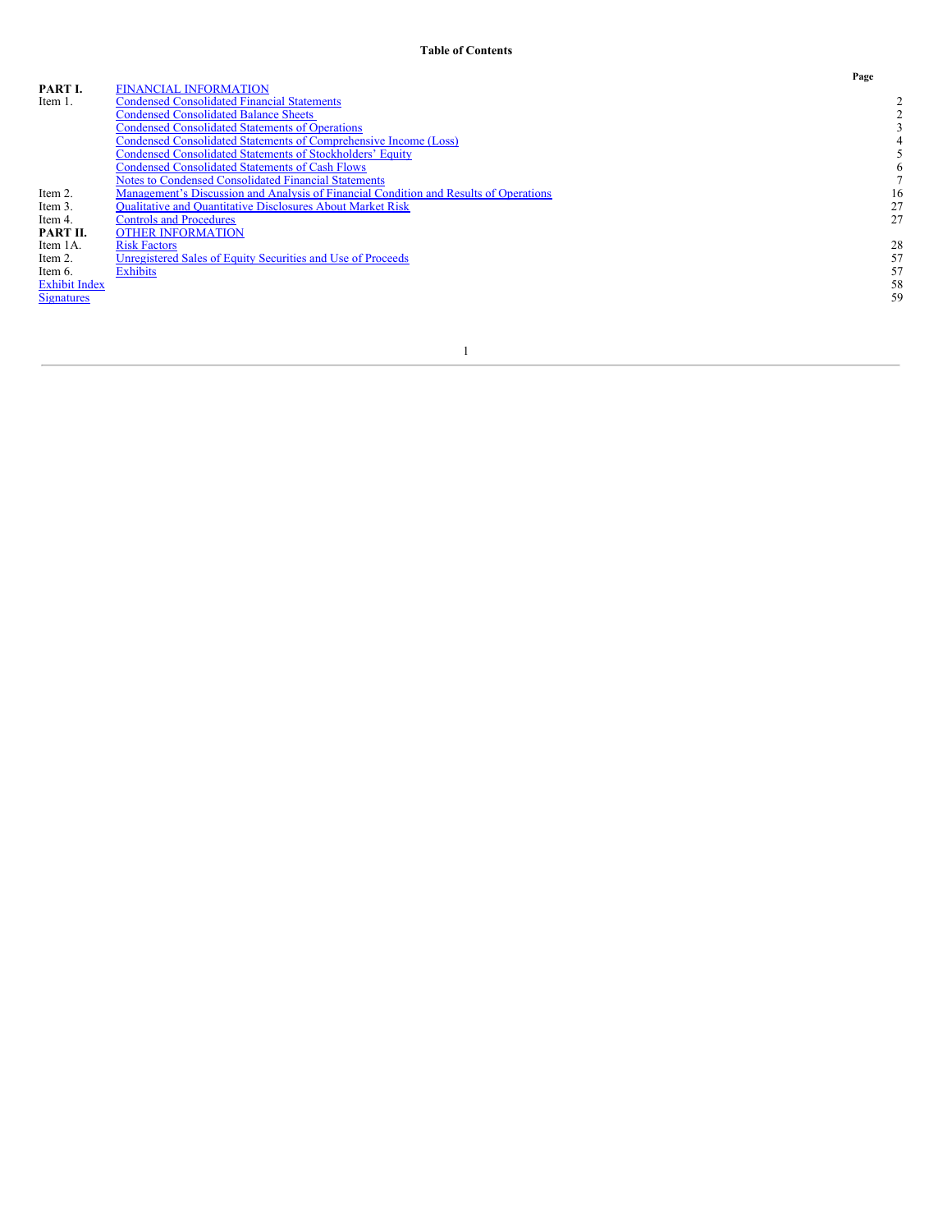**Table of Contents**

| | | Page |
|---|---|---|
| **PART I.** | FINANCIAL INFORMATION | |
| Item 1. | Condensed Consolidated Financial Statements | 2 |
| | Condensed Consolidated Balance Sheets | 2 |
| | Condensed Consolidated Statements of Operations | 3 |
| | Condensed Consolidated Statements of Comprehensive Income (Loss) | 4 |
| | Condensed Consolidated Statements of Stockholders' Equity | 5 |
| | Condensed Consolidated Statements of Cash Flows | 6 |
| | Notes to Condensed Consolidated Financial Statements | 7 |
| Item 2. | Management's Discussion and Analysis of Financial Condition and Results of Operations | 16 |
| Item 3. | Qualitative and Quantitative Disclosures About Market Risk | 27 |
| Item 4. | Controls and Procedures | 27 |
| **PART II.** | OTHER INFORMATION | |
| Item 1A. | Risk Factors | 28 |
| Item 2. | Unregistered Sales of Equity Securities and Use of Proceeds | 57 |
| Item 6. | Exhibits | 57 |
| Exhibit Index | | 58 |
| Signatures | | 59 |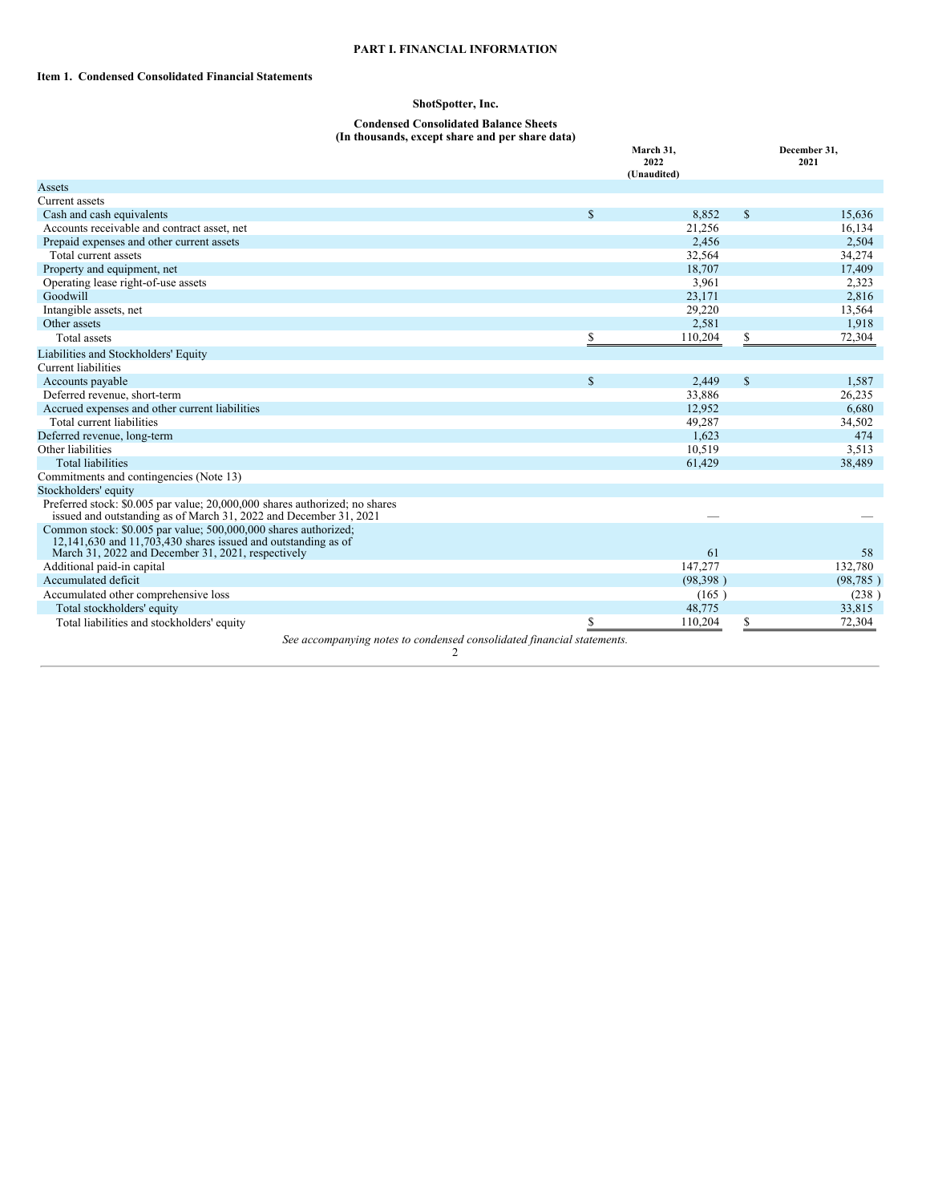**PART I. FINANCIAL INFORMATION**

**Item 1. Condensed Consolidated Financial Statements**

**ShotSpotter, Inc.**

**Condensed Consolidated Balance Sheets**
**(In thousands, except share and per share data)**

| | March 31, 2022 (Unaudited) | December 31, 2021 |
|---|---|---|
| Assets | | |
| Current assets | | |
| Cash and cash equivalents | $ 8,852 | $ 15,636 |
| Accounts receivable and contract asset, net | 21,256 | 16,134 |
| Prepaid expenses and other current assets | 2,456 | 2,504 |
| Total current assets | 32,564 | 34,274 |
| Property and equipment, net | 18,707 | 17,409 |
| Operating lease right-of-use assets | 3,961 | 2,323 |
| Goodwill | 23,171 | 2,816 |
| Intangible assets, net | 29,220 | 13,564 |
| Other assets | 2,581 | 1,918 |
| Total assets | $ 110,204 | $ 72,304 |
| Liabilities and Stockholders' Equity | | |
| Current liabilities | | |
| Accounts payable | $ 2,449 | $ 1,587 |
| Deferred revenue, short-term | 33,886 | 26,235 |
| Accrued expenses and other current liabilities | 12,952 | 6,680 |
| Total current liabilities | 49,287 | 34,502 |
| Deferred revenue, long-term | 1,623 | 474 |
| Other liabilities | 10,519 | 3,513 |
| Total liabilities | 61,429 | 38,489 |
| Commitments and contingencies (Note 13) | | |
| Stockholders' equity | | |
| Preferred stock: $0.005 par value; 20,000,000 shares authorized; no shares issued and outstanding as of March 31, 2022 and December 31, 2021 | — | — |
| Common stock: $0.005 par value; 500,000,000 shares authorized; 12,141,630 and 11,703,430 shares issued and outstanding as of March 31, 2022 and December 31, 2021, respectively | 61 | 58 |
| Additional paid-in capital | 147,277 | 132,780 |
| Accumulated deficit | (98,398 ) | (98,785 ) |
| Accumulated other comprehensive loss | (165 ) | (238 ) |
| Total stockholders' equity | 48,775 | 33,815 |
| Total liabilities and stockholders' equity | $ 110,204 | $ 72,304 |

*See accompanying notes to condensed consolidated financial statements.*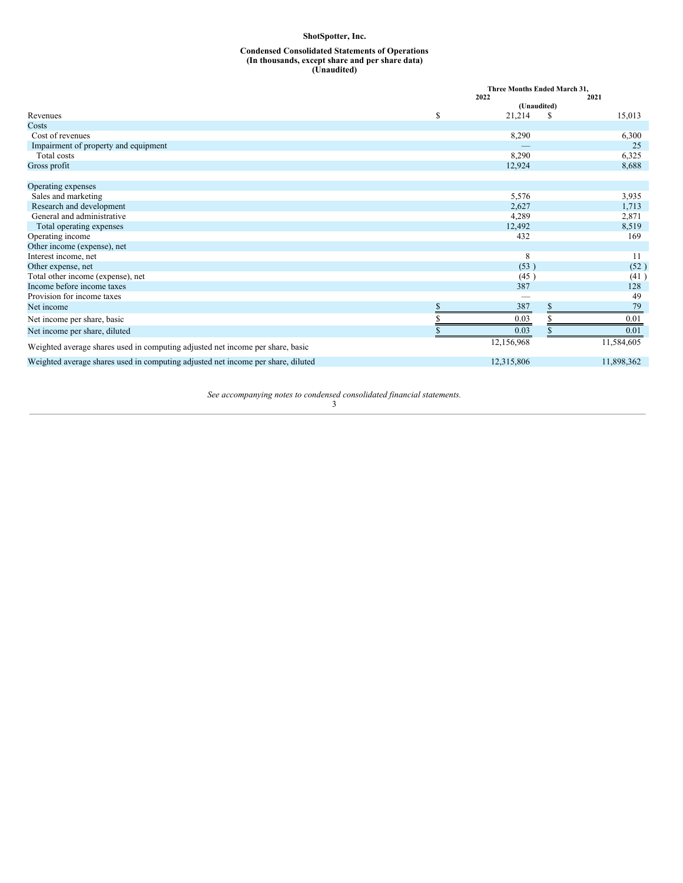**ShotSpotter, Inc.**

**Condensed Consolidated Statements of Operations**
**(In thousands, except share and per share data)**
**(Unaudited)**

| | Three Months Ended March 31, 2022 | Three Months Ended March 31, 2021 |
|---|---|---|
| | (Unaudited) | |
| Revenues | $ 21,214 | $ 15,013 |
| Costs | | |
| Cost of revenues | 8,290 | 6,300 |
| Impairment of property and equipment | — | 25 |
| Total costs | 8,290 | 6,325 |
| Gross profit | 12,924 | 8,688 |
| | | |
| Operating expenses | | |
| Sales and marketing | 5,576 | 3,935 |
| Research and development | 2,627 | 1,713 |
| General and administrative | 4,289 | 2,871 |
| Total operating expenses | 12,492 | 8,519 |
| Operating income | 432 | 169 |
| Other income (expense), net | | |
| Interest income, net | 8 | 11 |
| Other expense, net | (53 ) | (52 ) |
| Total other income (expense), net | (45 ) | (41 ) |
| Income before income taxes | 387 | 128 |
| Provision for income taxes | — | 49 |
| Net income | $ 387 | $ 79 |
| Net income per share, basic | $ 0.03 | $ 0.01 |
| Net income per share, diluted | $ 0.03 | $ 0.01 |
| Weighted average shares used in computing adjusted net income per share, basic | 12,156,968 | 11,584,605 |
| Weighted average shares used in computing adjusted net income per share, diluted | 12,315,806 | 11,898,362 |

*See accompanying notes to condensed consolidated financial statements.*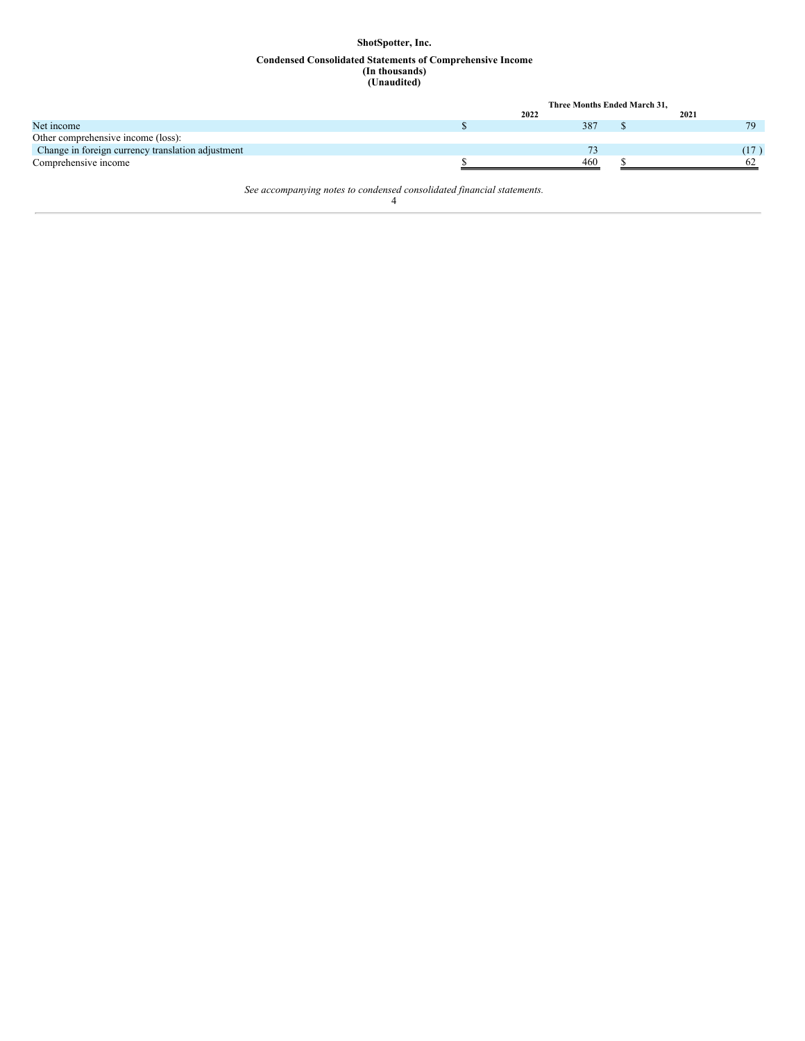**ShotSpotter, Inc.**

**Condensed Consolidated Statements of Comprehensive Income**
**(In thousands)**
**(Unaudited)**

| | Three Months Ended March 31, | |
|---|---|---|
| | 2022 | 2021 |
| Net income | $ 387 | $ 79 |
| Other comprehensive income (loss): | | |
| Change in foreign currency translation adjustment | 73 | (17 ) |
| Comprehensive income | $ 460 | $ 62 |

*See accompanying notes to condensed consolidated financial statements.*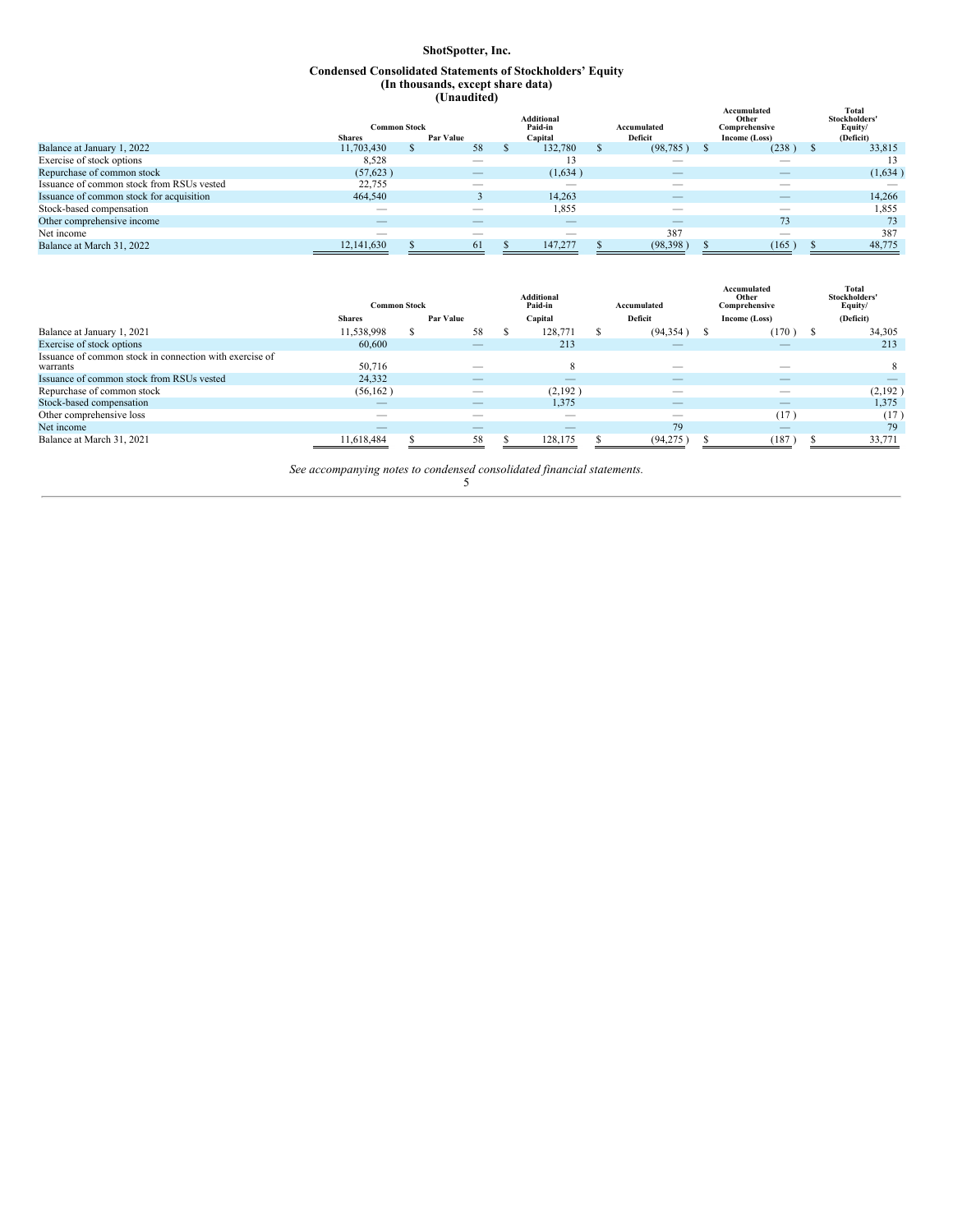**ShotSpotter, Inc.**

**Condensed Consolidated Statements of Stockholders' Equity**
**(In thousands, except share data)**
**(Unaudited)**

| | Common Stock | | Additional Paid-in | Accumulated | Accumulated Other Comprehensive | Total Stockholders' Equity/ |
|---|---|---|---|---|---|---|
| | Shares | Par Value | Capital | Deficit | Income (Loss) | (Deficit) |
| Balance at January 1, 2022 | 11,703,430 | $ 58 | $ 132,780 | $ (98,785 ) | $ (238 ) | $ 33,815 |
| Exercise of stock options | 8,528 | — | 13 | — | — | 13 |
| Repurchase of common stock | (57,623 ) | — | (1,634 ) | — | — | (1,634 ) |
| Issuance of common stock from RSUs vested | 22,755 | — | — | — | — | — |
| Issuance of common stock for acquisition | 464,540 | 3 | 14,263 | — | — | 14,266 |
| Stock-based compensation | — | — | 1,855 | — | — | 1,855 |
| Other comprehensive income | — | — | — | — | 73 | 73 |
| Net income | — | — | — | 387 | — | 387 |
| Balance at March 31, 2022 | 12,141,630 | $ 61 | $ 147,277 | $ (98,398 ) | $ (165 ) | $ 48,775 |

| | Common Stock | | Additional Paid-in | Accumulated | Accumulated Other Comprehensive | Total Stockholders' Equity/ |
|---|---|---|---|---|---|---|
| | Shares | Par Value | Capital | Deficit | Income (Loss) | (Deficit) |
| Balance at January 1, 2021 | 11,538,998 | $ 58 | $ 128,771 | $ (94,354 ) | $ (170 ) | $ 34,305 |
| Exercise of stock options | 60,600 | — | 213 | — | — | 213 |
| Issuance of common stock in connection with exercise of warrants | 50,716 | — | 8 | — | — | 8 |
| Issuance of common stock from RSUs vested | 24,332 | — | — | — | — | — |
| Repurchase of common stock | (56,162 ) | — | (2,192 ) | — | — | (2,192 ) |
| Stock-based compensation | — | — | 1,375 | — | — | 1,375 |
| Other comprehensive loss | — | — | — | — | (17 ) | (17 ) |
| Net income | — | — | — | 79 | — | 79 |
| Balance at March 31, 2021 | 11,618,484 | $ 58 | $ 128,175 | $ (94,275 ) | $ (187 ) | $ 33,771 |

*See accompanying notes to condensed consolidated financial statements.*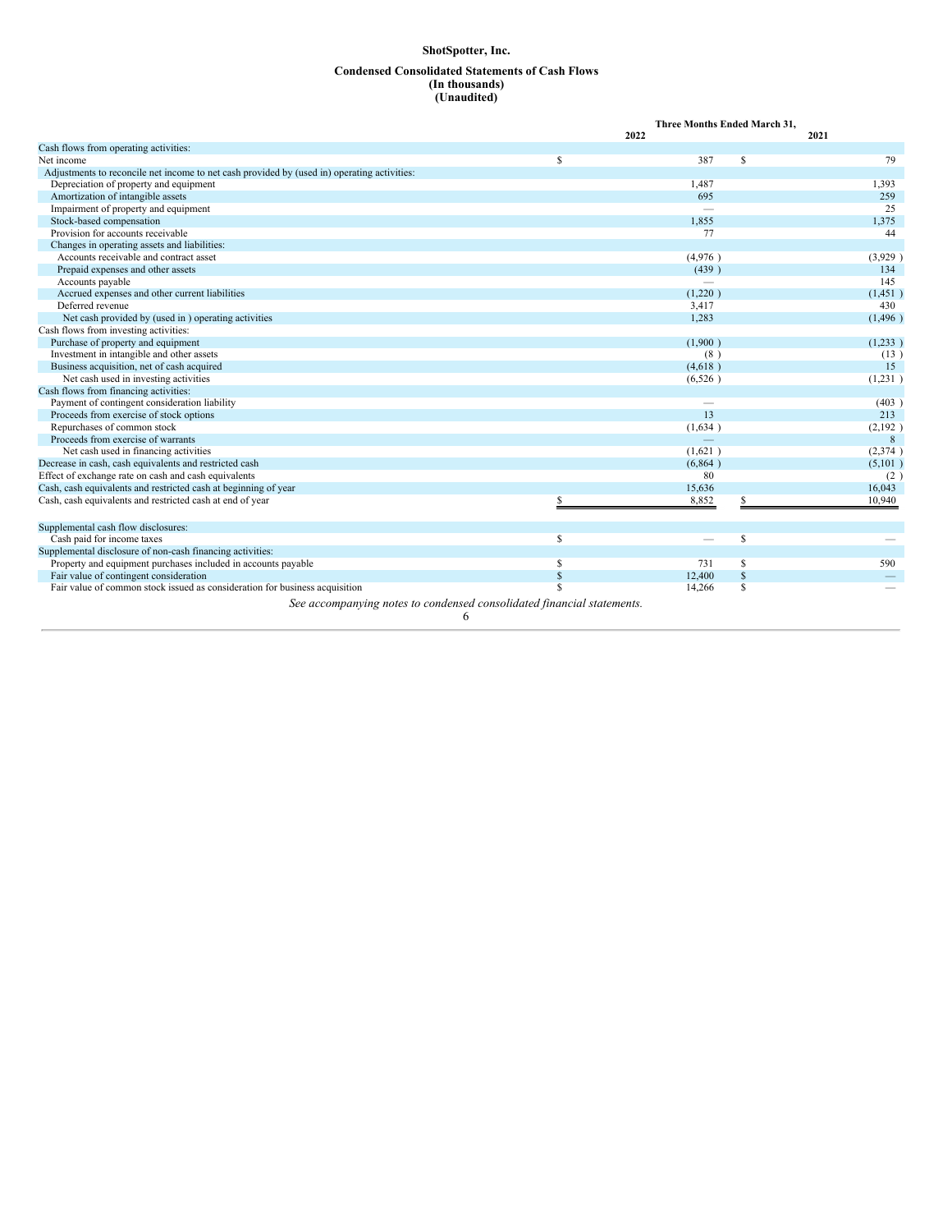# ShotSpotter, Inc.

## Condensed Consolidated Statements of Cash Flows
### (In thousands)
### (Unaudited)

| | Three Months Ended March 31, | |
|---|---|---|
| | 2022 | 2021 |
| Cash flows from operating activities: | | |
| Net income | $ 387 | $ 79 |
| Adjustments to reconcile net income to net cash provided by (used in) operating activities: | | |
| Depreciation of property and equipment | 1,487 | 1,393 |
| Amortization of intangible assets | 695 | 259 |
| Impairment of property and equipment | — | 25 |
| Stock-based compensation | 1,855 | 1,375 |
| Provision for accounts receivable | 77 | 44 |
| Changes in operating assets and liabilities: | | |
| Accounts receivable and contract asset | (4,976 ) | (3,929 ) |
| Prepaid expenses and other assets | (439 ) | 134 |
| Accounts payable | — | 145 |
| Accrued expenses and other current liabilities | (1,220 ) | (1,451 ) |
| Deferred revenue | 3,417 | 430 |
| Net cash provided by (used in ) operating activities | 1,283 | (1,496 ) |
| Cash flows from investing activities: | | |
| Purchase of property and equipment | (1,900 ) | (1,233 ) |
| Investment in intangible and other assets | (8 ) | (13 ) |
| Business acquisition, net of cash acquired | (4,618 ) | 15 |
| Net cash used in investing activities | (6,526 ) | (1,231 ) |
| Cash flows from financing activities: | | |
| Payment of contingent consideration liability | — | (403 ) |
| Proceeds from exercise of stock options | 13 | 213 |
| Repurchases of common stock | (1,634 ) | (2,192 ) |
| Proceeds from exercise of warrants | — | 8 |
| Net cash used in financing activities | (1,621 ) | (2,374 ) |
| Decrease in cash, cash equivalents and restricted cash | (6,864 ) | (5,101 ) |
| Effect of exchange rate on cash and cash equivalents | 80 | (2 ) |
| Cash, cash equivalents and restricted cash at beginning of year | 15,636 | 16,043 |
| Cash, cash equivalents and restricted cash at end of year | $ 8,852 | $ 10,940 |
| | | |
| Supplemental cash flow disclosures: | | |
| Cash paid for income taxes | $ — | $ — |
| Supplemental disclosure of non-cash financing activities: | | |
| Property and equipment purchases included in accounts payable | $ 731 | $ 590 |
| Fair value of contingent consideration | $ 12,400 | $ — |
| Fair value of common stock issued as consideration for business acquisition | $ 14,266 | $ — |

*See accompanying notes to condensed consolidated financial statements.*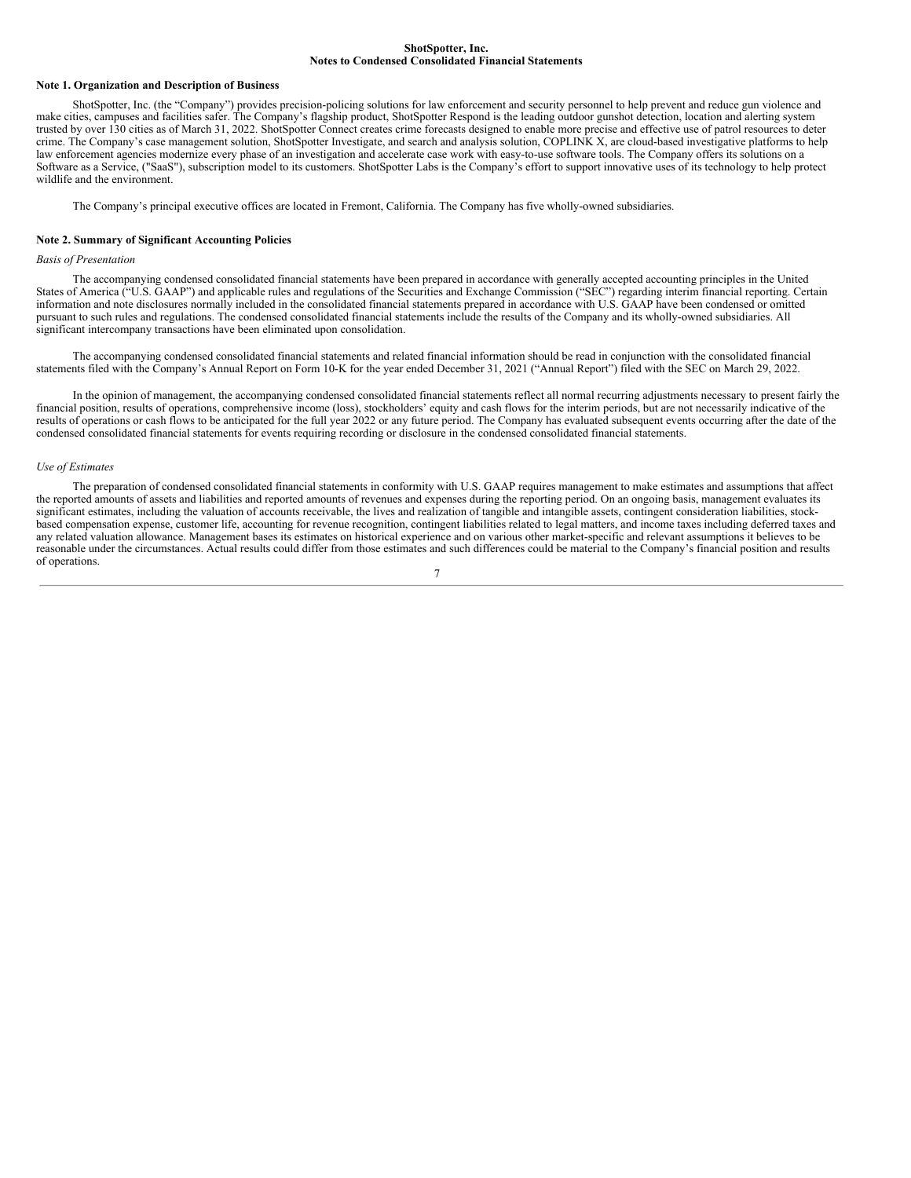**ShotSpotter, Inc.**
**Notes to Condensed Consolidated Financial Statements**

**Note 1. Organization and Description of Business**

ShotSpotter, Inc. (the "Company") provides precision-policing solutions for law enforcement and security personnel to help prevent and reduce gun violence and make cities, campuses and facilities safer. The Company's flagship product, ShotSpotter Respond is the leading outdoor gunshot detection, location and alerting system trusted by over 130 cities as of March 31, 2022. ShotSpotter Connect creates crime forecasts designed to enable more precise and effective use of patrol resources to deter crime. The Company's case management solution, ShotSpotter Investigate, and search and analysis solution, COPLINK X, are cloud-based investigative platforms to help law enforcement agencies modernize every phase of an investigation and accelerate case work with easy-to-use software tools. The Company offers its solutions on a Software as a Service, ("SaaS"), subscription model to its customers. ShotSpotter Labs is the Company's effort to support innovative uses of its technology to help protect wildlife and the environment.

The Company's principal executive offices are located in Fremont, California. The Company has five wholly-owned subsidiaries.

**Note 2. Summary of Significant Accounting Policies**

*Basis of Presentation*

The accompanying condensed consolidated financial statements have been prepared in accordance with generally accepted accounting principles in the United States of America ("U.S. GAAP") and applicable rules and regulations of the Securities and Exchange Commission ("SEC") regarding interim financial reporting. Certain information and note disclosures normally included in the consolidated financial statements prepared in accordance with U.S. GAAP have been condensed or omitted pursuant to such rules and regulations. The condensed consolidated financial statements include the results of the Company and its wholly-owned subsidiaries. All significant intercompany transactions have been eliminated upon consolidation.

The accompanying condensed consolidated financial statements and related financial information should be read in conjunction with the consolidated financial statements filed with the Company's Annual Report on Form 10-K for the year ended December 31, 2021 ("Annual Report") filed with the SEC on March 29, 2022.

In the opinion of management, the accompanying condensed consolidated financial statements reflect all normal recurring adjustments necessary to present fairly the financial position, results of operations, comprehensive income (loss), stockholders' equity and cash flows for the interim periods, but are not necessarily indicative of the results of operations or cash flows to be anticipated for the full year 2022 or any future period. The Company has evaluated subsequent events occurring after the date of the condensed consolidated financial statements for events requiring recording or disclosure in the condensed consolidated financial statements.

*Use of Estimates*

The preparation of condensed consolidated financial statements in conformity with U.S. GAAP requires management to make estimates and assumptions that affect the reported amounts of assets and liabilities and reported amounts of revenues and expenses during the reporting period. On an ongoing basis, management evaluates its significant estimates, including the valuation of accounts receivable, the lives and realization of tangible and intangible assets, contingent consideration liabilities, stock-based compensation expense, customer life, accounting for revenue recognition, contingent liabilities related to legal matters, and income taxes including deferred taxes and any related valuation allowance. Management bases its estimates on historical experience and on various other market-specific and relevant assumptions it believes to be reasonable under the circumstances. Actual results could differ from those estimates and such differences could be material to the Company's financial position and results of operations.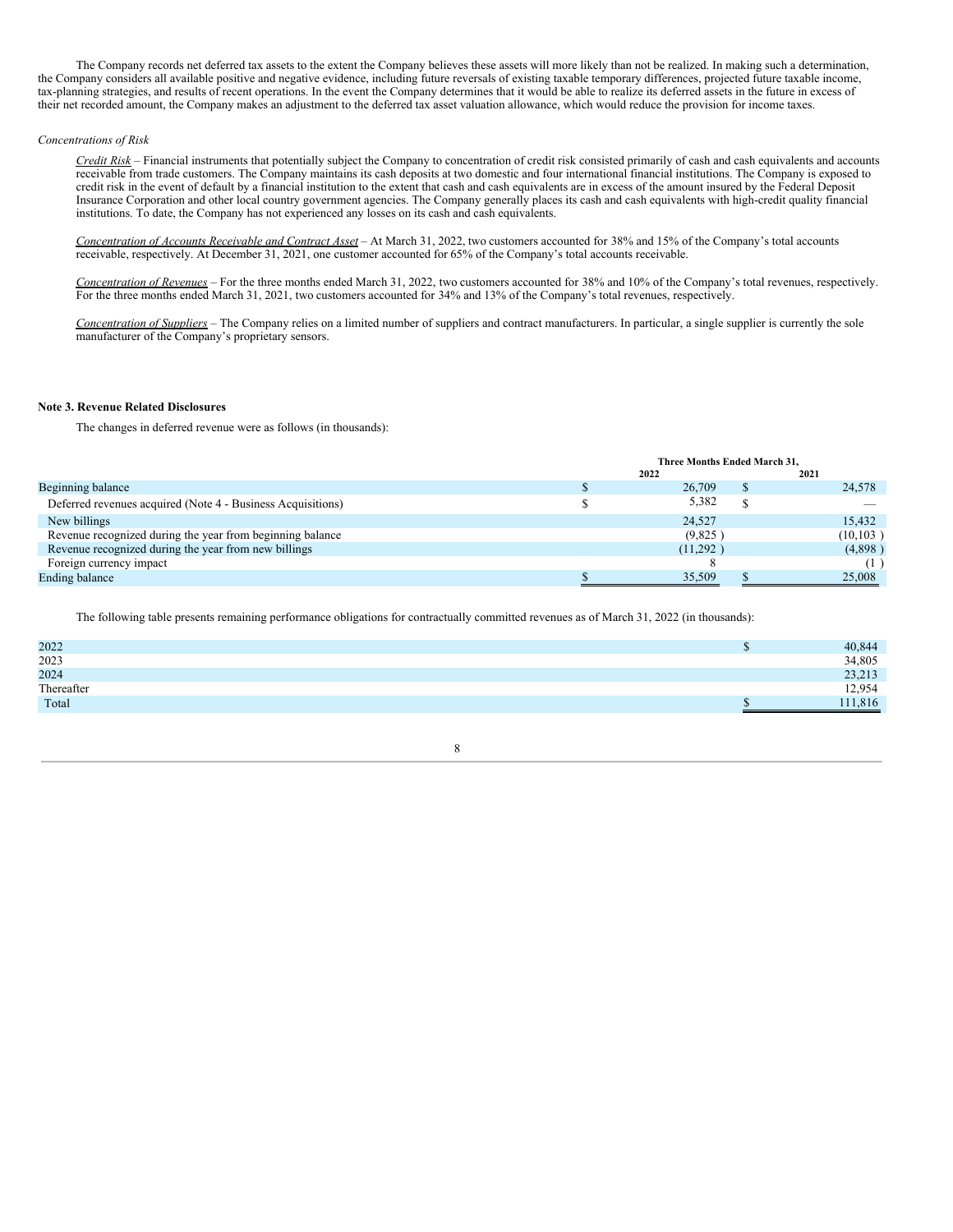The Company records net deferred tax assets to the extent the Company believes these assets will more likely than not be realized. In making such a determination, the Company considers all available positive and negative evidence, including future reversals of existing taxable temporary differences, projected future taxable income, tax-planning strategies, and results of recent operations. In the event the Company determines that it would be able to realize its deferred assets in the future in excess of their net recorded amount, the Company makes an adjustment to the deferred tax asset valuation allowance, which would reduce the provision for income taxes.

*Concentrations of Risk*

*Credit Risk* – Financial instruments that potentially subject the Company to concentration of credit risk consisted primarily of cash and cash equivalents and accounts receivable from trade customers. The Company maintains its cash deposits at two domestic and four international financial institutions. The Company is exposed to credit risk in the event of default by a financial institution to the extent that cash and cash equivalents are in excess of the amount insured by the Federal Deposit Insurance Corporation and other local country government agencies. The Company generally places its cash and cash equivalents with high-credit quality financial institutions. To date, the Company has not experienced any losses on its cash and cash equivalents.

*Concentration of Accounts Receivable and Contract Asset* – At March 31, 2022, two customers accounted for 38% and 15% of the Company's total accounts receivable, respectively. At December 31, 2021, one customer accounted for 65% of the Company's total accounts receivable.

*Concentration of Revenues* – For the three months ended March 31, 2022, two customers accounted for 38% and 10% of the Company's total revenues, respectively. For the three months ended March 31, 2021, two customers accounted for 34% and 13% of the Company's total revenues, respectively.

*Concentration of Suppliers* – The Company relies on a limited number of suppliers and contract manufacturers. In particular, a single supplier is currently the sole manufacturer of the Company's proprietary sensors.

**Note 3. Revenue Related Disclosures**

The changes in deferred revenue were as follows (in thousands):

| | Three Months Ended March 31, | |
|---|---|---|
| | 2022 | 2021 |
| Beginning balance | $ 26,709 | $ 24,578 |
| Deferred revenues acquired (Note 4 - Business Acquisitions) | $ 5,382 | $ — |
| New billings | 24,527 | 15,432 |
| Revenue recognized during the year from beginning balance | (9,825 ) | (10,103 ) |
| Revenue recognized during the year from new billings | (11,292 ) | (4,898 ) |
| Foreign currency impact | 8 | (1 ) |
| Ending balance | $ 35,509 | $ 25,008 |

The following table presents remaining performance obligations for contractually committed revenues as of March 31, 2022 (in thousands):

| | |
|---|---|
| 2022 | $ 40,844 |
| 2023 | 34,805 |
| 2024 | 23,213 |
| Thereafter | 12,954 |
| Total | $ 111,816 |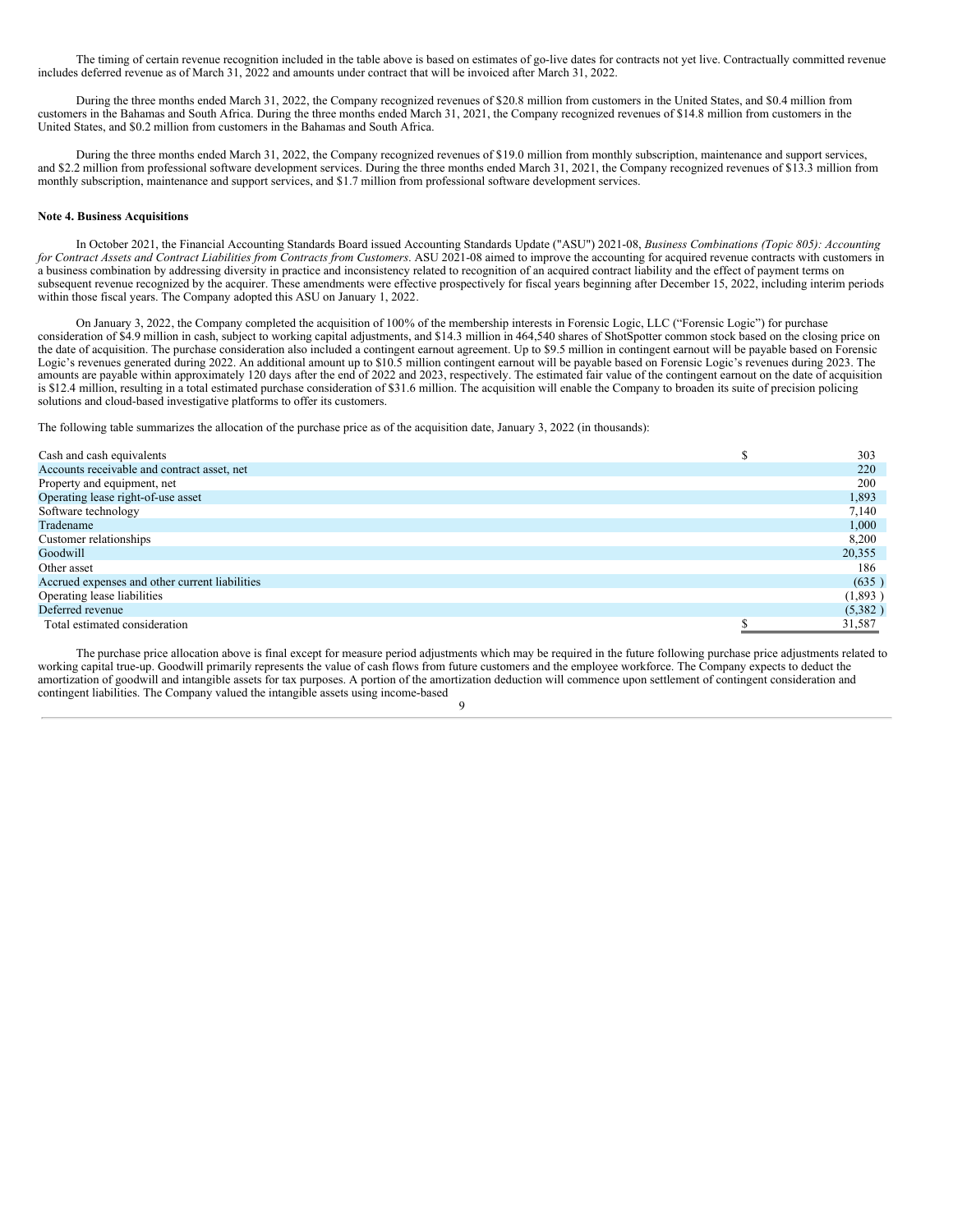The timing of certain revenue recognition included in the table above is based on estimates of go-live dates for contracts not yet live. Contractually committed revenue includes deferred revenue as of March 31, 2022 and amounts under contract that will be invoiced after March 31, 2022.

During the three months ended March 31, 2022, the Company recognized revenues of $20.8 million from customers in the United States, and $0.4 million from customers in the Bahamas and South Africa. During the three months ended March 31, 2021, the Company recognized revenues of $14.8 million from customers in the United States, and $0.2 million from customers in the Bahamas and South Africa.

During the three months ended March 31, 2022, the Company recognized revenues of $19.0 million from monthly subscription, maintenance and support services, and $2.2 million from professional software development services. During the three months ended March 31, 2021, the Company recognized revenues of $13.3 million from monthly subscription, maintenance and support services, and $1.7 million from professional software development services.

**Note 4. Business Acquisitions**

In October 2021, the Financial Accounting Standards Board issued Accounting Standards Update ("ASU") 2021-08, *Business Combinations (Topic 805): Accounting for Contract Assets and Contract Liabilities from Contracts from Customers*. ASU 2021-08 aimed to improve the accounting for acquired revenue contracts with customers in a business combination by addressing diversity in practice and inconsistency related to recognition of an acquired contract liability and the effect of payment terms on subsequent revenue recognized by the acquirer. These amendments were effective prospectively for fiscal years beginning after December 15, 2022, including interim periods within those fiscal years. The Company adopted this ASU on January 1, 2022.

On January 3, 2022, the Company completed the acquisition of 100% of the membership interests in Forensic Logic, LLC ("Forensic Logic") for purchase consideration of $4.9 million in cash, subject to working capital adjustments, and $14.3 million in 464,540 shares of ShotSpotter common stock based on the closing price on the date of acquisition. The purchase consideration also included a contingent earnout agreement. Up to $9.5 million in contingent earnout will be payable based on Forensic Logic's revenues generated during 2022. An additional amount up to $10.5 million contingent earnout will be payable based on Forensic Logic's revenues during 2023. The amounts are payable within approximately 120 days after the end of 2022 and 2023, respectively. The estimated fair value of the contingent earnout on the date of acquisition is $12.4 million, resulting in a total estimated purchase consideration of $31.6 million. The acquisition will enable the Company to broaden its suite of precision policing solutions and cloud-based investigative platforms to offer its customers.

The following table summarizes the allocation of the purchase price as of the acquisition date, January 3, 2022 (in thousands):

| | |
|---|---|
| Cash and cash equivalents | $ 303 |
| Accounts receivable and contract asset, net | 220 |
| Property and equipment, net | 200 |
| Operating lease right-of-use asset | 1,893 |
| Software technology | 7,140 |
| Tradename | 1,000 |
| Customer relationships | 8,200 |
| Goodwill | 20,355 |
| Other asset | 186 |
| Accrued expenses and other current liabilities | (635 ) |
| Operating lease liabilities | (1,893 ) |
| Deferred revenue | (5,382 ) |
| Total estimated consideration | $ 31,587 |

The purchase price allocation above is final except for measure period adjustments which may be required in the future following purchase price adjustments related to working capital true-up. Goodwill primarily represents the value of cash flows from future customers and the employee workforce. The Company expects to deduct the amortization of goodwill and intangible assets for tax purposes. A portion of the amortization deduction will commence upon settlement of contingent consideration and contingent liabilities. The Company valued the intangible assets using income-based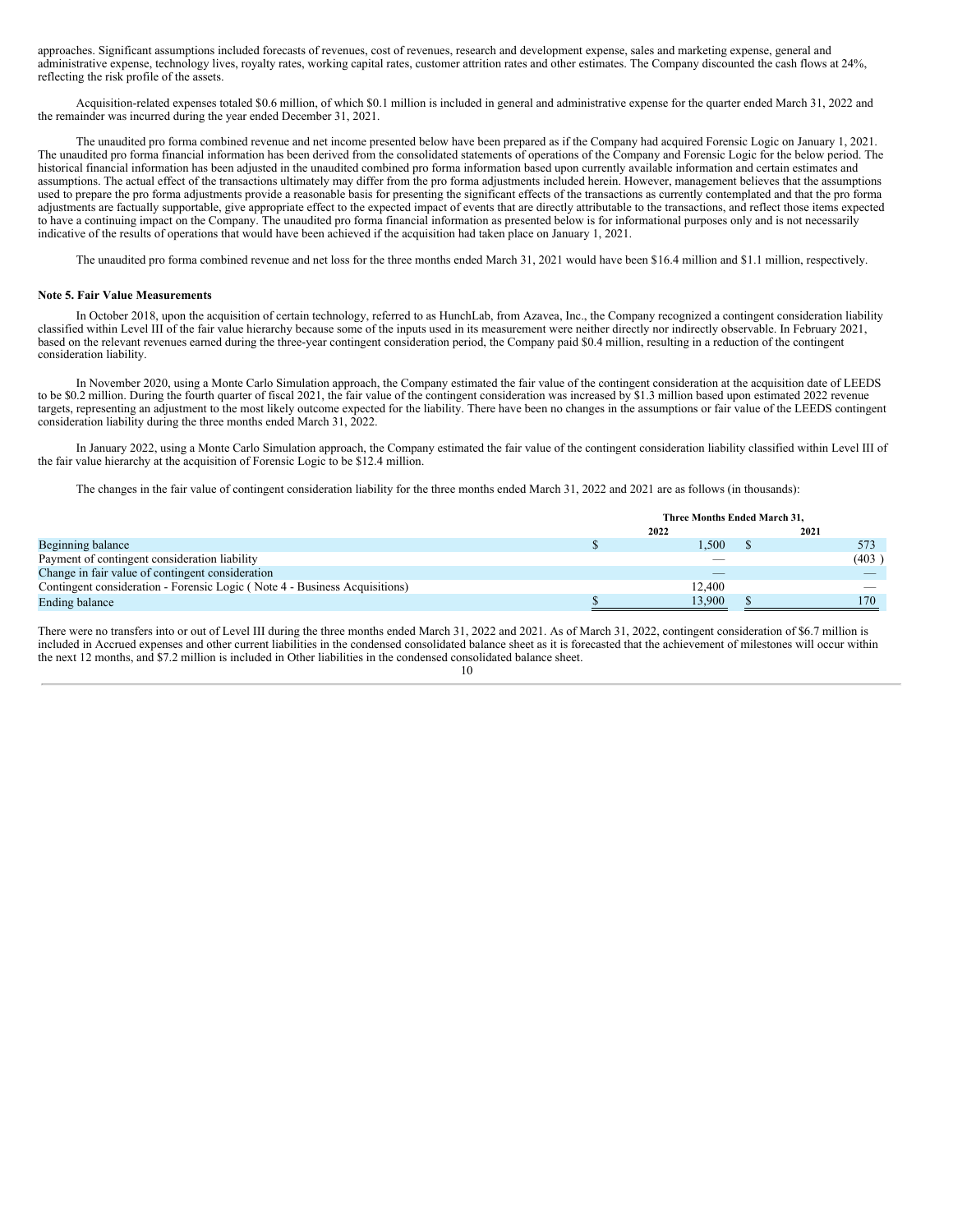approaches. Significant assumptions included forecasts of revenues, cost of revenues, research and development expense, sales and marketing expense, general and administrative expense, technology lives, royalty rates, working capital rates, customer attrition rates and other estimates. The Company discounted the cash flows at 24%, reflecting the risk profile of the assets.

Acquisition-related expenses totaled $0.6 million, of which $0.1 million is included in general and administrative expense for the quarter ended March 31, 2022 and the remainder was incurred during the year ended December 31, 2021.

The unaudited pro forma combined revenue and net income presented below have been prepared as if the Company had acquired Forensic Logic on January 1, 2021. The unaudited pro forma financial information has been derived from the consolidated statements of operations of the Company and Forensic Logic for the below period. The historical financial information has been adjusted in the unaudited combined pro forma information based upon currently available information and certain estimates and assumptions. The actual effect of the transactions ultimately may differ from the pro forma adjustments included herein. However, management believes that the assumptions used to prepare the pro forma adjustments provide a reasonable basis for presenting the significant effects of the transactions as currently contemplated and that the pro forma adjustments are factually supportable, give appropriate effect to the expected impact of events that are directly attributable to the transactions, and reflect those items expected to have a continuing impact on the Company. The unaudited pro forma financial information as presented below is for informational purposes only and is not necessarily indicative of the results of operations that would have been achieved if the acquisition had taken place on January 1, 2021.

The unaudited pro forma combined revenue and net loss for the three months ended March 31, 2021 would have been $16.4 million and $1.1 million, respectively.

**Note 5. Fair Value Measurements**

In October 2018, upon the acquisition of certain technology, referred to as HunchLab, from Azavea, Inc., the Company recognized a contingent consideration liability classified within Level III of the fair value hierarchy because some of the inputs used in its measurement were neither directly nor indirectly observable. In February 2021, based on the relevant revenues earned during the three-year contingent consideration period, the Company paid $0.4 million, resulting in a reduction of the contingent consideration liability.

In November 2020, using a Monte Carlo Simulation approach, the Company estimated the fair value of the contingent consideration at the acquisition date of LEEDS to be $0.2 million. During the fourth quarter of fiscal 2021, the fair value of the contingent consideration was increased by $1.3 million based upon estimated 2022 revenue targets, representing an adjustment to the most likely outcome expected for the liability. There have been no changes in the assumptions or fair value of the LEEDS contingent consideration liability during the three months ended March 31, 2022.

In January 2022, using a Monte Carlo Simulation approach, the Company estimated the fair value of the contingent consideration liability classified within Level III of the fair value hierarchy at the acquisition of Forensic Logic to be $12.4 million.

The changes in the fair value of contingent consideration liability for the three months ended March 31, 2022 and 2021 are as follows (in thousands):

| | Three Months Ended March 31, | |
|---|---|---|
| | 2022 | 2021 |
| Beginning balance | $ 1,500 | $ 573 |
| Payment of contingent consideration liability | — | (403) |
| Change in fair value of contingent consideration | — | — |
| Contingent consideration - Forensic Logic ( Note 4 - Business Acquisitions) | 12,400 | — |
| Ending balance | $ 13,900 | $ 170 |

There were no transfers into or out of Level III during the three months ended March 31, 2022 and 2021. As of March 31, 2022, contingent consideration of $6.7 million is included in Accrued expenses and other current liabilities in the condensed consolidated balance sheet as it is forecasted that the achievement of milestones will occur within the next 12 months, and $7.2 million is included in Other liabilities in the condensed consolidated balance sheet.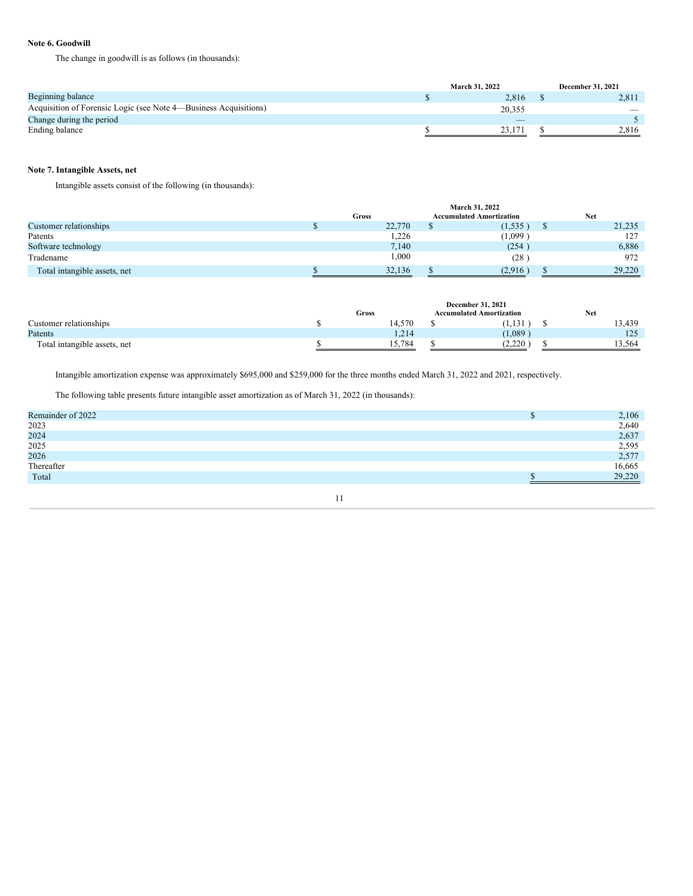**Note 6. Goodwill**

The change in goodwill is as follows (in thousands):

| | March 31, 2022 | December 31, 2021 |
|---|---|---|
| Beginning balance | $ 2,816 | $ 2,811 |
| Acquisition of Forensic Logic (see Note 4—Business Acquisitions) | 20,355 | — |
| Change during the period | — | 5 |
| Ending balance | $ 23,171 | $ 2,816 |

**Note 7. Intangible Assets, net**

Intangible assets consist of the following (in thousands):

| | March 31, 2022 | | |
|---|---|---|---|
| | Gross | Accumulated Amortization | Net |
| Customer relationships | $ 22,770 | $ (1,535 ) | $ 21,235 |
| Patents | 1,226 | (1,099 ) | 127 |
| Software technology | 7,140 | (254 ) | 6,886 |
| Tradename | 1,000 | (28 ) | 972 |
| Total intangible assets, net | $ 32,136 | $ (2,916 ) | $ 29,220 |

| | December 31, 2021 | | |
|---|---|---|---|
| | Gross | Accumulated Amortization | Net |
| Customer relationships | $ 14,570 | $ (1,131 ) | $ 13,439 |
| Patents | 1,214 | (1,089 ) | 125 |
| Total intangible assets, net | $ 15,784 | $ (2,220 ) | $ 13,564 |

Intangible amortization expense was approximately $695,000 and $259,000 for the three months ended March 31, 2022 and 2021, respectively.

The following table presents future intangible asset amortization as of March 31, 2022 (in thousands):

| | |
|---|---|
| Remainder of 2022 | $ 2,106 |
| 2023 | 2,640 |
| 2024 | 2,637 |
| 2025 | 2,595 |
| 2026 | 2,577 |
| Thereafter | 16,665 |
| Total | $ 29,220 |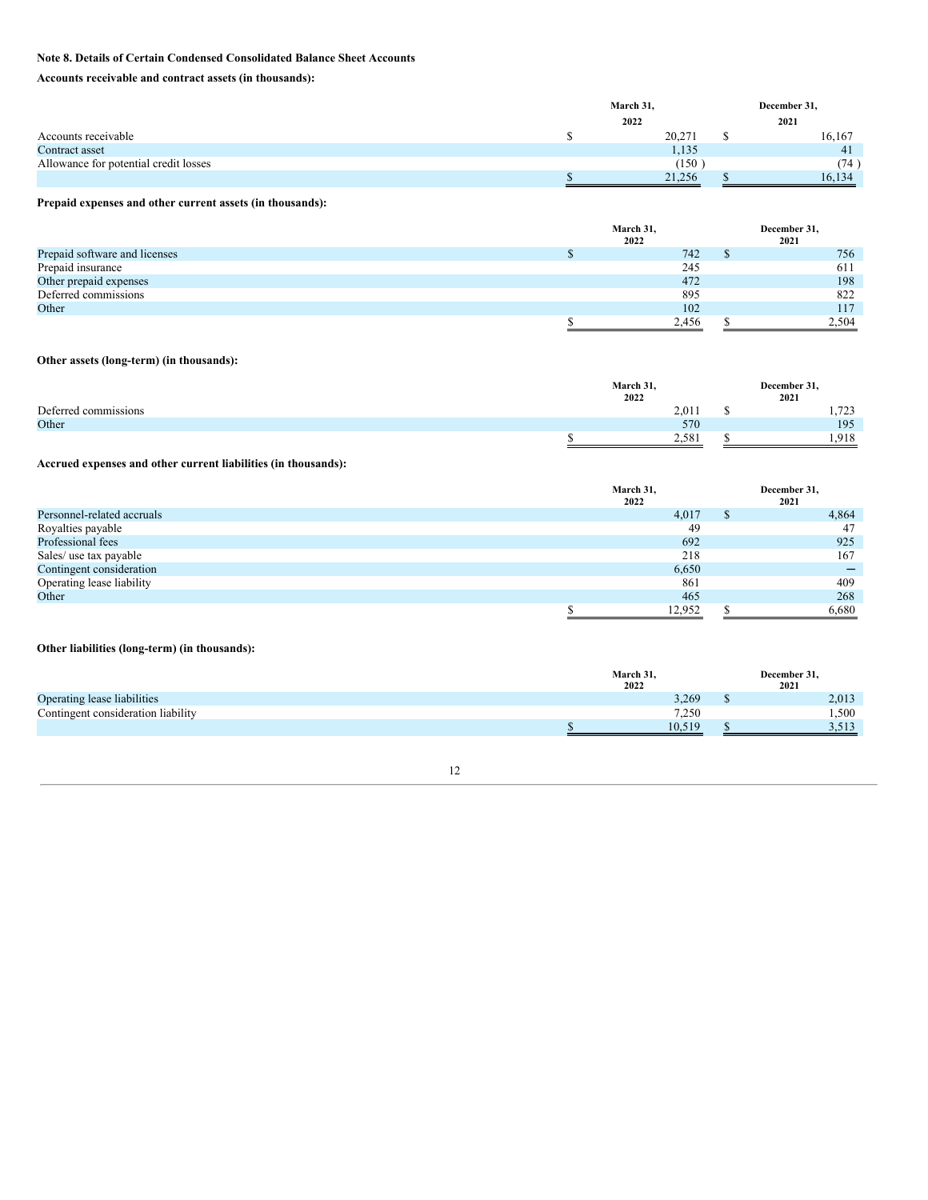**Note 8. Details of Certain Condensed Consolidated Balance Sheet Accounts**

**Accounts receivable and contract assets (in thousands):**

| | March 31, 2022 | December 31, 2021 |
|---|---|---|
| Accounts receivable | $ 20,271 | $ 16,167 |
| Contract asset | 1,135 | 41 |
| Allowance for potential credit losses | (150 ) | (74 ) |
| | $ 21,256 | $ 16,134 |

**Prepaid expenses and other current assets (in thousands):**

| | March 31, 2022 | December 31, 2021 |
|---|---|---|
| Prepaid software and licenses | $ 742 | $ 756 |
| Prepaid insurance | 245 | 611 |
| Other prepaid expenses | 472 | 198 |
| Deferred commissions | 895 | 822 |
| Other | 102 | 117 |
| | $ 2,456 | $ 2,504 |

**Other assets (long-term) (in thousands):**

| | March 31, 2022 | December 31, 2021 |
|---|---|---|
| Deferred commissions | 2,011 | $ 1,723 |
| Other | 570 | 195 |
| | $ 2,581 | $ 1,918 |

**Accrued expenses and other current liabilities (in thousands):**

| | March 31, 2022 | December 31, 2021 |
|---|---|---|
| Personnel-related accruals | 4,017 | $ 4,864 |
| Royalties payable | 49 | 47 |
| Professional fees | 692 | 925 |
| Sales/ use tax payable | 218 | 167 |
| Contingent consideration | 6,650 | — |
| Operating lease liability | 861 | 409 |
| Other | 465 | 268 |
| | $ 12,952 | $ 6,680 |

**Other liabilities (long-term) (in thousands):**

| | March 31, 2022 | December 31, 2021 |
|---|---|---|
| Operating lease liabilities | 3,269 | $ 2,013 |
| Contingent consideration liability | 7,250 | 1,500 |
| | $ 10,519 | $ 3,513 |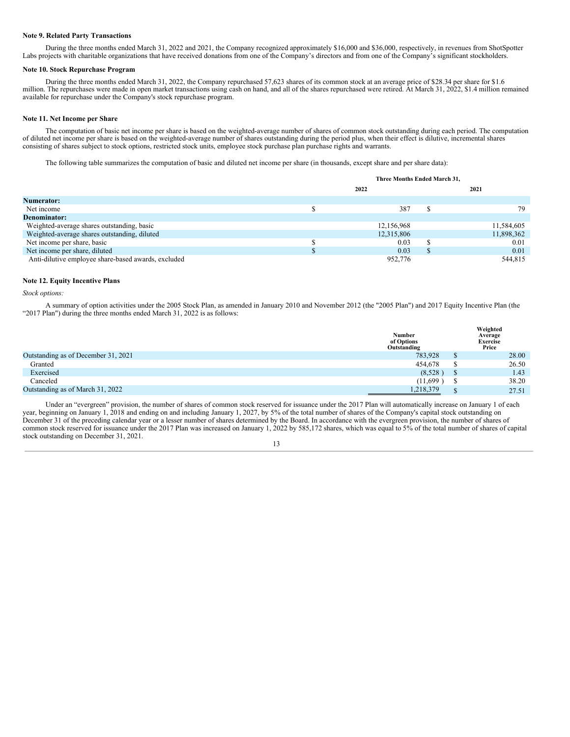### Note 9. Related Party Transactions

During the three months ended March 31, 2022 and 2021, the Company recognized approximately $16,000 and $36,000, respectively, in revenues from ShotSpotter Labs projects with charitable organizations that have received donations from one of the Company's directors and from one of the Company's significant stockholders.

### Note 10. Stock Repurchase Program

During the three months ended March 31, 2022, the Company repurchased 57,623 shares of its common stock at an average price of $28.34 per share for $1.6 million. The repurchases were made in open market transactions using cash on hand, and all of the shares repurchased were retired. At March 31, 2022, $1.4 million remained available for repurchase under the Company's stock repurchase program.

### Note 11. Net Income per Share

The computation of basic net income per share is based on the weighted-average number of shares of common stock outstanding during each period. The computation of diluted net income per share is based on the weighted-average number of shares outstanding during the period plus, when their effect is dilutive, incremental shares consisting of shares subject to stock options, restricted stock units, employee stock purchase plan purchase rights and warrants.

The following table summarizes the computation of basic and diluted net income per share (in thousands, except share and per share data):

| | Three Months Ended March 31, | |
|---|---|---|
| | 2022 | 2021 |
| **Numerator:** | | |
| Net income | $ 387 | $ 79 |
| **Denominator:** | | |
| Weighted-average shares outstanding, basic | 12,156,968 | 11,584,605 |
| Weighted-average shares outstanding, diluted | 12,315,806 | 11,898,362 |
| Net income per share, basic | $ 0.03 | $ 0.01 |
| Net income per share, diluted | $ 0.03 | $ 0.01 |
| Anti-dilutive employee share-based awards, excluded | 952,776 | 544,815 |

### Note 12. Equity Incentive Plans

*Stock options:*

A summary of option activities under the 2005 Stock Plan, as amended in January 2010 and November 2012 (the "2005 Plan") and 2017 Equity Incentive Plan (the "2017 Plan") during the three months ended March 31, 2022 is as follows:

| | Number of Options Outstanding | Weighted Average Exercise Price |
|---|---|---|
| Outstanding as of December 31, 2021 | 783,928 | $ 28.00 |
| Granted | 454,678 | $ 26.50 |
| Exercised | (8,528 ) | $ 1.43 |
| Canceled | (11,699 ) | $ 38.20 |
| Outstanding as of March 31, 2022 | 1,218,379 | $ 27.51 |

Under an "evergreen" provision, the number of shares of common stock reserved for issuance under the 2017 Plan will automatically increase on January 1 of each year, beginning on January 1, 2018 and ending on and including January 1, 2027, by 5% of the total number of shares of the Company's capital stock outstanding on December 31 of the preceding calendar year or a lesser number of shares determined by the Board. In accordance with the evergreen provision, the number of shares of common stock reserved for issuance under the 2017 Plan was increased on January 1, 2022 by 585,172 shares, which was equal to 5% of the total number of shares of capital stock outstanding on December 31, 2021.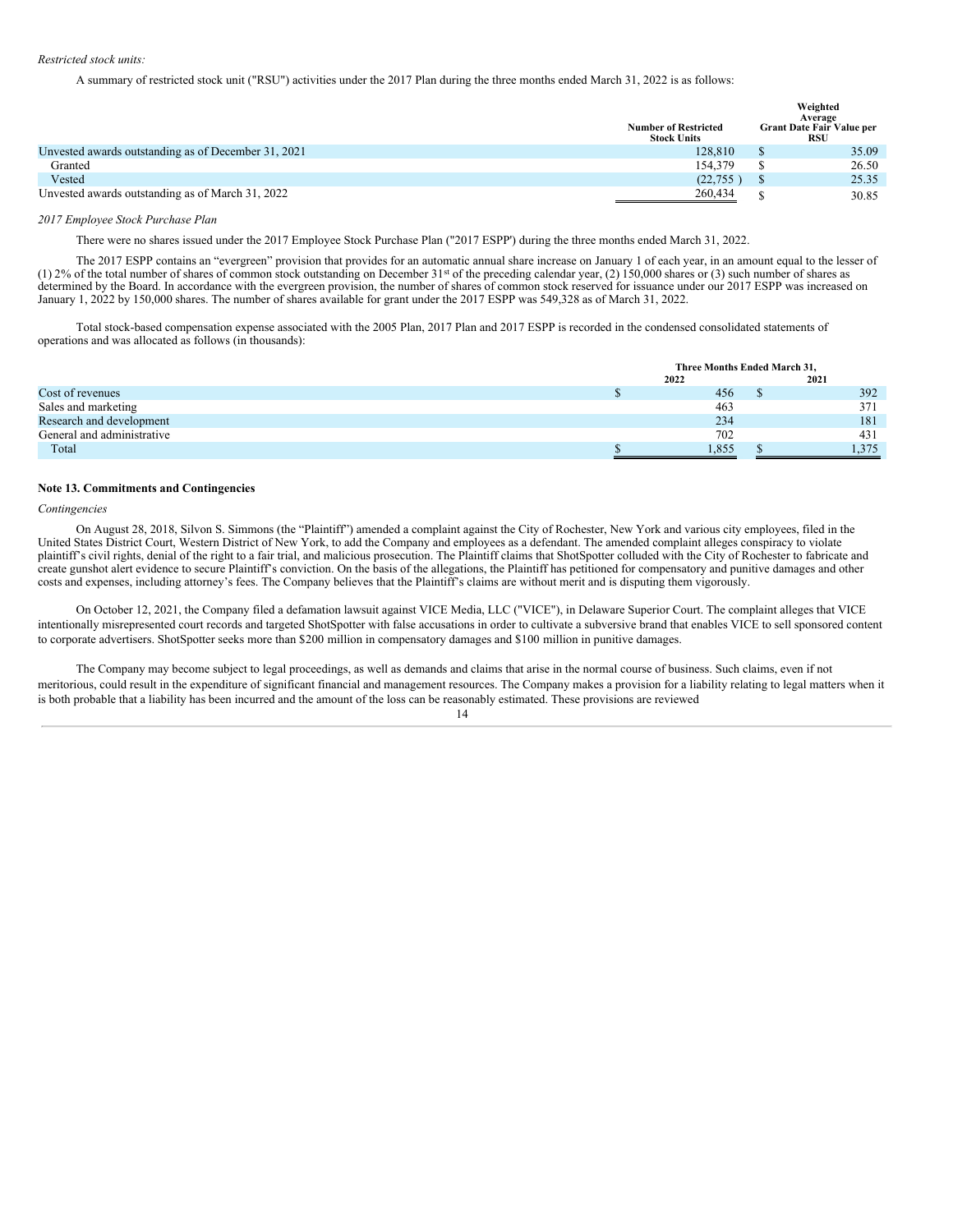*Restricted stock units:*

A summary of restricted stock unit ("RSU") activities under the 2017 Plan during the three months ended March 31, 2022 is as follows:

| | Number of Restricted Stock Units | Weighted Average Grant Date Fair Value per RSU |
|---|---|---|
| Unvested awards outstanding as of December 31, 2021 | 128,810 | $ 35.09 |
| Granted | 154,379 | $ 26.50 |
| Vested | (22,755 ) | $ 25.35 |
| Unvested awards outstanding as of March 31, 2022 | 260,434 | $ 30.85 |

*2017 Employee Stock Purchase Plan*

There were no shares issued under the 2017 Employee Stock Purchase Plan ("2017 ESPP') during the three months ended March 31, 2022.

The 2017 ESPP contains an "evergreen" provision that provides for an automatic annual share increase on January 1 of each year, in an amount equal to the lesser of (1) 2% of the total number of shares of common stock outstanding on December 31st of the preceding calendar year, (2) 150,000 shares or (3) such number of shares as determined by the Board. In accordance with the evergreen provision, the number of shares of common stock reserved for issuance under our 2017 ESPP was increased on January 1, 2022 by 150,000 shares. The number of shares available for grant under the 2017 ESPP was 549,328 as of March 31, 2022.

Total stock-based compensation expense associated with the 2005 Plan, 2017 Plan and 2017 ESPP is recorded in the condensed consolidated statements of operations and was allocated as follows (in thousands):

| | Three Months Ended March 31, | |
|---|---|---|
| | 2022 | 2021 |
| Cost of revenues | $ 456 | $ 392 |
| Sales and marketing | 463 | 371 |
| Research and development | 234 | 181 |
| General and administrative | 702 | 431 |
| Total | $ 1,855 | $ 1,375 |

**Note 13. Commitments and Contingencies**

*Contingencies*

On August 28, 2018, Silvon S. Simmons (the "Plaintiff") amended a complaint against the City of Rochester, New York and various city employees, filed in the United States District Court, Western District of New York, to add the Company and employees as a defendant. The amended complaint alleges conspiracy to violate plaintiff's civil rights, denial of the right to a fair trial, and malicious prosecution. The Plaintiff claims that ShotSpotter colluded with the City of Rochester to fabricate and create gunshot alert evidence to secure Plaintiff's conviction. On the basis of the allegations, the Plaintiff has petitioned for compensatory and punitive damages and other costs and expenses, including attorney's fees. The Company believes that the Plaintiff's claims are without merit and is disputing them vigorously.

On October 12, 2021, the Company filed a defamation lawsuit against VICE Media, LLC ("VICE"), in Delaware Superior Court. The complaint alleges that VICE intentionally misrepresented court records and targeted ShotSpotter with false accusations in order to cultivate a subversive brand that enables VICE to sell sponsored content to corporate advertisers. ShotSpotter seeks more than $200 million in compensatory damages and $100 million in punitive damages.

The Company may become subject to legal proceedings, as well as demands and claims that arise in the normal course of business. Such claims, even if not meritorious, could result in the expenditure of significant financial and management resources. The Company makes a provision for a liability relating to legal matters when it is both probable that a liability has been incurred and the amount of the loss can be reasonably estimated. These provisions are reviewed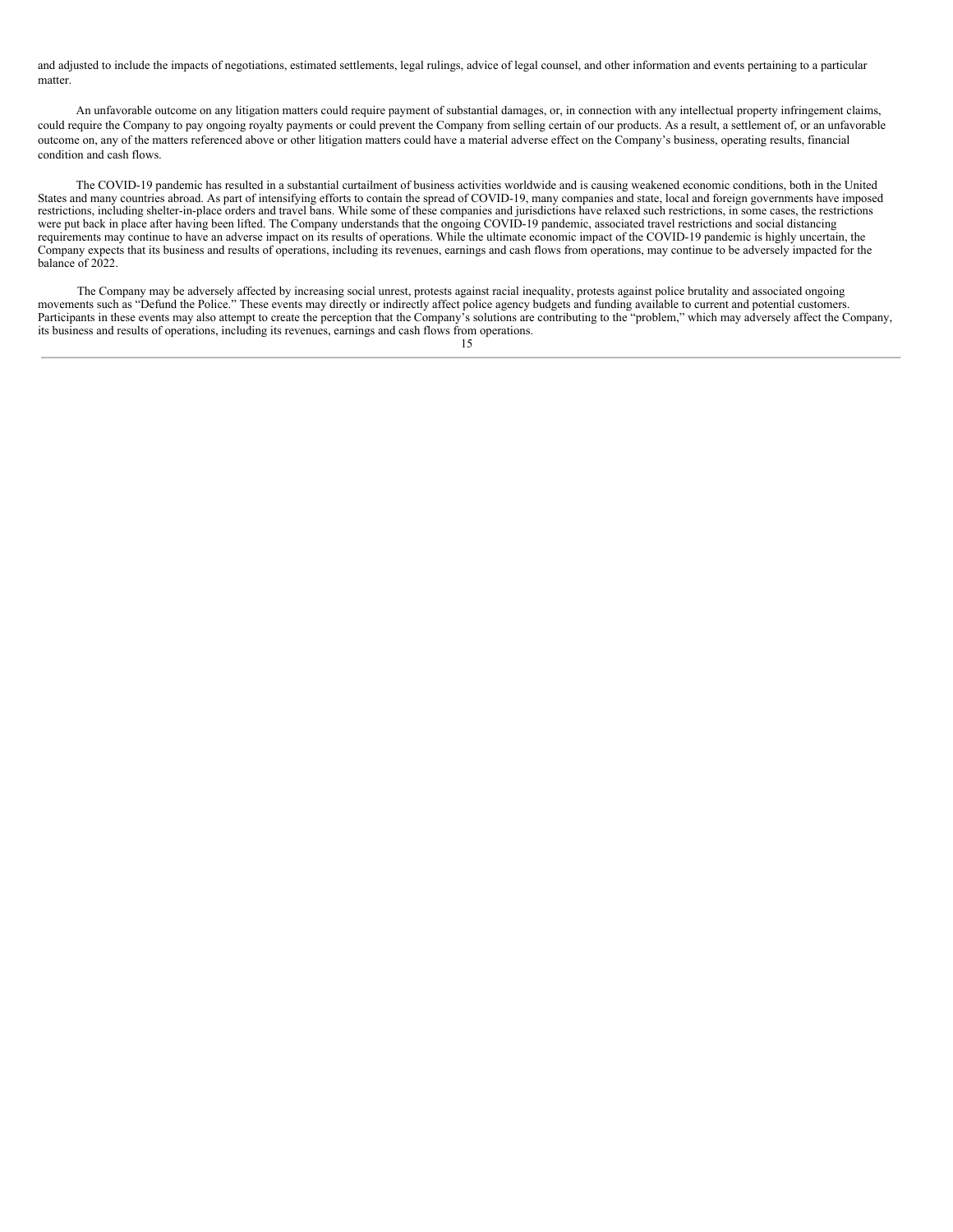and adjusted to include the impacts of negotiations, estimated settlements, legal rulings, advice of legal counsel, and other information and events pertaining to a particular matter.

An unfavorable outcome on any litigation matters could require payment of substantial damages, or, in connection with any intellectual property infringement claims, could require the Company to pay ongoing royalty payments or could prevent the Company from selling certain of our products. As a result, a settlement of, or an unfavorable outcome on, any of the matters referenced above or other litigation matters could have a material adverse effect on the Company's business, operating results, financial condition and cash flows.

The COVID-19 pandemic has resulted in a substantial curtailment of business activities worldwide and is causing weakened economic conditions, both in the United States and many countries abroad. As part of intensifying efforts to contain the spread of COVID-19, many companies and state, local and foreign governments have imposed restrictions, including shelter-in-place orders and travel bans. While some of these companies and jurisdictions have relaxed such restrictions, in some cases, the restrictions were put back in place after having been lifted. The Company understands that the ongoing COVID-19 pandemic, associated travel restrictions and social distancing requirements may continue to have an adverse impact on its results of operations. While the ultimate economic impact of the COVID-19 pandemic is highly uncertain, the Company expects that its business and results of operations, including its revenues, earnings and cash flows from operations, may continue to be adversely impacted for the balance of 2022.

The Company may be adversely affected by increasing social unrest, protests against racial inequality, protests against police brutality and associated ongoing movements such as "Defund the Police." These events may directly or indirectly affect police agency budgets and funding available to current and potential customers. Participants in these events may also attempt to create the perception that the Company's solutions are contributing to the "problem," which may adversely affect the Company, its business and results of operations, including its revenues, earnings and cash flows from operations.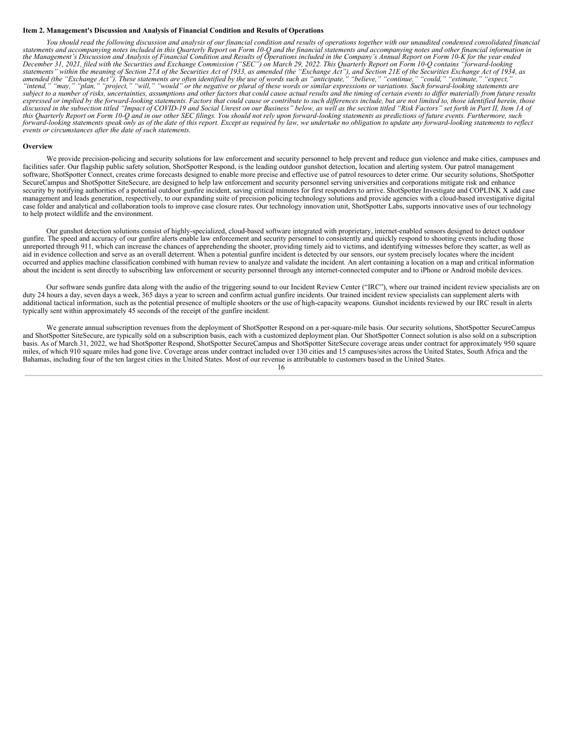## Item 2. Management's Discussion and Analysis of Financial Condition and Results of Operations

*You should read the following discussion and analysis of our financial condition and results of operations together with our unaudited condensed consolidated financial statements and accompanying notes included in this Quarterly Report on Form 10-Q and the financial statements and accompanying notes and other financial information in the Management's Discussion and Analysis of Financial Condition and Results of Operations included in the Company's Annual Report on Form 10-K for the year ended December 31, 2021, filed with the Securities and Exchange Commission ("SEC") on March 29, 2022. This Quarterly Report on Form 10-Q contains "forward-looking statements" within the meaning of Section 27A of the Securities Act of 1933, as amended (the "Exchange Act"), and Section 21E of the Securities Exchange Act of 1934, as amended (the "Exchange Act"). These statements are often identified by the use of words such as "anticipate," "believe," "continue," "could," "estimate," "expect," "intend," "may," "plan," "project," "will," "would" or the negative or plural of these words or similar expressions or variations. Such forward-looking statements are subject to a number of risks, uncertainties, assumptions and other factors that could cause actual results and the timing of certain events to differ materially from future results expressed or implied by the forward-looking statements. Factors that could cause or contribute to such differences include, but are not limited to, those identified herein, those discussed in the subsection titled "Impact of COVID-19 and Social Unrest on our Business" below, as well as the section titled "Risk Factors" set forth in Part II, Item 1A of this Quarterly Report on Form 10-Q and in our other SEC filings. You should not rely upon forward-looking statements as predictions of future events. Furthermore, such forward-looking statements speak only as of the date of this report. Except as required by law, we undertake no obligation to update any forward-looking statements to reflect events or circumstances after the date of such statements.*

### Overview

We provide precision-policing and security solutions for law enforcement and security personnel to help prevent and reduce gun violence and make cities, campuses and facilities safer. Our flagship public safety solution, ShotSpotter Respond, is the leading outdoor gunshot detection, location and alerting system. Our patrol management software, ShotSpotter Connect, creates crime forecasts designed to enable more precise and effective use of patrol resources to deter crime. Our security solutions, ShotSpotter SecureCampus and ShotSpotter SiteSecure, are designed to help law enforcement and security personnel serving universities and corporations mitigate risk and enhance security by notifying authorities of a potential outdoor gunfire incident, saving critical minutes for first responders to arrive. ShotSpotter Investigate and COPLINK X add case management and leads generation, respectively, to our expanding suite of precision policing technology solutions and provide agencies with a cloud-based investigative digital case folder and analytical and collaboration tools to improve case closure rates. Our technology innovation unit, ShotSpotter Labs, supports innovative uses of our technology to help protect wildlife and the environment.

Our gunshot detection solutions consist of highly-specialized, cloud-based software integrated with proprietary, internet-enabled sensors designed to detect outdoor gunfire. The speed and accuracy of our gunfire alerts enable law enforcement and security personnel to consistently and quickly respond to shooting events including those unreported through 911, which can increase the chances of apprehending the shooter, providing timely aid to victims, and identifying witnesses before they scatter, as well as aid in evidence collection and serve as an overall deterrent. When a potential gunfire incident is detected by our sensors, our system precisely locates where the incident occurred and applies machine classification combined with human review to analyze and validate the incident. An alert containing a location on a map and critical information about the incident is sent directly to subscribing law enforcement or security personnel through any internet-connected computer and to iPhone or Android mobile devices.

Our software sends gunfire data along with the audio of the triggering sound to our Incident Review Center ("IRC"), where our trained incident review specialists are on duty 24 hours a day, seven days a week, 365 days a year to screen and confirm actual gunfire incidents. Our trained incident review specialists can supplement alerts with additional tactical information, such as the potential presence of multiple shooters or the use of high-capacity weapons. Gunshot incidents reviewed by our IRC result in alerts typically sent within approximately 45 seconds of the receipt of the gunfire incident.

We generate annual subscription revenues from the deployment of ShotSpotter Respond on a per-square-mile basis. Our security solutions, ShotSpotter SecureCampus and ShotSpotter SiteSecure, are typically sold on a subscription basis, each with a customized deployment plan. Our ShotSpotter Connect solution is also sold on a subscription basis. As of March 31, 2022, we had ShotSpotter Respond, ShotSpotter SecureCampus and ShotSpotter SiteSecure coverage areas under contract for approximately 950 square miles, of which 910 square miles had gone live. Coverage areas under contract included over 130 cities and 15 campuses/sites across the United States, South Africa and the Bahamas, including four of the ten largest cities in the United States. Most of our revenue is attributable to customers based in the United States.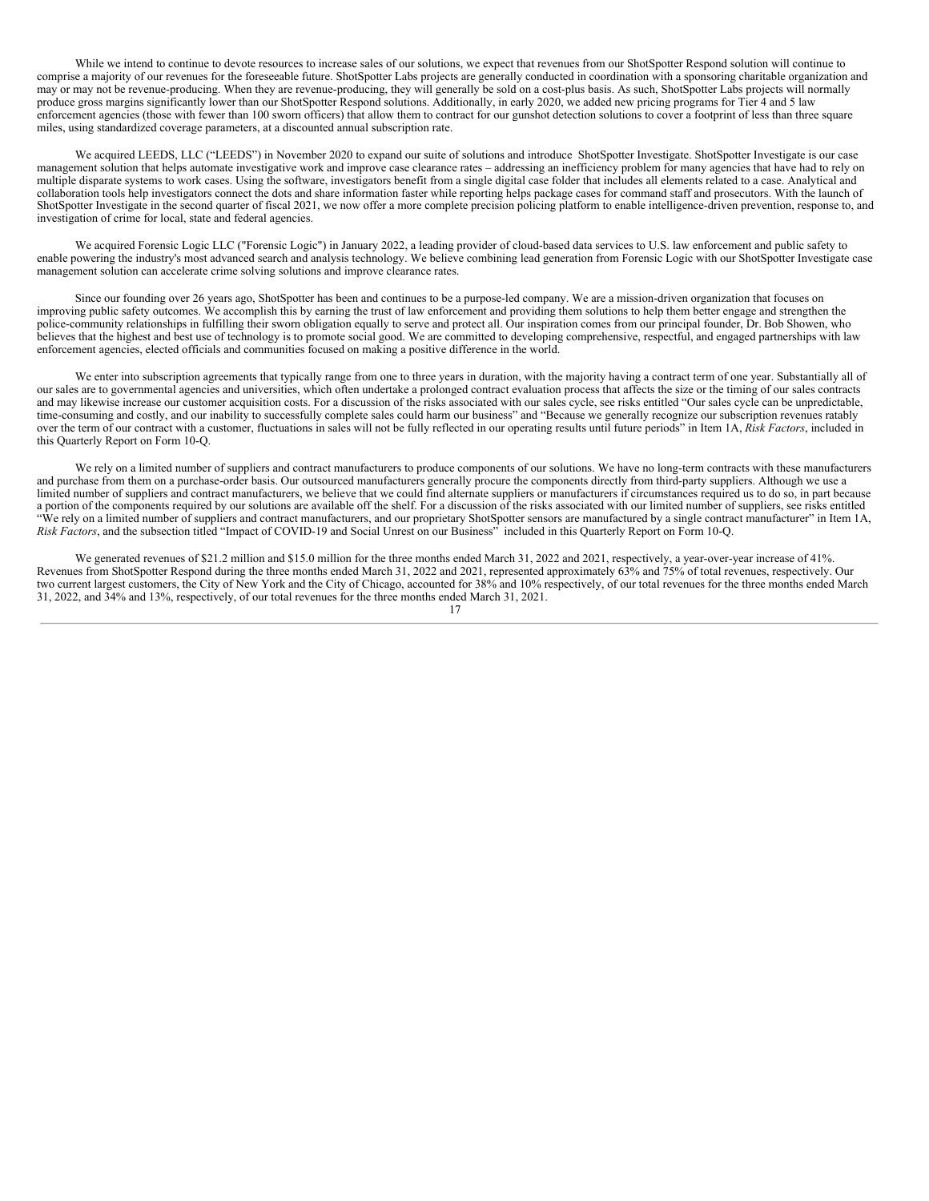While we intend to continue to devote resources to increase sales of our solutions, we expect that revenues from our ShotSpotter Respond solution will continue to comprise a majority of our revenues for the foreseeable future. ShotSpotter Labs projects are generally conducted in coordination with a sponsoring charitable organization and may or may not be revenue-producing. When they are revenue-producing, they will generally be sold on a cost-plus basis. As such, ShotSpotter Labs projects will normally produce gross margins significantly lower than our ShotSpotter Respond solutions. Additionally, in early 2020, we added new pricing programs for Tier 4 and 5 law enforcement agencies (those with fewer than 100 sworn officers) that allow them to contract for our gunshot detection solutions to cover a footprint of less than three square miles, using standardized coverage parameters, at a discounted annual subscription rate.

We acquired LEEDS, LLC ("LEEDS") in November 2020 to expand our suite of solutions and introduce ShotSpotter Investigate. ShotSpotter Investigate is our case management solution that helps automate investigative work and improve case clearance rates – addressing an inefficiency problem for many agencies that have had to rely on multiple disparate systems to work cases. Using the software, investigators benefit from a single digital case folder that includes all elements related to a case. Analytical and collaboration tools help investigators connect the dots and share information faster while reporting helps package cases for command staff and prosecutors. With the launch of ShotSpotter Investigate in the second quarter of fiscal 2021, we now offer a more complete precision policing platform to enable intelligence-driven prevention, response to, and investigation of crime for local, state and federal agencies.

We acquired Forensic Logic LLC ("Forensic Logic") in January 2022, a leading provider of cloud-based data services to U.S. law enforcement and public safety to enable powering the industry's most advanced search and analysis technology. We believe combining lead generation from Forensic Logic with our ShotSpotter Investigate case management solution can accelerate crime solving solutions and improve clearance rates.

Since our founding over 26 years ago, ShotSpotter has been and continues to be a purpose-led company. We are a mission-driven organization that focuses on improving public safety outcomes. We accomplish this by earning the trust of law enforcement and providing them solutions to help them better engage and strengthen the police-community relationships in fulfilling their sworn obligation equally to serve and protect all. Our inspiration comes from our principal founder, Dr. Bob Showen, who believes that the highest and best use of technology is to promote social good. We are committed to developing comprehensive, respectful, and engaged partnerships with law enforcement agencies, elected officials and communities focused on making a positive difference in the world.

We enter into subscription agreements that typically range from one to three years in duration, with the majority having a contract term of one year. Substantially all of our sales are to governmental agencies and universities, which often undertake a prolonged contract evaluation process that affects the size or the timing of our sales contracts and may likewise increase our customer acquisition costs. For a discussion of the risks associated with our sales cycle, see risks entitled "Our sales cycle can be unpredictable, time-consuming and costly, and our inability to successfully complete sales could harm our business" and "Because we generally recognize our subscription revenues ratably over the term of our contract with a customer, fluctuations in sales will not be fully reflected in our operating results until future periods" in Item 1A, *Risk Factors*, included in this Quarterly Report on Form 10-Q.

We rely on a limited number of suppliers and contract manufacturers to produce components of our solutions. We have no long-term contracts with these manufacturers and purchase from them on a purchase-order basis. Our outsourced manufacturers generally procure the components directly from third-party suppliers. Although we use a limited number of suppliers and contract manufacturers, we believe that we could find alternate suppliers or manufacturers if circumstances required us to do so, in part because a portion of the components required by our solutions are available off the shelf. For a discussion of the risks associated with our limited number of suppliers, see risks entitled "We rely on a limited number of suppliers and contract manufacturers, and our proprietary ShotSpotter sensors are manufactured by a single contract manufacturer" in Item 1A, *Risk Factors*, and the subsection titled "Impact of COVID-19 and Social Unrest on our Business" included in this Quarterly Report on Form 10-Q.

We generated revenues of $21.2 million and $15.0 million for the three months ended March 31, 2022 and 2021, respectively, a year-over-year increase of 41%. Revenues from ShotSpotter Respond during the three months ended March 31, 2022 and 2021, represented approximately 63% and 75% of total revenues, respectively. Our two current largest customers, the City of New York and the City of Chicago, accounted for 38% and 10% respectively, of our total revenues for the three months ended March 31, 2022, and 34% and 13%, respectively, of our total revenues for the three months ended March 31, 2021.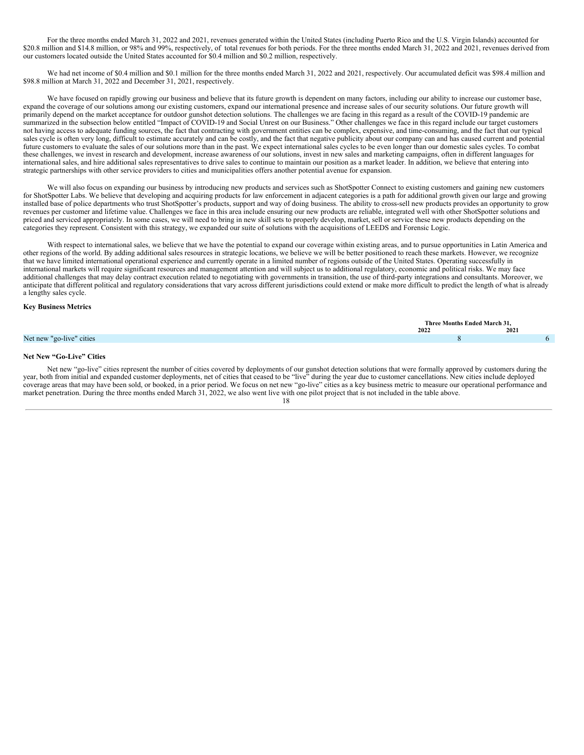For the three months ended March 31, 2022 and 2021, revenues generated within the United States (including Puerto Rico and the U.S. Virgin Islands) accounted for $20.8 million and $14.8 million, or 98% and 99%, respectively, of total revenues for both periods. For the three months ended March 31, 2022 and 2021, revenues derived from our customers located outside the United States accounted for $0.4 million and $0.2 million, respectively.

We had net income of $0.4 million and $0.1 million for the three months ended March 31, 2022 and 2021, respectively. Our accumulated deficit was $98.4 million and $98.8 million at March 31, 2022 and December 31, 2021, respectively.

We have focused on rapidly growing our business and believe that its future growth is dependent on many factors, including our ability to increase our customer base, expand the coverage of our solutions among our existing customers, expand our international presence and increase sales of our security solutions. Our future growth will primarily depend on the market acceptance for outdoor gunshot detection solutions. The challenges we are facing in this regard as a result of the COVID-19 pandemic are summarized in the subsection below entitled "Impact of COVID-19 and Social Unrest on our Business." Other challenges we face in this regard include our target customers not having access to adequate funding sources, the fact that contracting with government entities can be complex, expensive, and time-consuming, and the fact that our typical sales cycle is often very long, difficult to estimate accurately and can be costly, and the fact that negative publicity about our company can and has caused current and potential future customers to evaluate the sales of our solutions more than in the past. We expect international sales cycles to be even longer than our domestic sales cycles. To combat these challenges, we invest in research and development, increase awareness of our solutions, invest in new sales and marketing campaigns, often in different languages for international sales, and hire additional sales representatives to drive sales to continue to maintain our position as a market leader. In addition, we believe that entering into strategic partnerships with other service providers to cities and municipalities offers another potential avenue for expansion.

We will also focus on expanding our business by introducing new products and services such as ShotSpotter Connect to existing customers and gaining new customers for ShotSpotter Labs. We believe that developing and acquiring products for law enforcement in adjacent categories is a path for additional growth given our large and growing installed base of police departments who trust ShotSpotter's products, support and way of doing business. The ability to cross-sell new products provides an opportunity to grow revenues per customer and lifetime value. Challenges we face in this area include ensuring our new products are reliable, integrated well with other ShotSpotter solutions and priced and serviced appropriately. In some cases, we will need to bring in new skill sets to properly develop, market, sell or service these new products depending on the categories they represent. Consistent with this strategy, we expanded our suite of solutions with the acquisitions of LEEDS and Forensic Logic.

With respect to international sales, we believe that we have the potential to expand our coverage within existing areas, and to pursue opportunities in Latin America and other regions of the world. By adding additional sales resources in strategic locations, we believe we will be better positioned to reach these markets. However, we recognize that we have limited international operational experience and currently operate in a limited number of regions outside of the United States. Operating successfully in international markets will require significant resources and management attention and will subject us to additional regulatory, economic and political risks. We may face additional challenges that may delay contract execution related to negotiating with governments in transition, the use of third-party integrations and consultants. Moreover, we anticipate that different political and regulatory considerations that vary across different jurisdictions could extend or make more difficult to predict the length of what is already a lengthy sales cycle.

**Key Business Metrics**

| | Three Months Ended March 31, | |
|---|---|---|
| | 2022 | 2021 |
| Net new "go-live" cities | 8 | 6 |

**Net New "Go-Live" Cities**

Net new "go-live" cities represent the number of cities covered by deployments of our gunshot detection solutions that were formally approved by customers during the year, both from initial and expanded customer deployments, net of cities that ceased to be "live" during the year due to customer cancellations. New cities include deployed coverage areas that may have been sold, or booked, in a prior period. We focus on net new "go-live" cities as a key business metric to measure our operational performance and market penetration. During the three months ended March 31, 2022, we also went live with one pilot project that is not included in the table above.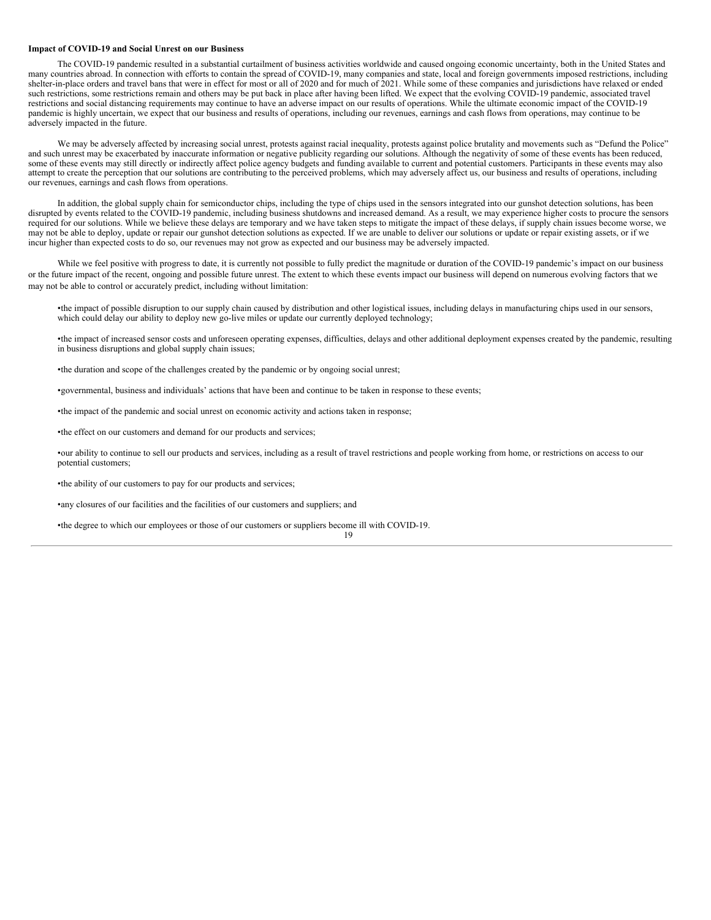**Impact of COVID-19 and Social Unrest on our Business**

The COVID-19 pandemic resulted in a substantial curtailment of business activities worldwide and caused ongoing economic uncertainty, both in the United States and many countries abroad. In connection with efforts to contain the spread of COVID-19, many companies and state, local and foreign governments imposed restrictions, including shelter-in-place orders and travel bans that were in effect for most or all of 2020 and for much of 2021. While some of these companies and jurisdictions have relaxed or ended such restrictions, some restrictions remain and others may be put back in place after having been lifted. We expect that the evolving COVID-19 pandemic, associated travel restrictions and social distancing requirements may continue to have an adverse impact on our results of operations. While the ultimate economic impact of the COVID-19 pandemic is highly uncertain, we expect that our business and results of operations, including our revenues, earnings and cash flows from operations, may continue to be adversely impacted in the future.

We may be adversely affected by increasing social unrest, protests against racial inequality, protests against police brutality and movements such as "Defund the Police" and such unrest may be exacerbated by inaccurate information or negative publicity regarding our solutions. Although the negativity of some of these events has been reduced, some of these events may still directly or indirectly affect police agency budgets and funding available to current and potential customers. Participants in these events may also attempt to create the perception that our solutions are contributing to the perceived problems, which may adversely affect us, our business and results of operations, including our revenues, earnings and cash flows from operations.

In addition, the global supply chain for semiconductor chips, including the type of chips used in the sensors integrated into our gunshot detection solutions, has been disrupted by events related to the COVID-19 pandemic, including business shutdowns and increased demand. As a result, we may experience higher costs to procure the sensors required for our solutions. While we believe these delays are temporary and we have taken steps to mitigate the impact of these delays, if supply chain issues become worse, we may not be able to deploy, update or repair our gunshot detection solutions as expected. If we are unable to deliver our solutions or update or repair existing assets, or if we incur higher than expected costs to do so, our revenues may not grow as expected and our business may be adversely impacted.

While we feel positive with progress to date, it is currently not possible to fully predict the magnitude or duration of the COVID-19 pandemic's impact on our business or the future impact of the recent, ongoing and possible future unrest. The extent to which these events impact our business will depend on numerous evolving factors that we may not be able to control or accurately predict, including without limitation:

- the impact of possible disruption to our supply chain caused by distribution and other logistical issues, including delays in manufacturing chips used in our sensors, which could delay our ability to deploy new go-live miles or update our currently deployed technology;
- the impact of increased sensor costs and unforeseen operating expenses, difficulties, delays and other additional deployment expenses created by the pandemic, resulting in business disruptions and global supply chain issues;
- the duration and scope of the challenges created by the pandemic or by ongoing social unrest;
- governmental, business and individuals' actions that have been and continue to be taken in response to these events;
- the impact of the pandemic and social unrest on economic activity and actions taken in response;
- the effect on our customers and demand for our products and services;
- our ability to continue to sell our products and services, including as a result of travel restrictions and people working from home, or restrictions on access to our potential customers;
- the ability of our customers to pay for our products and services;
- any closures of our facilities and the facilities of our customers and suppliers; and
- the degree to which our employees or those of our customers or suppliers become ill with COVID-19.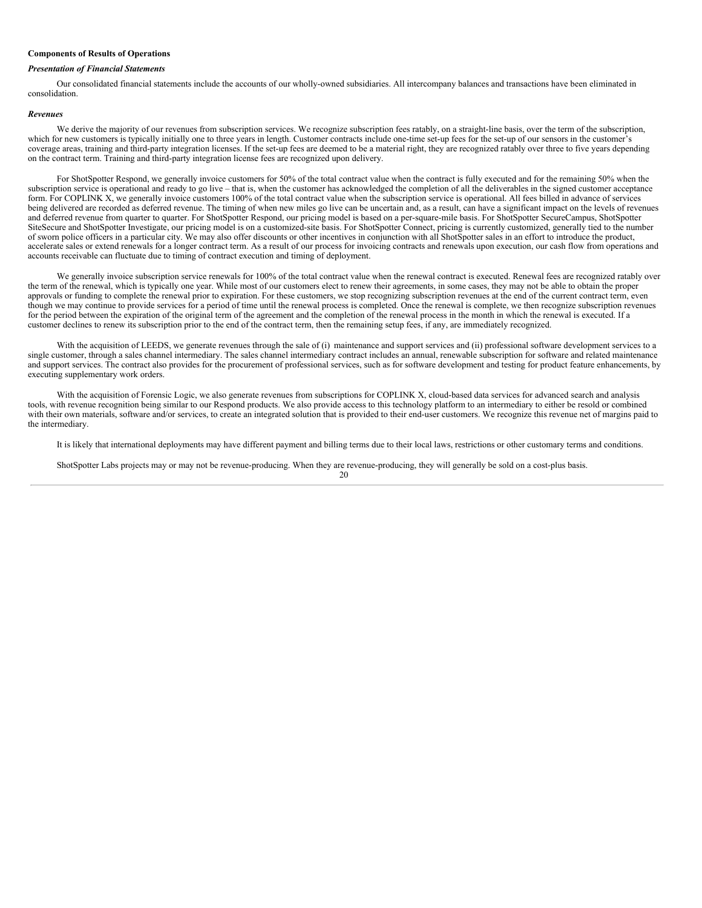**Components of Results of Operations**

***Presentation of Financial Statements***

Our consolidated financial statements include the accounts of our wholly-owned subsidiaries. All intercompany balances and transactions have been eliminated in consolidation.

***Revenues***

We derive the majority of our revenues from subscription services. We recognize subscription fees ratably, on a straight-line basis, over the term of the subscription, which for new customers is typically initially one to three years in length. Customer contracts include one-time set-up fees for the set-up of our sensors in the customer's coverage areas, training and third-party integration licenses. If the set-up fees are deemed to be a material right, they are recognized ratably over three to five years depending on the contract term. Training and third-party integration license fees are recognized upon delivery.

For ShotSpotter Respond, we generally invoice customers for 50% of the total contract value when the contract is fully executed and for the remaining 50% when the subscription service is operational and ready to go live – that is, when the customer has acknowledged the completion of all the deliverables in the signed customer acceptance form. For COPLINK X, we generally invoice customers 100% of the total contract value when the subscription service is operational. All fees billed in advance of services being delivered are recorded as deferred revenue. The timing of when new miles go live can be uncertain and, as a result, can have a significant impact on the levels of revenues and deferred revenue from quarter to quarter. For ShotSpotter Respond, our pricing model is based on a per-square-mile basis. For ShotSpotter SecureCampus, ShotSpotter SiteSecure and ShotSpotter Investigate, our pricing model is on a customized-site basis. For ShotSpotter Connect, pricing is currently customized, generally tied to the number of sworn police officers in a particular city. We may also offer discounts or other incentives in conjunction with all ShotSpotter sales in an effort to introduce the product, accelerate sales or extend renewals for a longer contract term. As a result of our process for invoicing contracts and renewals upon execution, our cash flow from operations and accounts receivable can fluctuate due to timing of contract execution and timing of deployment.

We generally invoice subscription service renewals for 100% of the total contract value when the renewal contract is executed. Renewal fees are recognized ratably over the term of the renewal, which is typically one year. While most of our customers elect to renew their agreements, in some cases, they may not be able to obtain the proper approvals or funding to complete the renewal prior to expiration. For these customers, we stop recognizing subscription revenues at the end of the current contract term, even though we may continue to provide services for a period of time until the renewal process is completed. Once the renewal is complete, we then recognize subscription revenues for the period between the expiration of the original term of the agreement and the completion of the renewal process in the month in which the renewal is executed. If a customer declines to renew its subscription prior to the end of the contract term, then the remaining setup fees, if any, are immediately recognized.

With the acquisition of LEEDS, we generate revenues through the sale of (i) maintenance and support services and (ii) professional software development services to a single customer, through a sales channel intermediary. The sales channel intermediary contract includes an annual, renewable subscription for software and related maintenance and support services. The contract also provides for the procurement of professional services, such as for software development and testing for product feature enhancements, by executing supplementary work orders.

With the acquisition of Forensic Logic, we also generate revenues from subscriptions for COPLINK X, cloud-based data services for advanced search and analysis tools, with revenue recognition being similar to our Respond products. We also provide access to this technology platform to an intermediary to either be resold or combined with their own materials, software and/or services, to create an integrated solution that is provided to their end-user customers. We recognize this revenue net of margins paid to the intermediary.

It is likely that international deployments may have different payment and billing terms due to their local laws, restrictions or other customary terms and conditions.

ShotSpotter Labs projects may or may not be revenue-producing. When they are revenue-producing, they will generally be sold on a cost-plus basis.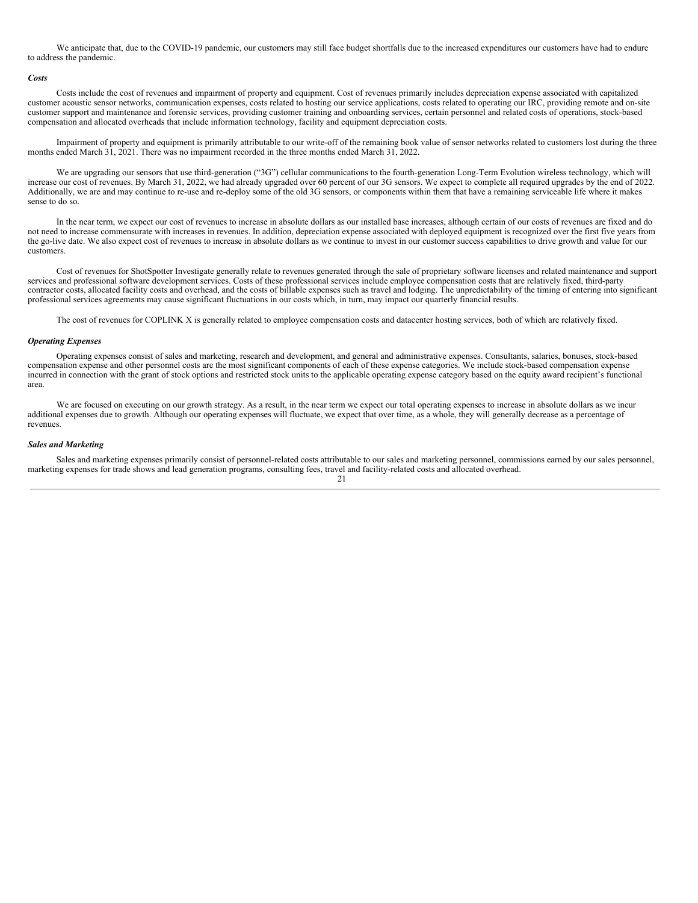We anticipate that, due to the COVID-19 pandemic, our customers may still face budget shortfalls due to the increased expenditures our customers have had to endure to address the pandemic.

***Costs***

Costs include the cost of revenues and impairment of property and equipment. Cost of revenues primarily includes depreciation expense associated with capitalized customer acoustic sensor networks, communication expenses, costs related to hosting our service applications, costs related to operating our IRC, providing remote and on-site customer support and maintenance and forensic services, providing customer training and onboarding services, certain personnel and related costs of operations, stock-based compensation and allocated overheads that include information technology, facility and equipment depreciation costs.

Impairment of property and equipment is primarily attributable to our write-off of the remaining book value of sensor networks related to customers lost during the three months ended March 31, 2021. There was no impairment recorded in the three months ended March 31, 2022.

We are upgrading our sensors that use third-generation ("3G") cellular communications to the fourth-generation Long-Term Evolution wireless technology, which will increase our cost of revenues. By March 31, 2022, we had already upgraded over 60 percent of our 3G sensors. We expect to complete all required upgrades by the end of 2022. Additionally, we are and may continue to re-use and re-deploy some of the old 3G sensors, or components within them that have a remaining serviceable life where it makes sense to do so.

In the near term, we expect our cost of revenues to increase in absolute dollars as our installed base increases, although certain of our costs of revenues are fixed and do not need to increase commensurate with increases in revenues. In addition, depreciation expense associated with deployed equipment is recognized over the first five years from the go-live date. We also expect cost of revenues to increase in absolute dollars as we continue to invest in our customer success capabilities to drive growth and value for our customers.

Cost of revenues for ShotSpotter Investigate generally relate to revenues generated through the sale of proprietary software licenses and related maintenance and support services and professional software development services. Costs of these professional services include employee compensation costs that are relatively fixed, third-party contractor costs, allocated facility costs and overhead, and the costs of billable expenses such as travel and lodging. The unpredictability of the timing of entering into significant professional services agreements may cause significant fluctuations in our costs which, in turn, may impact our quarterly financial results.

The cost of revenues for COPLINK X is generally related to employee compensation costs and datacenter hosting services, both of which are relatively fixed.

***Operating Expenses***

Operating expenses consist of sales and marketing, research and development, and general and administrative expenses. Consultants, salaries, bonuses, stock-based compensation expense and other personnel costs are the most significant components of each of these expense categories. We include stock-based compensation expense incurred in connection with the grant of stock options and restricted stock units to the applicable operating expense category based on the equity award recipient's functional area.

We are focused on executing on our growth strategy. As a result, in the near term we expect our total operating expenses to increase in absolute dollars as we incur additional expenses due to growth. Although our operating expenses will fluctuate, we expect that over time, as a whole, they will generally decrease as a percentage of revenues.

***Sales and Marketing***

Sales and marketing expenses primarily consist of personnel-related costs attributable to our sales and marketing personnel, commissions earned by our sales personnel, marketing expenses for trade shows and lead generation programs, consulting fees, travel and facility-related costs and allocated overhead.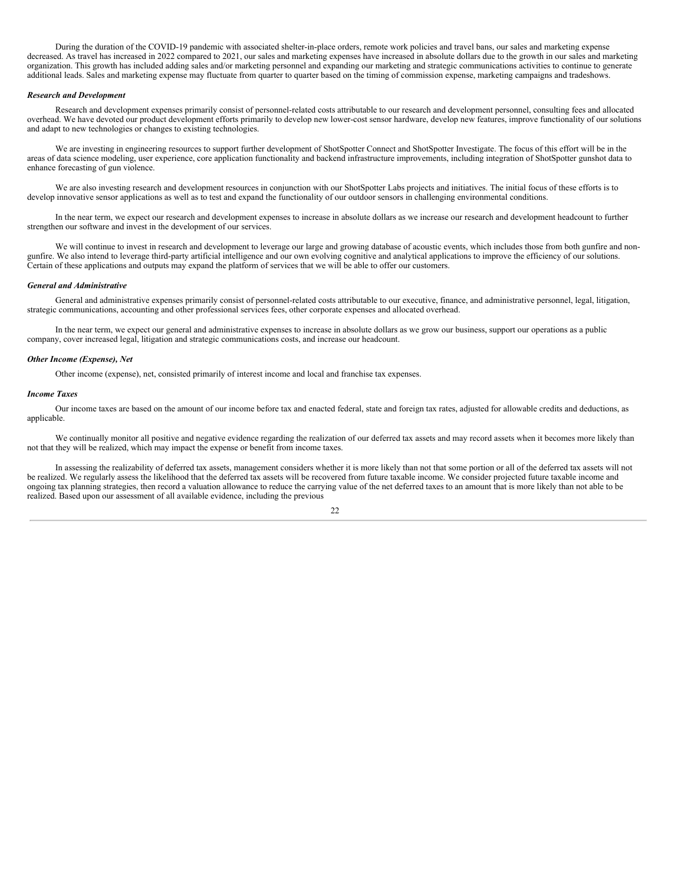During the duration of the COVID-19 pandemic with associated shelter-in-place orders, remote work policies and travel bans, our sales and marketing expense decreased. As travel has increased in 2022 compared to 2021, our sales and marketing expenses have increased in absolute dollars due to the growth in our sales and marketing organization. This growth has included adding sales and/or marketing personnel and expanding our marketing and strategic communications activities to continue to generate additional leads. Sales and marketing expense may fluctuate from quarter to quarter based on the timing of commission expense, marketing campaigns and tradeshows.

***Research and Development***

Research and development expenses primarily consist of personnel-related costs attributable to our research and development personnel, consulting fees and allocated overhead. We have devoted our product development efforts primarily to develop new lower-cost sensor hardware, develop new features, improve functionality of our solutions and adapt to new technologies or changes to existing technologies.

We are investing in engineering resources to support further development of ShotSpotter Connect and ShotSpotter Investigate. The focus of this effort will be in the areas of data science modeling, user experience, core application functionality and backend infrastructure improvements, including integration of ShotSpotter gunshot data to enhance forecasting of gun violence.

We are also investing research and development resources in conjunction with our ShotSpotter Labs projects and initiatives. The initial focus of these efforts is to develop innovative sensor applications as well as to test and expand the functionality of our outdoor sensors in challenging environmental conditions.

In the near term, we expect our research and development expenses to increase in absolute dollars as we increase our research and development headcount to further strengthen our software and invest in the development of our services.

We will continue to invest in research and development to leverage our large and growing database of acoustic events, which includes those from both gunfire and non-gunfire. We also intend to leverage third-party artificial intelligence and our own evolving cognitive and analytical applications to improve the efficiency of our solutions. Certain of these applications and outputs may expand the platform of services that we will be able to offer our customers.

***General and Administrative***

General and administrative expenses primarily consist of personnel-related costs attributable to our executive, finance, and administrative personnel, legal, litigation, strategic communications, accounting and other professional services fees, other corporate expenses and allocated overhead.

In the near term, we expect our general and administrative expenses to increase in absolute dollars as we grow our business, support our operations as a public company, cover increased legal, litigation and strategic communications costs, and increase our headcount.

***Other Income (Expense), Net***

Other income (expense), net, consisted primarily of interest income and local and franchise tax expenses.

***Income Taxes***

Our income taxes are based on the amount of our income before tax and enacted federal, state and foreign tax rates, adjusted for allowable credits and deductions, as applicable.

We continually monitor all positive and negative evidence regarding the realization of our deferred tax assets and may record assets when it becomes more likely than not that they will be realized, which may impact the expense or benefit from income taxes.

In assessing the realizability of deferred tax assets, management considers whether it is more likely than not that some portion or all of the deferred tax assets will not be realized. We regularly assess the likelihood that the deferred tax assets will be recovered from future taxable income. We consider projected future taxable income and ongoing tax planning strategies, then record a valuation allowance to reduce the carrying value of the net deferred taxes to an amount that is more likely than not able to be realized. Based upon our assessment of all available evidence, including the previous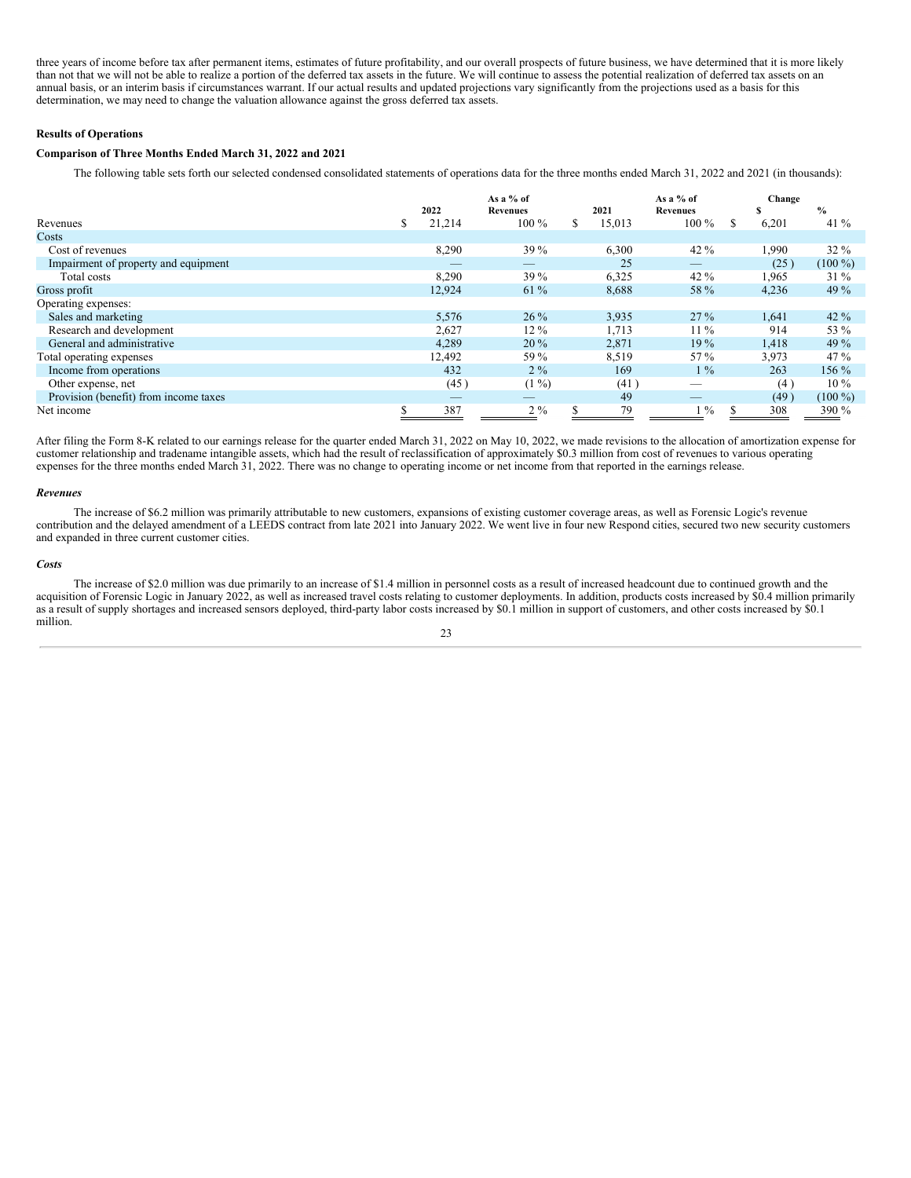three years of income before tax after permanent items, estimates of future profitability, and our overall prospects of future business, we have determined that it is more likely than not that we will not be able to realize a portion of the deferred tax assets in the future. We will continue to assess the potential realization of deferred tax assets on an annual basis, or an interim basis if circumstances warrant. If our actual results and updated projections vary significantly from the projections used as a basis for this determination, we may need to change the valuation allowance against the gross deferred tax assets.

**Results of Operations**

**Comparison of Three Months Ended March 31, 2022 and 2021**

The following table sets forth our selected condensed consolidated statements of operations data for the three months ended March 31, 2022 and 2021 (in thousands):

| | 2022 | As a % of Revenues | 2021 | As a % of Revenues | Change $ | Change % |
|---|---|---|---|---|---|---|
| Revenues | $ 21,214 | 100 % | $ 15,013 | 100 % | $ 6,201 | 41 % |
| Costs | | | | | | |
| Cost of revenues | 8,290 | 39 % | 6,300 | 42 % | 1,990 | 32 % |
| Impairment of property and equipment | — | — | 25 | — | (25) | (100 %) |
| Total costs | 8,290 | 39 % | 6,325 | 42 % | 1,965 | 31 % |
| Gross profit | 12,924 | 61 % | 8,688 | 58 % | 4,236 | 49 % |
| Operating expenses: | | | | | | |
| Sales and marketing | 5,576 | 26 % | 3,935 | 27 % | 1,641 | 42 % |
| Research and development | 2,627 | 12 % | 1,713 | 11 % | 914 | 53 % |
| General and administrative | 4,289 | 20 % | 2,871 | 19 % | 1,418 | 49 % |
| Total operating expenses | 12,492 | 59 % | 8,519 | 57 % | 3,973 | 47 % |
| Income from operations | 432 | 2 % | 169 | 1 % | 263 | 156 % |
| Other expense, net | (45) | (1 %) | (41) | — | (4) | 10 % |
| Provision (benefit) from income taxes | — | — | 49 | — | (49) | (100 %) |
| Net income | $ 387 | 2 % | $ 79 | 1 % | $ 308 | 390 % |

After filing the Form 8-K related to our earnings release for the quarter ended March 31, 2022 on May 10, 2022, we made revisions to the allocation of amortization expense for customer relationship and tradename intangible assets, which had the result of reclassification of approximately $0.3 million from cost of revenues to various operating expenses for the three months ended March 31, 2022. There was no change to operating income or net income from that reported in the earnings release.

***Revenues***

The increase of $6.2 million was primarily attributable to new customers, expansions of existing customer coverage areas, as well as Forensic Logic's revenue contribution and the delayed amendment of a LEEDS contract from late 2021 into January 2022. We went live in four new Respond cities, secured two new security customers and expanded in three current customer cities.

***Costs***

The increase of $2.0 million was due primarily to an increase of $1.4 million in personnel costs as a result of increased headcount due to continued growth and the acquisition of Forensic Logic in January 2022, as well as increased travel costs relating to customer deployments. In addition, products costs increased by $0.4 million primarily as a result of supply shortages and increased sensors deployed, third-party labor costs increased by $0.1 million in support of customers, and other costs increased by $0.1 million.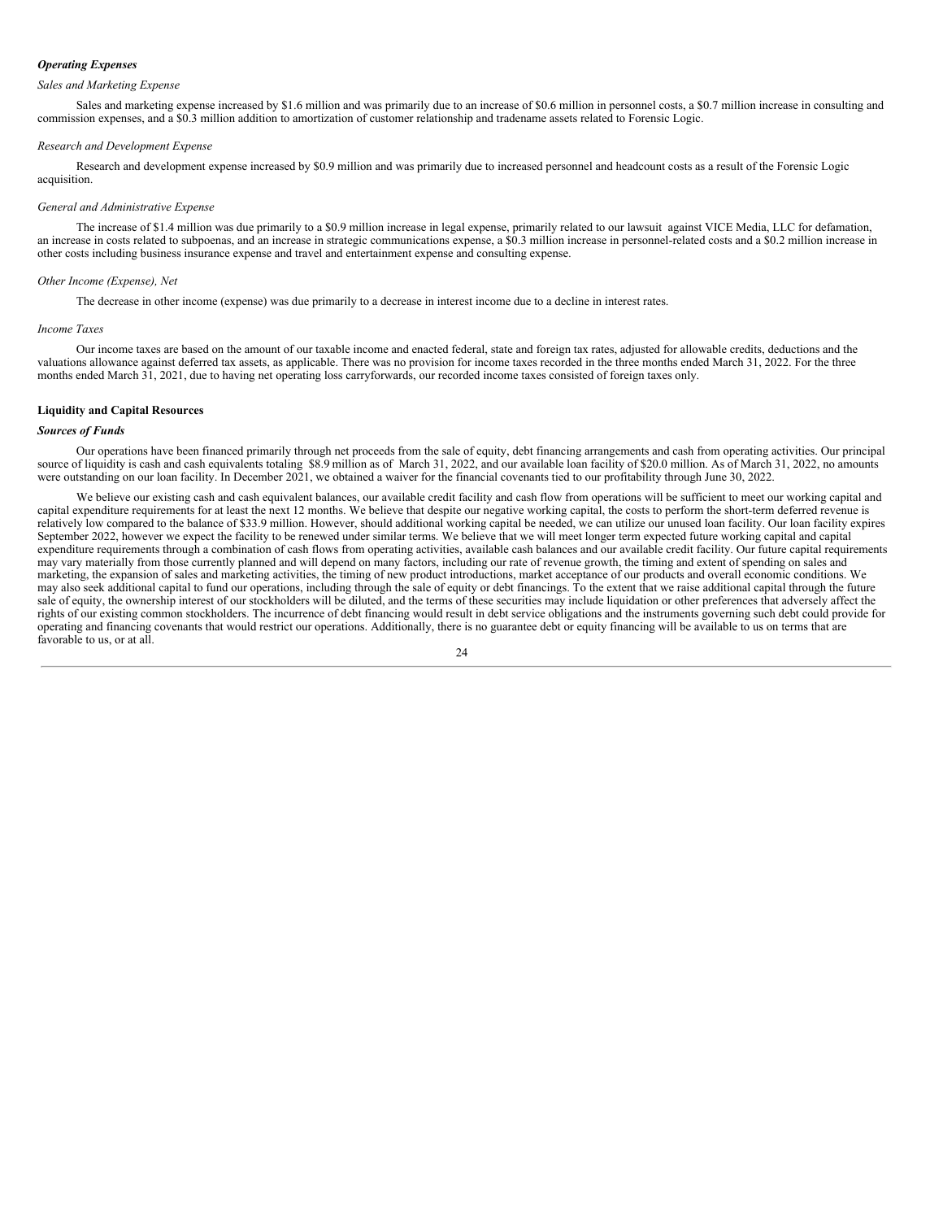***Operating Expenses***

*Sales and Marketing Expense*

Sales and marketing expense increased by $1.6 million and was primarily due to an increase of $0.6 million in personnel costs, a $0.7 million increase in consulting and commission expenses, and a $0.3 million addition to amortization of customer relationship and tradename assets related to Forensic Logic.

*Research and Development Expense*

Research and development expense increased by $0.9 million and was primarily due to increased personnel and headcount costs as a result of the Forensic Logic acquisition.

*General and Administrative Expense*

The increase of $1.4 million was due primarily to a $0.9 million increase in legal expense, primarily related to our lawsuit against VICE Media, LLC for defamation, an increase in costs related to subpoenas, and an increase in strategic communications expense, a $0.3 million increase in personnel-related costs and a $0.2 million increase in other costs including business insurance expense and travel and entertainment expense and consulting expense.

*Other Income (Expense), Net*

The decrease in other income (expense) was due primarily to a decrease in interest income due to a decline in interest rates.

*Income Taxes*

Our income taxes are based on the amount of our taxable income and enacted federal, state and foreign tax rates, adjusted for allowable credits, deductions and the valuations allowance against deferred tax assets, as applicable. There was no provision for income taxes recorded in the three months ended March 31, 2022. For the three months ended March 31, 2021, due to having net operating loss carryforwards, our recorded income taxes consisted of foreign taxes only.

**Liquidity and Capital Resources**

***Sources of Funds***

Our operations have been financed primarily through net proceeds from the sale of equity, debt financing arrangements and cash from operating activities. Our principal source of liquidity is cash and cash equivalents totaling $8.9 million as of March 31, 2022, and our available loan facility of $20.0 million. As of March 31, 2022, no amounts were outstanding on our loan facility. In December 2021, we obtained a waiver for the financial covenants tied to our profitability through June 30, 2022.

We believe our existing cash and cash equivalent balances, our available credit facility and cash flow from operations will be sufficient to meet our working capital and capital expenditure requirements for at least the next 12 months. We believe that despite our negative working capital, the costs to perform the short-term deferred revenue is relatively low compared to the balance of $33.9 million. However, should additional working capital be needed, we can utilize our unused loan facility. Our loan facility expires September 2022, however we expect the facility to be renewed under similar terms. We believe that we will meet longer term expected future working capital and capital expenditure requirements through a combination of cash flows from operating activities, available cash balances and our available credit facility. Our future capital requirements may vary materially from those currently planned and will depend on many factors, including our rate of revenue growth, the timing and extent of spending on sales and marketing, the expansion of sales and marketing activities, the timing of new product introductions, market acceptance of our products and overall economic conditions. We may also seek additional capital to fund our operations, including through the sale of equity or debt financings. To the extent that we raise additional capital through the future sale of equity, the ownership interest of our stockholders will be diluted, and the terms of these securities may include liquidation or other preferences that adversely affect the rights of our existing common stockholders. The incurrence of debt financing would result in debt service obligations and the instruments governing such debt could provide for operating and financing covenants that would restrict our operations. Additionally, there is no guarantee debt or equity financing will be available to us on terms that are favorable to us, or at all.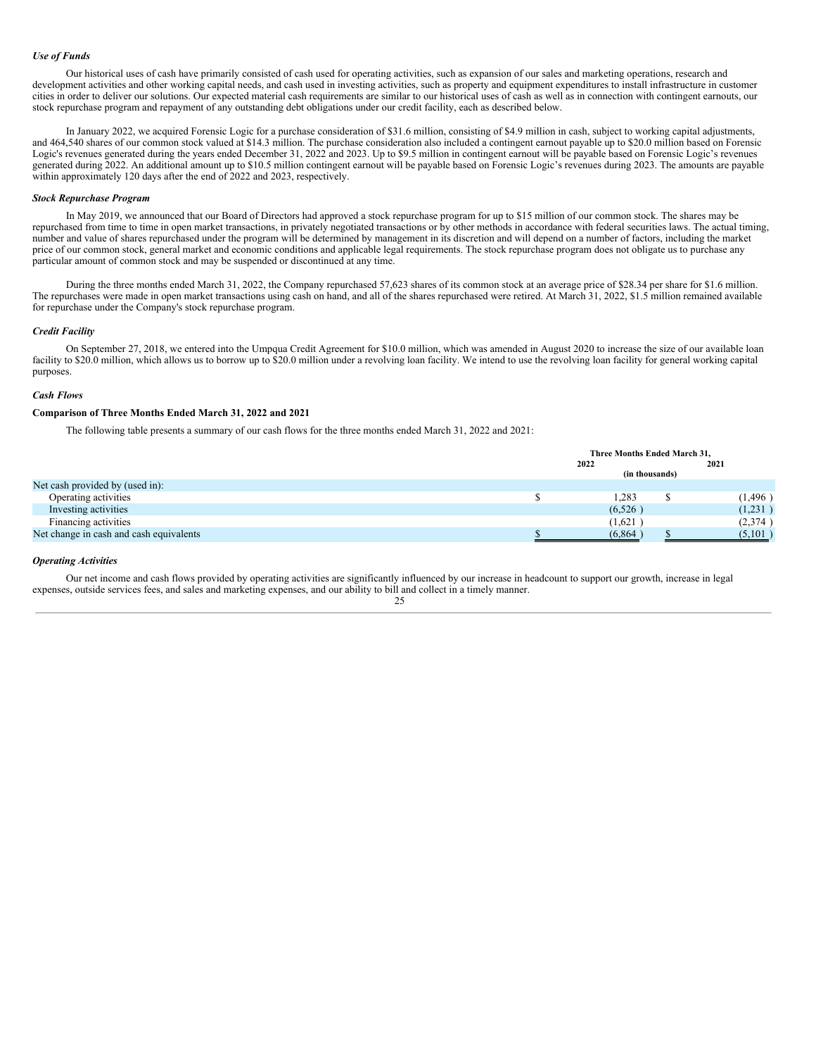*Use of Funds*

Our historical uses of cash have primarily consisted of cash used for operating activities, such as expansion of our sales and marketing operations, research and development activities and other working capital needs, and cash used in investing activities, such as property and equipment expenditures to install infrastructure in customer cities in order to deliver our solutions. Our expected material cash requirements are similar to our historical uses of cash as well as in connection with contingent earnouts, our stock repurchase program and repayment of any outstanding debt obligations under our credit facility, each as described below.

In January 2022, we acquired Forensic Logic for a purchase consideration of $31.6 million, consisting of $4.9 million in cash, subject to working capital adjustments, and 464,540 shares of our common stock valued at $14.3 million. The purchase consideration also included a contingent earnout payable up to $20.0 million based on Forensic Logic's revenues generated during the years ended December 31, 2022 and 2023. Up to $9.5 million in contingent earnout will be payable based on Forensic Logic's revenues generated during 2022. An additional amount up to $10.5 million contingent earnout will be payable based on Forensic Logic's revenues during 2023. The amounts are payable within approximately 120 days after the end of 2022 and 2023, respectively.

*Stock Repurchase Program*

In May 2019, we announced that our Board of Directors had approved a stock repurchase program for up to $15 million of our common stock. The shares may be repurchased from time to time in open market transactions, in privately negotiated transactions or by other methods in accordance with federal securities laws. The actual timing, number and value of shares repurchased under the program will be determined by management in its discretion and will depend on a number of factors, including the market price of our common stock, general market and economic conditions and applicable legal requirements. The stock repurchase program does not obligate us to purchase any particular amount of common stock and may be suspended or discontinued at any time.

During the three months ended March 31, 2022, the Company repurchased 57,623 shares of its common stock at an average price of $28.34 per share for $1.6 million. The repurchases were made in open market transactions using cash on hand, and all of the shares repurchased were retired. At March 31, 2022, $1.5 million remained available for repurchase under the Company's stock repurchase program.

*Credit Facility*

On September 27, 2018, we entered into the Umpqua Credit Agreement for $10.0 million, which was amended in August 2020 to increase the size of our available loan facility to $20.0 million, which allows us to borrow up to $20.0 million under a revolving loan facility. We intend to use the revolving loan facility for general working capital purposes.

*Cash Flows*

**Comparison of Three Months Ended March 31, 2022 and 2021**

The following table presents a summary of our cash flows for the three months ended March 31, 2022 and 2021:

| | Three Months Ended March 31, | |
|---|---|---|
| | 2022 | 2021 |
| | (in thousands) | |
| Net cash provided by (used in): | | |
| Operating activities | $ 1,283 | $ (1,496) |
| Investing activities | (6,526) | (1,231) |
| Financing activities | (1,621) | (2,374) |
| Net change in cash and cash equivalents | $ (6,864) | $ (5,101) |

*Operating Activities*

Our net income and cash flows provided by operating activities are significantly influenced by our increase in headcount to support our growth, increase in legal expenses, outside services fees, and sales and marketing expenses, and our ability to bill and collect in a timely manner.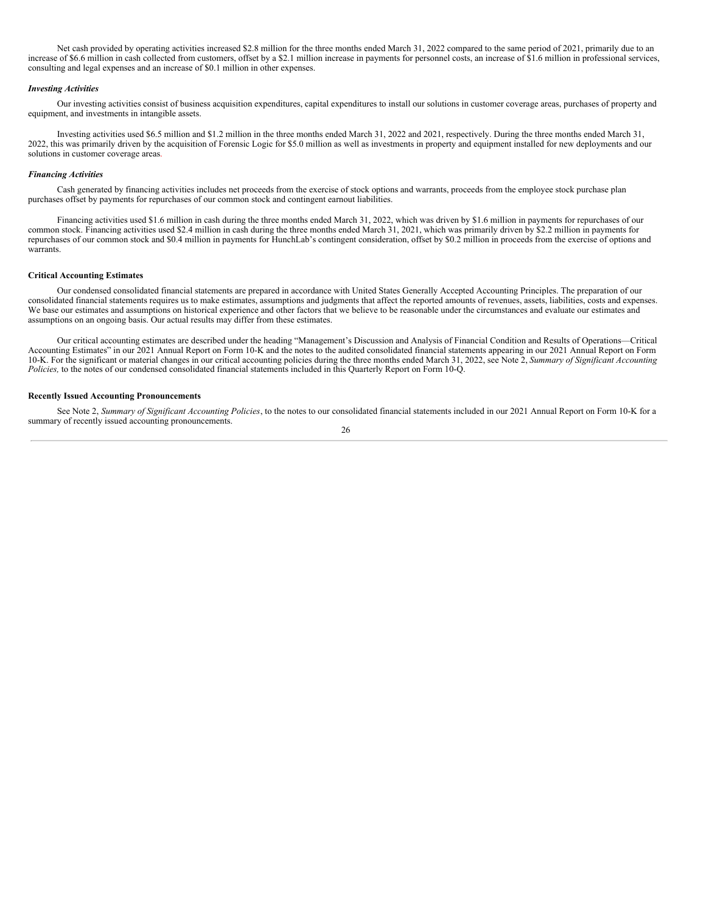Net cash provided by operating activities increased $2.8 million for the three months ended March 31, 2022 compared to the same period of 2021, primarily due to an increase of $6.6 million in cash collected from customers, offset by a $2.1 million increase in payments for personnel costs, an increase of $1.6 million in professional services, consulting and legal expenses and an increase of $0.1 million in other expenses.

***Investing Activities***

Our investing activities consist of business acquisition expenditures, capital expenditures to install our solutions in customer coverage areas, purchases of property and equipment, and investments in intangible assets.

Investing activities used $6.5 million and $1.2 million in the three months ended March 31, 2022 and 2021, respectively. During the three months ended March 31, 2022, this was primarily driven by the acquisition of Forensic Logic for $5.0 million as well as investments in property and equipment installed for new deployments and our solutions in customer coverage areas.

***Financing Activities***

Cash generated by financing activities includes net proceeds from the exercise of stock options and warrants, proceeds from the employee stock purchase plan purchases offset by payments for repurchases of our common stock and contingent earnout liabilities.

Financing activities used $1.6 million in cash during the three months ended March 31, 2022, which was driven by $1.6 million in payments for repurchases of our common stock. Financing activities used $2.4 million in cash during the three months ended March 31, 2021, which was primarily driven by $2.2 million in payments for repurchases of our common stock and $0.4 million in payments for HunchLab's contingent consideration, offset by $0.2 million in proceeds from the exercise of options and warrants.

**Critical Accounting Estimates**

Our condensed consolidated financial statements are prepared in accordance with United States Generally Accepted Accounting Principles. The preparation of our consolidated financial statements requires us to make estimates, assumptions and judgments that affect the reported amounts of revenues, assets, liabilities, costs and expenses. We base our estimates and assumptions on historical experience and other factors that we believe to be reasonable under the circumstances and evaluate our estimates and assumptions on an ongoing basis. Our actual results may differ from these estimates.

Our critical accounting estimates are described under the heading "Management's Discussion and Analysis of Financial Condition and Results of Operations—Critical Accounting Estimates" in our 2021 Annual Report on Form 10-K and the notes to the audited consolidated financial statements appearing in our 2021 Annual Report on Form 10-K. For the significant or material changes in our critical accounting policies during the three months ended March 31, 2022, see Note 2, *Summary of Significant Accounting Policies,* to the notes of our condensed consolidated financial statements included in this Quarterly Report on Form 10-Q.

**Recently Issued Accounting Pronouncements**

See Note 2, *Summary of Significant Accounting Policies*, to the notes to our consolidated financial statements included in our 2021 Annual Report on Form 10-K for a summary of recently issued accounting pronouncements.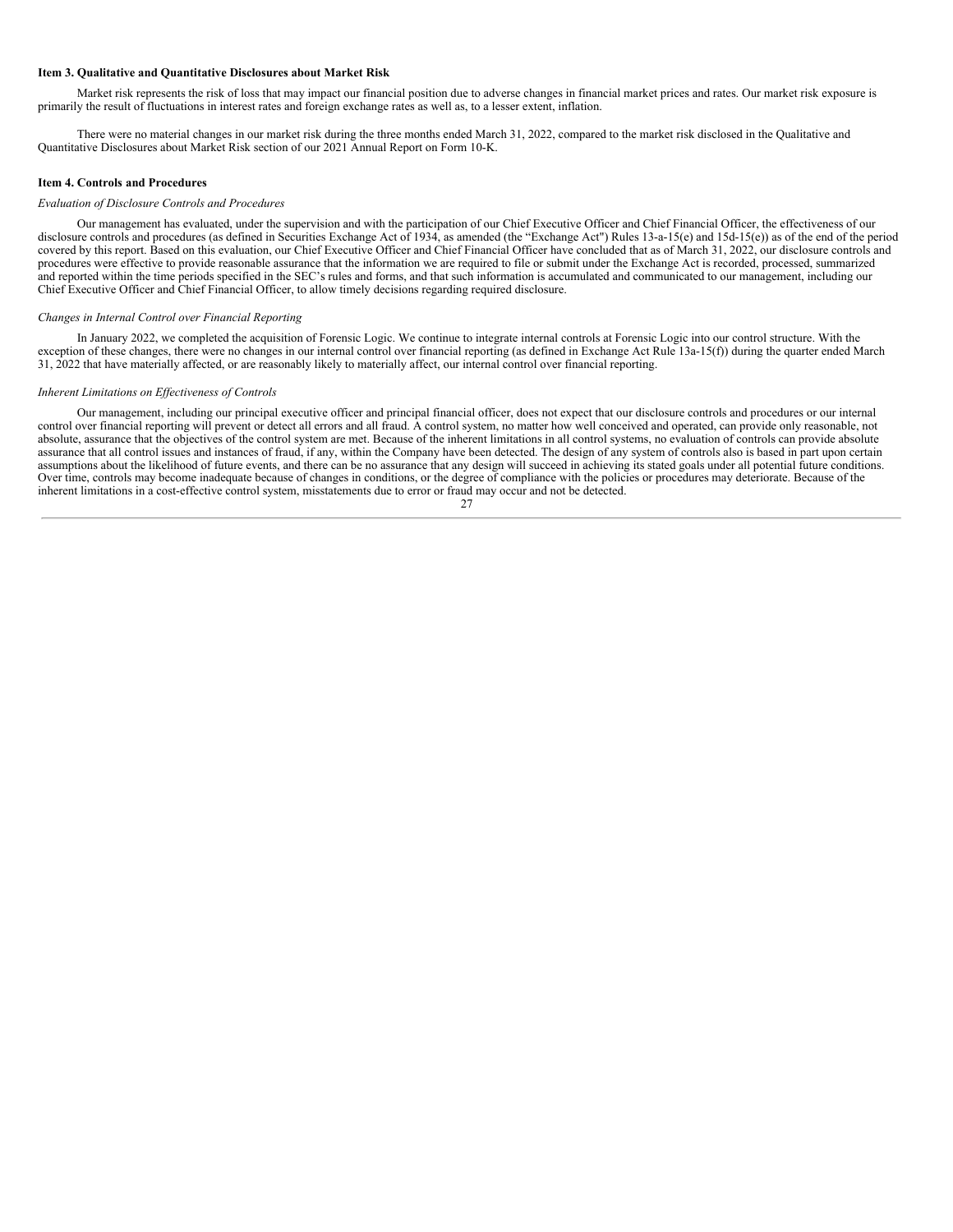**Item 3. Qualitative and Quantitative Disclosures about Market Risk**

Market risk represents the risk of loss that may impact our financial position due to adverse changes in financial market prices and rates. Our market risk exposure is primarily the result of fluctuations in interest rates and foreign exchange rates as well as, to a lesser extent, inflation.

There were no material changes in our market risk during the three months ended March 31, 2022, compared to the market risk disclosed in the Qualitative and Quantitative Disclosures about Market Risk section of our 2021 Annual Report on Form 10-K.

**Item 4. Controls and Procedures**

*Evaluation of Disclosure Controls and Procedures*

Our management has evaluated, under the supervision and with the participation of our Chief Executive Officer and Chief Financial Officer, the effectiveness of our disclosure controls and procedures (as defined in Securities Exchange Act of 1934, as amended (the "Exchange Act") Rules 13-a-15(e) and 15d-15(e)) as of the end of the period covered by this report. Based on this evaluation, our Chief Executive Officer and Chief Financial Officer have concluded that as of March 31, 2022, our disclosure controls and procedures were effective to provide reasonable assurance that the information we are required to file or submit under the Exchange Act is recorded, processed, summarized and reported within the time periods specified in the SEC's rules and forms, and that such information is accumulated and communicated to our management, including our Chief Executive Officer and Chief Financial Officer, to allow timely decisions regarding required disclosure.

*Changes in Internal Control over Financial Reporting*

In January 2022, we completed the acquisition of Forensic Logic. We continue to integrate internal controls at Forensic Logic into our control structure. With the exception of these changes, there were no changes in our internal control over financial reporting (as defined in Exchange Act Rule 13a-15(f)) during the quarter ended March 31, 2022 that have materially affected, or are reasonably likely to materially affect, our internal control over financial reporting.

*Inherent Limitations on Effectiveness of Controls*

Our management, including our principal executive officer and principal financial officer, does not expect that our disclosure controls and procedures or our internal control over financial reporting will prevent or detect all errors and all fraud. A control system, no matter how well conceived and operated, can provide only reasonable, not absolute, assurance that the objectives of the control system are met. Because of the inherent limitations in all control systems, no evaluation of controls can provide absolute assurance that all control issues and instances of fraud, if any, within the Company have been detected. The design of any system of controls also is based in part upon certain assumptions about the likelihood of future events, and there can be no assurance that any design will succeed in achieving its stated goals under all potential future conditions. Over time, controls may become inadequate because of changes in conditions, or the degree of compliance with the policies or procedures may deteriorate. Because of the inherent limitations in a cost-effective control system, misstatements due to error or fraud may occur and not be detected.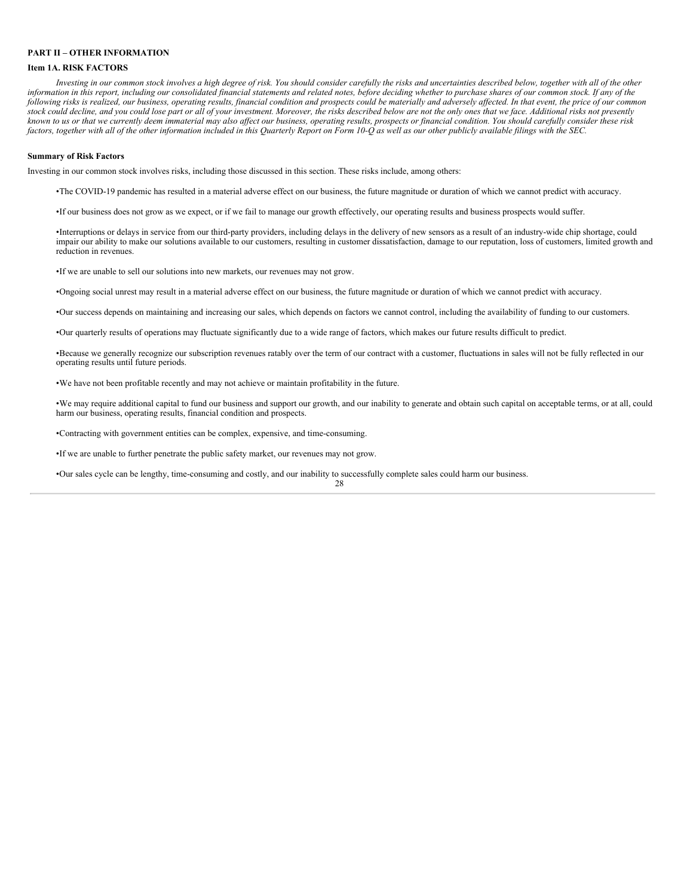## PART II – OTHER INFORMATION

### Item 1A. RISK FACTORS

*Investing in our common stock involves a high degree of risk. You should consider carefully the risks and uncertainties described below, together with all of the other information in this report, including our consolidated financial statements and related notes, before deciding whether to purchase shares of our common stock. If any of the following risks is realized, our business, operating results, financial condition and prospects could be materially and adversely affected. In that event, the price of our common stock could decline, and you could lose part or all of your investment. Moreover, the risks described below are not the only ones that we face. Additional risks not presently known to us or that we currently deem immaterial may also affect our business, operating results, prospects or financial condition. You should carefully consider these risk factors, together with all of the other information included in this Quarterly Report on Form 10-Q as well as our other publicly available filings with the SEC.*

**Summary of Risk Factors**

Investing in our common stock involves risks, including those discussed in this section. These risks include, among others:

- The COVID-19 pandemic has resulted in a material adverse effect on our business, the future magnitude or duration of which we cannot predict with accuracy.
- If our business does not grow as we expect, or if we fail to manage our growth effectively, our operating results and business prospects would suffer.
- Interruptions or delays in service from our third-party providers, including delays in the delivery of new sensors as a result of an industry-wide chip shortage, could impair our ability to make our solutions available to our customers, resulting in customer dissatisfaction, damage to our reputation, loss of customers, limited growth and reduction in revenues.
- If we are unable to sell our solutions into new markets, our revenues may not grow.
- Ongoing social unrest may result in a material adverse effect on our business, the future magnitude or duration of which we cannot predict with accuracy.
- Our success depends on maintaining and increasing our sales, which depends on factors we cannot control, including the availability of funding to our customers.
- Our quarterly results of operations may fluctuate significantly due to a wide range of factors, which makes our future results difficult to predict.
- Because we generally recognize our subscription revenues ratably over the term of our contract with a customer, fluctuations in sales will not be fully reflected in our operating results until future periods.
- We have not been profitable recently and may not achieve or maintain profitability in the future.
- We may require additional capital to fund our business and support our growth, and our inability to generate and obtain such capital on acceptable terms, or at all, could harm our business, operating results, financial condition and prospects.
- Contracting with government entities can be complex, expensive, and time-consuming.
- If we are unable to further penetrate the public safety market, our revenues may not grow.
- Our sales cycle can be lengthy, time-consuming and costly, and our inability to successfully complete sales could harm our business.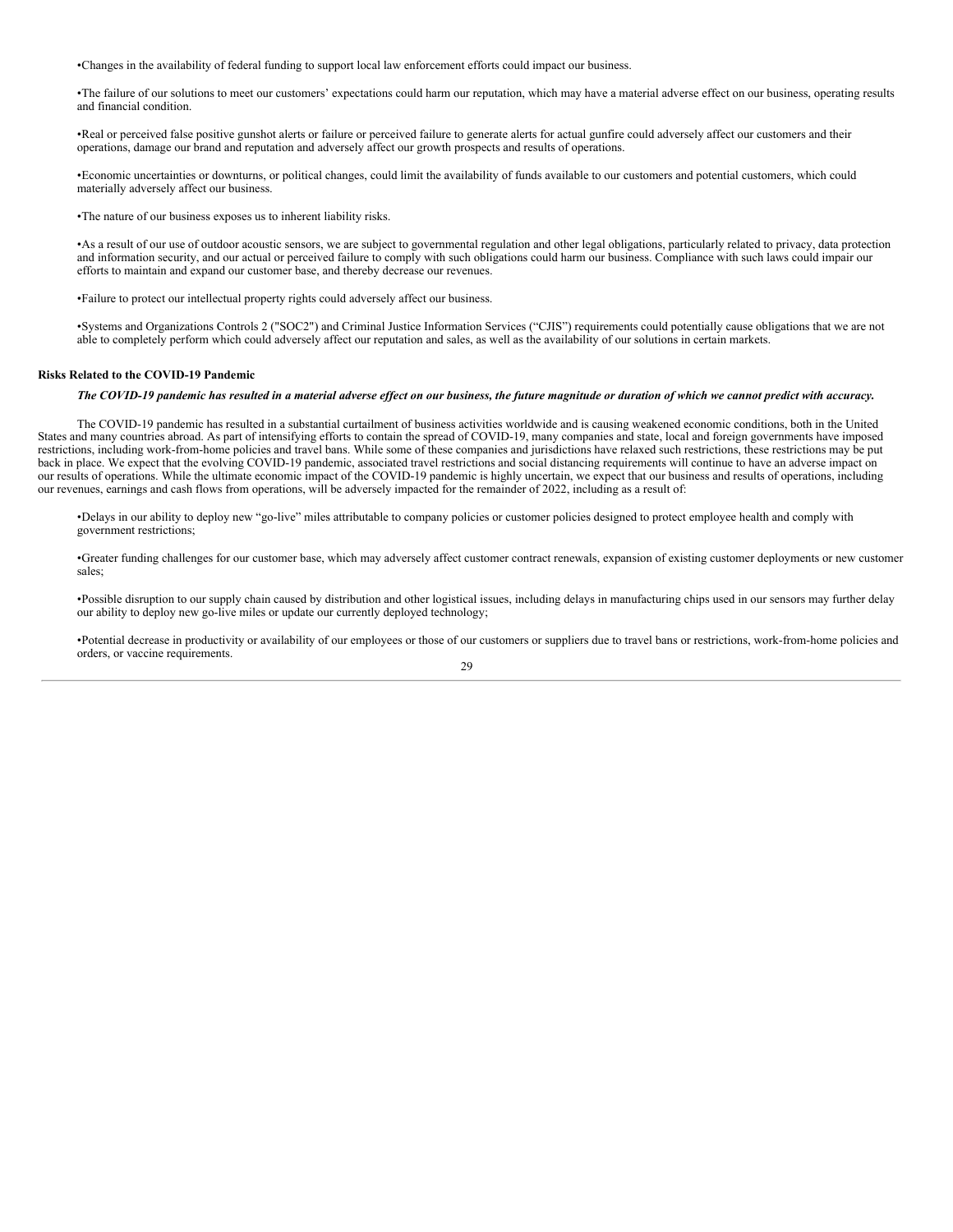- Changes in the availability of federal funding to support local law enforcement efforts could impact our business.

- The failure of our solutions to meet our customers' expectations could harm our reputation, which may have a material adverse effect on our business, operating results and financial condition.

- Real or perceived false positive gunshot alerts or failure or perceived failure to generate alerts for actual gunfire could adversely affect our customers and their operations, damage our brand and reputation and adversely affect our growth prospects and results of operations.

- Economic uncertainties or downturns, or political changes, could limit the availability of funds available to our customers and potential customers, which could materially adversely affect our business.

- The nature of our business exposes us to inherent liability risks.

- As a result of our use of outdoor acoustic sensors, we are subject to governmental regulation and other legal obligations, particularly related to privacy, data protection and information security, and our actual or perceived failure to comply with such obligations could harm our business. Compliance with such laws could impair our efforts to maintain and expand our customer base, and thereby decrease our revenues.

- Failure to protect our intellectual property rights could adversely affect our business.

- Systems and Organizations Controls 2 ("SOC2") and Criminal Justice Information Services ("CJIS") requirements could potentially cause obligations that we are not able to completely perform which could adversely affect our reputation and sales, as well as the availability of our solutions in certain markets.

**Risks Related to the COVID-19 Pandemic**

***The COVID-19 pandemic has resulted in a material adverse effect on our business, the future magnitude or duration of which we cannot predict with accuracy.***

The COVID-19 pandemic has resulted in a substantial curtailment of business activities worldwide and is causing weakened economic conditions, both in the United States and many countries abroad. As part of intensifying efforts to contain the spread of COVID-19, many companies and state, local and foreign governments have imposed restrictions, including work-from-home policies and travel bans. While some of these companies and jurisdictions have relaxed such restrictions, these restrictions may be put back in place. We expect that the evolving COVID-19 pandemic, associated travel restrictions and social distancing requirements will continue to have an adverse impact on our results of operations. While the ultimate economic impact of the COVID-19 pandemic is highly uncertain, we expect that our business and results of operations, including our revenues, earnings and cash flows from operations, will be adversely impacted for the remainder of 2022, including as a result of:

- Delays in our ability to deploy new "go-live" miles attributable to company policies or customer policies designed to protect employee health and comply with government restrictions;

- Greater funding challenges for our customer base, which may adversely affect customer contract renewals, expansion of existing customer deployments or new customer sales;

- Possible disruption to our supply chain caused by distribution and other logistical issues, including delays in manufacturing chips used in our sensors may further delay our ability to deploy new go-live miles or update our currently deployed technology;

- Potential decrease in productivity or availability of our employees or those of our customers or suppliers due to travel bans or restrictions, work-from-home policies and orders, or vaccine requirements.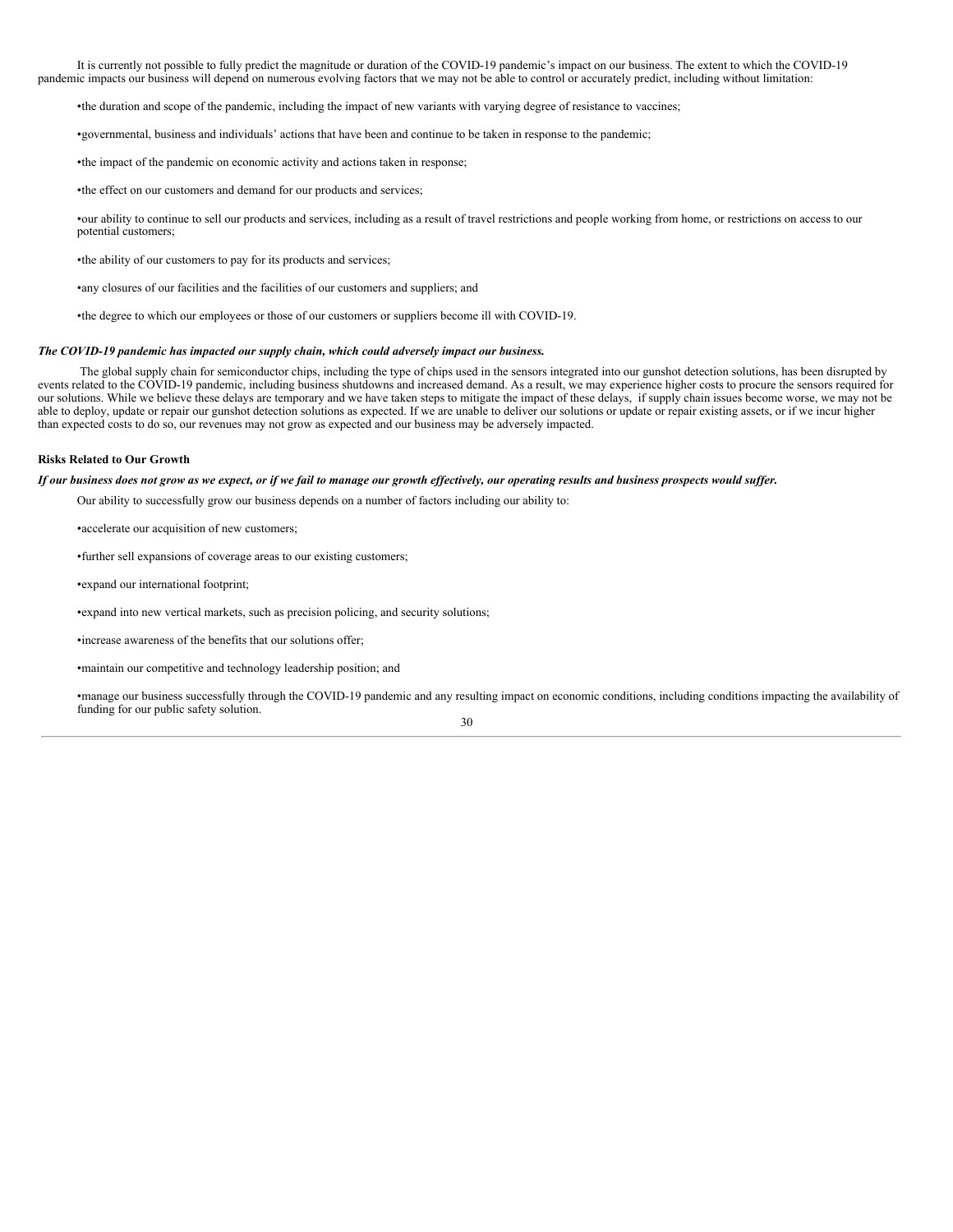It is currently not possible to fully predict the magnitude or duration of the COVID-19 pandemic's impact on our business. The extent to which the COVID-19 pandemic impacts our business will depend on numerous evolving factors that we may not be able to control or accurately predict, including without limitation:

- the duration and scope of the pandemic, including the impact of new variants with varying degree of resistance to vaccines;
- governmental, business and individuals' actions that have been and continue to be taken in response to the pandemic;
- the impact of the pandemic on economic activity and actions taken in response;
- the effect on our customers and demand for our products and services;
- our ability to continue to sell our products and services, including as a result of travel restrictions and people working from home, or restrictions on access to our potential customers;
- the ability of our customers to pay for its products and services;
- any closures of our facilities and the facilities of our customers and suppliers; and
- the degree to which our employees or those of our customers or suppliers become ill with COVID-19.

***The COVID-19 pandemic has impacted our supply chain, which could adversely impact our business.***

The global supply chain for semiconductor chips, including the type of chips used in the sensors integrated into our gunshot detection solutions, has been disrupted by events related to the COVID-19 pandemic, including business shutdowns and increased demand. As a result, we may experience higher costs to procure the sensors required for our solutions. While we believe these delays are temporary and we have taken steps to mitigate the impact of these delays, if supply chain issues become worse, we may not be able to deploy, update or repair our gunshot detection solutions as expected. If we are unable to deliver our solutions or update or repair existing assets, or if we incur higher than expected costs to do so, our revenues may not grow as expected and our business may be adversely impacted.

**Risks Related to Our Growth**

***If our business does not grow as we expect, or if we fail to manage our growth effectively, our operating results and business prospects would suffer.***

Our ability to successfully grow our business depends on a number of factors including our ability to:

- accelerate our acquisition of new customers;
- further sell expansions of coverage areas to our existing customers;
- expand our international footprint;
- expand into new vertical markets, such as precision policing, and security solutions;
- increase awareness of the benefits that our solutions offer;
- maintain our competitive and technology leadership position; and
- manage our business successfully through the COVID-19 pandemic and any resulting impact on economic conditions, including conditions impacting the availability of funding for our public safety solution.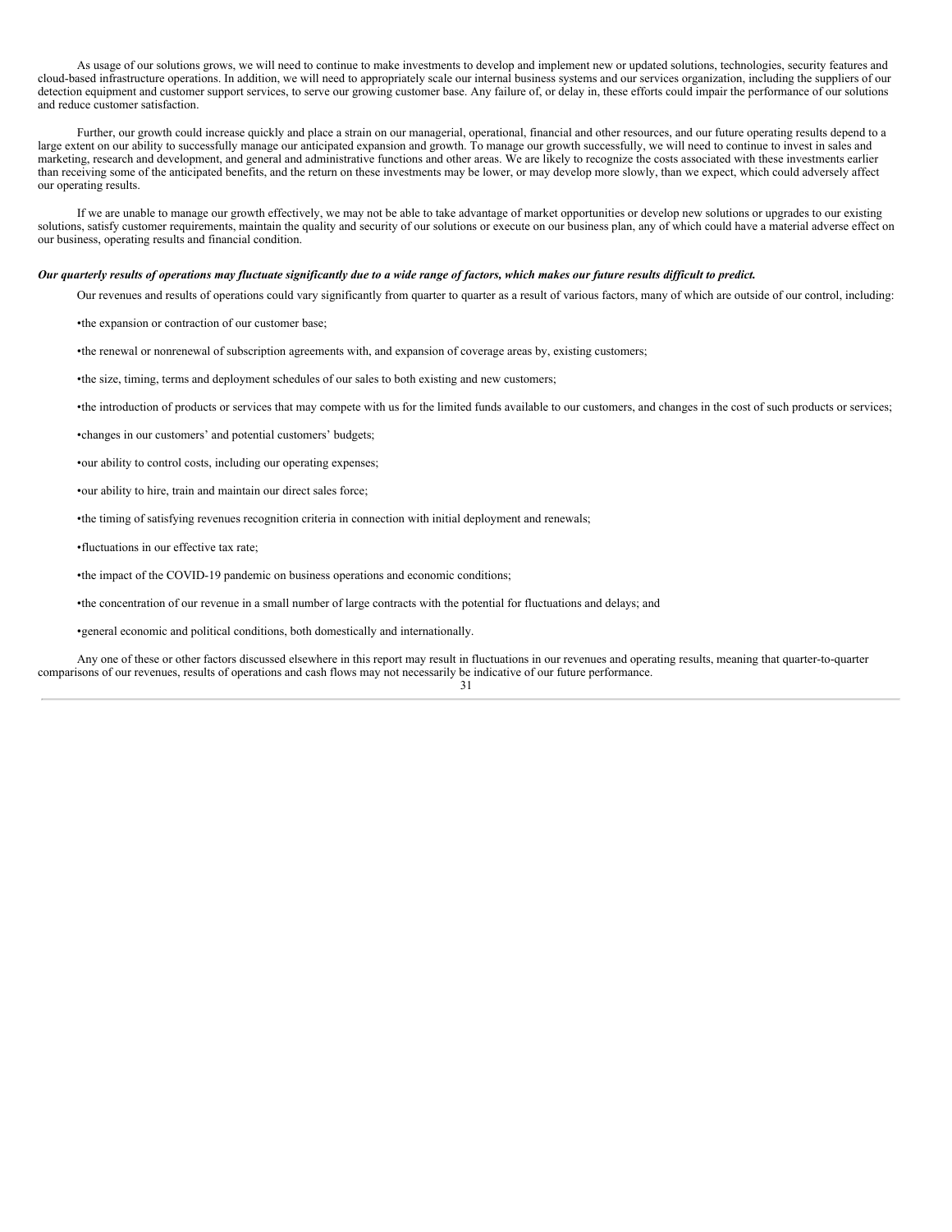As usage of our solutions grows, we will need to continue to make investments to develop and implement new or updated solutions, technologies, security features and cloud-based infrastructure operations. In addition, we will need to appropriately scale our internal business systems and our services organization, including the suppliers of our detection equipment and customer support services, to serve our growing customer base. Any failure of, or delay in, these efforts could impair the performance of our solutions and reduce customer satisfaction.

Further, our growth could increase quickly and place a strain on our managerial, operational, financial and other resources, and our future operating results depend to a large extent on our ability to successfully manage our anticipated expansion and growth. To manage our growth successfully, we will need to continue to invest in sales and marketing, research and development, and general and administrative functions and other areas. We are likely to recognize the costs associated with these investments earlier than receiving some of the anticipated benefits, and the return on these investments may be lower, or may develop more slowly, than we expect, which could adversely affect our operating results.

If we are unable to manage our growth effectively, we may not be able to take advantage of market opportunities or develop new solutions or upgrades to our existing solutions, satisfy customer requirements, maintain the quality and security of our solutions or execute on our business plan, any of which could have a material adverse effect on our business, operating results and financial condition.

***Our quarterly results of operations may fluctuate significantly due to a wide range of factors, which makes our future results difficult to predict.***

Our revenues and results of operations could vary significantly from quarter to quarter as a result of various factors, many of which are outside of our control, including:

- the expansion or contraction of our customer base;
- the renewal or nonrenewal of subscription agreements with, and expansion of coverage areas by, existing customers;
- the size, timing, terms and deployment schedules of our sales to both existing and new customers;
- the introduction of products or services that may compete with us for the limited funds available to our customers, and changes in the cost of such products or services;
- changes in our customers' and potential customers' budgets;
- our ability to control costs, including our operating expenses;
- our ability to hire, train and maintain our direct sales force;
- the timing of satisfying revenues recognition criteria in connection with initial deployment and renewals;
- fluctuations in our effective tax rate;
- the impact of the COVID-19 pandemic on business operations and economic conditions;
- the concentration of our revenue in a small number of large contracts with the potential for fluctuations and delays; and
- general economic and political conditions, both domestically and internationally.

Any one of these or other factors discussed elsewhere in this report may result in fluctuations in our revenues and operating results, meaning that quarter-to-quarter comparisons of our revenues, results of operations and cash flows may not necessarily be indicative of our future performance.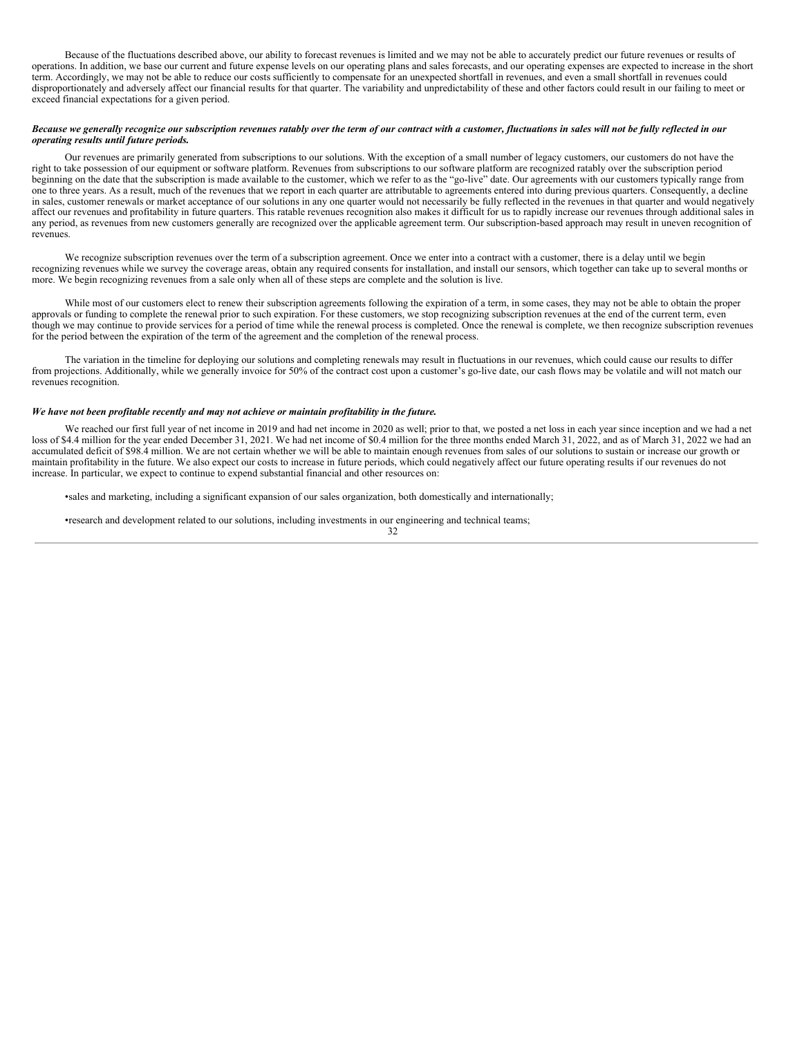Because of the fluctuations described above, our ability to forecast revenues is limited and we may not be able to accurately predict our future revenues or results of operations. In addition, we base our current and future expense levels on our operating plans and sales forecasts, and our operating expenses are expected to increase in the short term. Accordingly, we may not be able to reduce our costs sufficiently to compensate for an unexpected shortfall in revenues, and even a small shortfall in revenues could disproportionately and adversely affect our financial results for that quarter. The variability and unpredictability of these and other factors could result in our failing to meet or exceed financial expectations for a given period.

***Because we generally recognize our subscription revenues ratably over the term of our contract with a customer, fluctuations in sales will not be fully reflected in our operating results until future periods.***

Our revenues are primarily generated from subscriptions to our solutions. With the exception of a small number of legacy customers, our customers do not have the right to take possession of our equipment or software platform. Revenues from subscriptions to our software platform are recognized ratably over the subscription period beginning on the date that the subscription is made available to the customer, which we refer to as the "go-live" date. Our agreements with our customers typically range from one to three years. As a result, much of the revenues that we report in each quarter are attributable to agreements entered into during previous quarters. Consequently, a decline in sales, customer renewals or market acceptance of our solutions in any one quarter would not necessarily be fully reflected in the revenues in that quarter and would negatively affect our revenues and profitability in future quarters. This ratable revenues recognition also makes it difficult for us to rapidly increase our revenues through additional sales in any period, as revenues from new customers generally are recognized over the applicable agreement term. Our subscription-based approach may result in uneven recognition of revenues.

We recognize subscription revenues over the term of a subscription agreement. Once we enter into a contract with a customer, there is a delay until we begin recognizing revenues while we survey the coverage areas, obtain any required consents for installation, and install our sensors, which together can take up to several months or more. We begin recognizing revenues from a sale only when all of these steps are complete and the solution is live.

While most of our customers elect to renew their subscription agreements following the expiration of a term, in some cases, they may not be able to obtain the proper approvals or funding to complete the renewal prior to such expiration. For these customers, we stop recognizing subscription revenues at the end of the current term, even though we may continue to provide services for a period of time while the renewal process is completed. Once the renewal is complete, we then recognize subscription revenues for the period between the expiration of the term of the agreement and the completion of the renewal process.

The variation in the timeline for deploying our solutions and completing renewals may result in fluctuations in our revenues, which could cause our results to differ from projections. Additionally, while we generally invoice for 50% of the contract cost upon a customer's go-live date, our cash flows may be volatile and will not match our revenues recognition.

***We have not been profitable recently and may not achieve or maintain profitability in the future.***

We reached our first full year of net income in 2019 and had net income in 2020 as well; prior to that, we posted a net loss in each year since inception and we had a net loss of $4.4 million for the year ended December 31, 2021. We had net income of $0.4 million for the three months ended March 31, 2022, and as of March 31, 2022 we had an accumulated deficit of $98.4 million. We are not certain whether we will be able to maintain enough revenues from sales of our solutions to sustain or increase our growth or maintain profitability in the future. We also expect our costs to increase in future periods, which could negatively affect our future operating results if our revenues do not increase. In particular, we expect to continue to expend substantial financial and other resources on:

- sales and marketing, including a significant expansion of our sales organization, both domestically and internationally;
- research and development related to our solutions, including investments in our engineering and technical teams;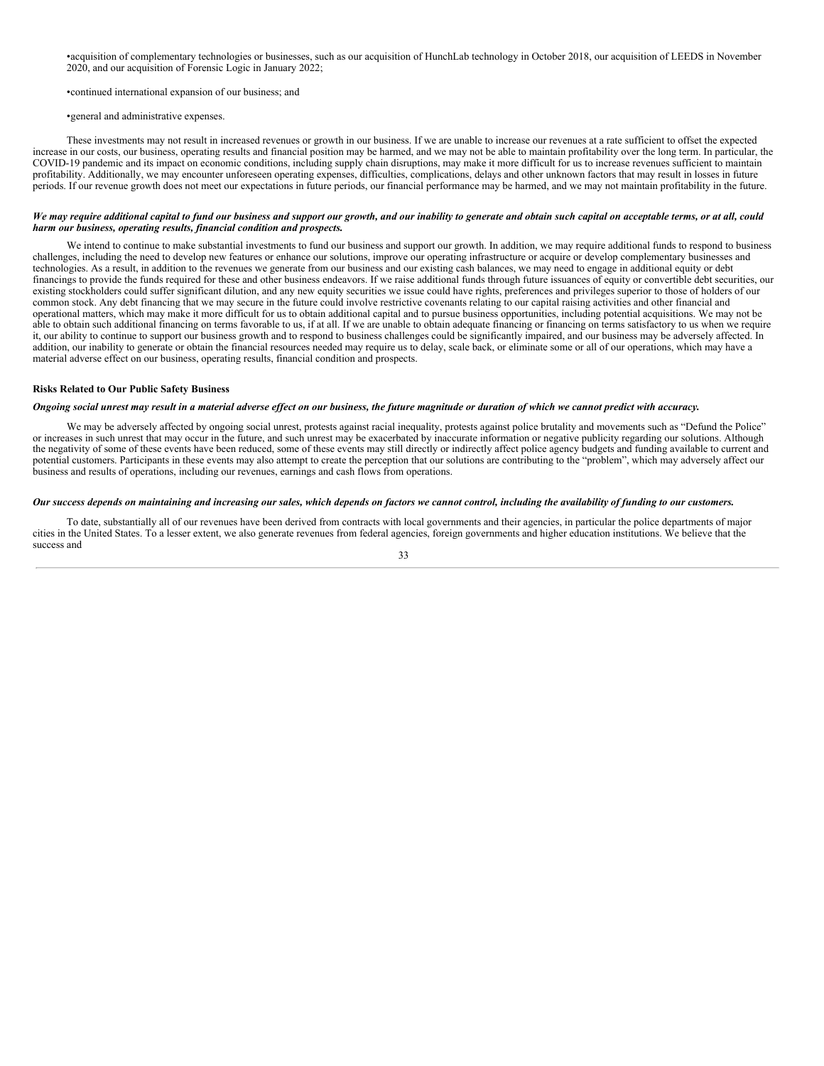- acquisition of complementary technologies or businesses, such as our acquisition of HunchLab technology in October 2018, our acquisition of LEEDS in November 2020, and our acquisition of Forensic Logic in January 2022;
- continued international expansion of our business; and
- general and administrative expenses.

These investments may not result in increased revenues or growth in our business. If we are unable to increase our revenues at a rate sufficient to offset the expected increase in our costs, our business, operating results and financial position may be harmed, and we may not be able to maintain profitability over the long term. In particular, the COVID-19 pandemic and its impact on economic conditions, including supply chain disruptions, may make it more difficult for us to increase revenues sufficient to maintain profitability. Additionally, we may encounter unforeseen operating expenses, difficulties, complications, delays and other unknown factors that may result in losses in future periods. If our revenue growth does not meet our expectations in future periods, our financial performance may be harmed, and we may not maintain profitability in the future.

***We may require additional capital to fund our business and support our growth, and our inability to generate and obtain such capital on acceptable terms, or at all, could harm our business, operating results, financial condition and prospects.***

We intend to continue to make substantial investments to fund our business and support our growth. In addition, we may require additional funds to respond to business challenges, including the need to develop new features or enhance our solutions, improve our operating infrastructure or acquire or develop complementary businesses and technologies. As a result, in addition to the revenues we generate from our business and our existing cash balances, we may need to engage in additional equity or debt financings to provide the funds required for these and other business endeavors. If we raise additional funds through future issuances of equity or convertible debt securities, our existing stockholders could suffer significant dilution, and any new equity securities we issue could have rights, preferences and privileges superior to those of holders of our common stock. Any debt financing that we may secure in the future could involve restrictive covenants relating to our capital raising activities and other financial and operational matters, which may make it more difficult for us to obtain additional capital and to pursue business opportunities, including potential acquisitions. We may not be able to obtain such additional financing on terms favorable to us, if at all. If we are unable to obtain adequate financing or financing on terms satisfactory to us when we require it, our ability to continue to support our business growth and to respond to business challenges could be significantly impaired, and our business may be adversely affected. In addition, our inability to generate or obtain the financial resources needed may require us to delay, scale back, or eliminate some or all of our operations, which may have a material adverse effect on our business, operating results, financial condition and prospects.

**Risks Related to Our Public Safety Business**

***Ongoing social unrest may result in a material adverse effect on our business, the future magnitude or duration of which we cannot predict with accuracy.***

We may be adversely affected by ongoing social unrest, protests against racial inequality, protests against police brutality and movements such as "Defund the Police" or increases in such unrest that may occur in the future, and such unrest may be exacerbated by inaccurate information or negative publicity regarding our solutions. Although the negativity of some of these events have been reduced, some of these events may still directly or indirectly affect police agency budgets and funding available to current and potential customers. Participants in these events may also attempt to create the perception that our solutions are contributing to the "problem", which may adversely affect our business and results of operations, including our revenues, earnings and cash flows from operations.

***Our success depends on maintaining and increasing our sales, which depends on factors we cannot control, including the availability of funding to our customers.***

To date, substantially all of our revenues have been derived from contracts with local governments and their agencies, in particular the police departments of major cities in the United States. To a lesser extent, we also generate revenues from federal agencies, foreign governments and higher education institutions. We believe that the success and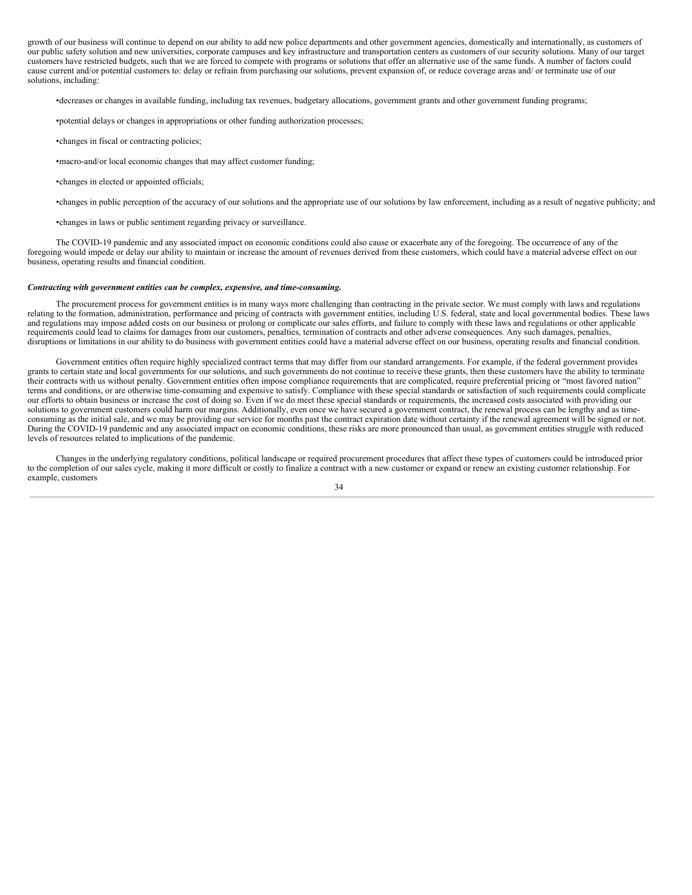growth of our business will continue to depend on our ability to add new police departments and other government agencies, domestically and internationally, as customers of our public safety solution and new universities, corporate campuses and key infrastructure and transportation centers as customers of our security solutions. Many of our target customers have restricted budgets, such that we are forced to compete with programs or solutions that offer an alternative use of the same funds. A number of factors could cause current and/or potential customers to: delay or refrain from purchasing our solutions, prevent expansion of, or reduce coverage areas and/ or terminate use of our solutions, including:

- decreases or changes in available funding, including tax revenues, budgetary allocations, government grants and other government funding programs;
- potential delays or changes in appropriations or other funding authorization processes;
- changes in fiscal or contracting policies;
- macro-and/or local economic changes that may affect customer funding;
- changes in elected or appointed officials;
- changes in public perception of the accuracy of our solutions and the appropriate use of our solutions by law enforcement, including as a result of negative publicity; and
- changes in laws or public sentiment regarding privacy or surveillance.

The COVID-19 pandemic and any associated impact on economic conditions could also cause or exacerbate any of the foregoing. The occurrence of any of the foregoing would impede or delay our ability to maintain or increase the amount of revenues derived from these customers, which could have a material adverse effect on our business, operating results and financial condition.

***Contracting with government entities can be complex, expensive, and time-consuming.***

The procurement process for government entities is in many ways more challenging than contracting in the private sector. We must comply with laws and regulations relating to the formation, administration, performance and pricing of contracts with government entities, including U.S. federal, state and local governmental bodies. These laws and regulations may impose added costs on our business or prolong or complicate our sales efforts, and failure to comply with these laws and regulations or other applicable requirements could lead to claims for damages from our customers, penalties, termination of contracts and other adverse consequences. Any such damages, penalties, disruptions or limitations in our ability to do business with government entities could have a material adverse effect on our business, operating results and financial condition.

Government entities often require highly specialized contract terms that may differ from our standard arrangements. For example, if the federal government provides grants to certain state and local governments for our solutions, and such governments do not continue to receive these grants, then these customers have the ability to terminate their contracts with us without penalty. Government entities often impose compliance requirements that are complicated, require preferential pricing or "most favored nation" terms and conditions, or are otherwise time-consuming and expensive to satisfy. Compliance with these special standards or satisfaction of such requirements could complicate our efforts to obtain business or increase the cost of doing so. Even if we do meet these special standards or requirements, the increased costs associated with providing our solutions to government customers could harm our margins. Additionally, even once we have secured a government contract, the renewal process can be lengthy and as time-consuming as the initial sale, and we may be providing our service for months past the contract expiration date without certainty if the renewal agreement will be signed or not. During the COVID-19 pandemic and any associated impact on economic conditions, these risks are more pronounced than usual, as government entities struggle with reduced levels of resources related to implications of the pandemic.

Changes in the underlying regulatory conditions, political landscape or required procurement procedures that affect these types of customers could be introduced prior to the completion of our sales cycle, making it more difficult or costly to finalize a contract with a new customer or expand or renew an existing customer relationship. For example, customers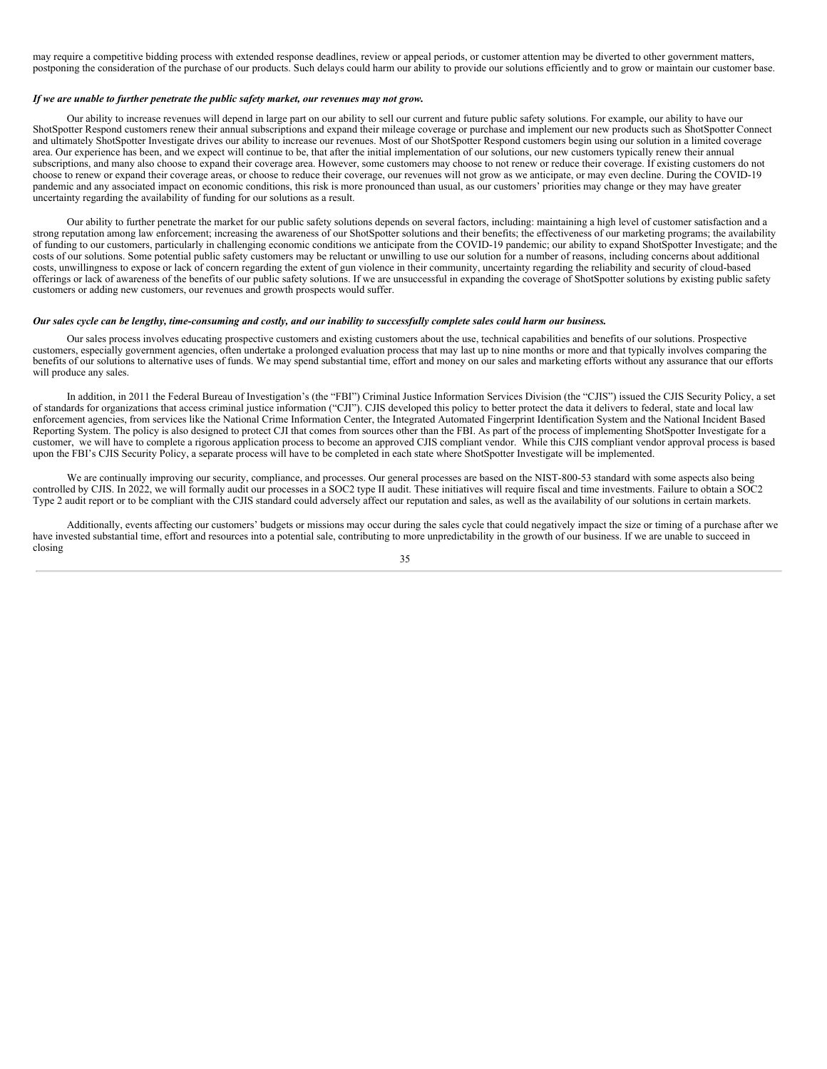may require a competitive bidding process with extended response deadlines, review or appeal periods, or customer attention may be diverted to other government matters, postponing the consideration of the purchase of our products. Such delays could harm our ability to provide our solutions efficiently and to grow or maintain our customer base.

***If we are unable to further penetrate the public safety market, our revenues may not grow.***

Our ability to increase revenues will depend in large part on our ability to sell our current and future public safety solutions. For example, our ability to have our ShotSpotter Respond customers renew their annual subscriptions and expand their mileage coverage or purchase and implement our new products such as ShotSpotter Connect and ultimately ShotSpotter Investigate drives our ability to increase our revenues. Most of our ShotSpotter Respond customers begin using our solution in a limited coverage area. Our experience has been, and we expect will continue to be, that after the initial implementation of our solutions, our new customers typically renew their annual subscriptions, and many also choose to expand their coverage area. However, some customers may choose to not renew or reduce their coverage. If existing customers do not choose to renew or expand their coverage areas, or choose to reduce their coverage, our revenues will not grow as we anticipate, or may even decline. During the COVID-19 pandemic and any associated impact on economic conditions, this risk is more pronounced than usual, as our customers' priorities may change or they may have greater uncertainty regarding the availability of funding for our solutions as a result.

Our ability to further penetrate the market for our public safety solutions depends on several factors, including: maintaining a high level of customer satisfaction and a strong reputation among law enforcement; increasing the awareness of our ShotSpotter solutions and their benefits; the effectiveness of our marketing programs; the availability of funding to our customers, particularly in challenging economic conditions we anticipate from the COVID-19 pandemic; our ability to expand ShotSpotter Investigate; and the costs of our solutions. Some potential public safety customers may be reluctant or unwilling to use our solution for a number of reasons, including concerns about additional costs, unwillingness to expose or lack of concern regarding the extent of gun violence in their community, uncertainty regarding the reliability and security of cloud-based offerings or lack of awareness of the benefits of our public safety solutions. If we are unsuccessful in expanding the coverage of ShotSpotter solutions by existing public safety customers or adding new customers, our revenues and growth prospects would suffer.

***Our sales cycle can be lengthy, time-consuming and costly, and our inability to successfully complete sales could harm our business.***

Our sales process involves educating prospective customers and existing customers about the use, technical capabilities and benefits of our solutions. Prospective customers, especially government agencies, often undertake a prolonged evaluation process that may last up to nine months or more and that typically involves comparing the benefits of our solutions to alternative uses of funds. We may spend substantial time, effort and money on our sales and marketing efforts without any assurance that our efforts will produce any sales.

In addition, in 2011 the Federal Bureau of Investigation's (the "FBI") Criminal Justice Information Services Division (the "CJIS") issued the CJIS Security Policy, a set of standards for organizations that access criminal justice information ("CJI"). CJIS developed this policy to better protect the data it delivers to federal, state and local law enforcement agencies, from services like the National Crime Information Center, the Integrated Automated Fingerprint Identification System and the National Incident Based Reporting System. The policy is also designed to protect CJI that comes from sources other than the FBI. As part of the process of implementing ShotSpotter Investigate for a customer, we will have to complete a rigorous application process to become an approved CJIS compliant vendor. While this CJIS compliant vendor approval process is based upon the FBI's CJIS Security Policy, a separate process will have to be completed in each state where ShotSpotter Investigate will be implemented.

We are continually improving our security, compliance, and processes. Our general processes are based on the NIST-800-53 standard with some aspects also being controlled by CJIS. In 2022, we will formally audit our processes in a SOC2 type II audit. These initiatives will require fiscal and time investments. Failure to obtain a SOC2 Type 2 audit report or to be compliant with the CJIS standard could adversely affect our reputation and sales, as well as the availability of our solutions in certain markets.

Additionally, events affecting our customers' budgets or missions may occur during the sales cycle that could negatively impact the size or timing of a purchase after we have invested substantial time, effort and resources into a potential sale, contributing to more unpredictability in the growth of our business. If we are unable to succeed in closing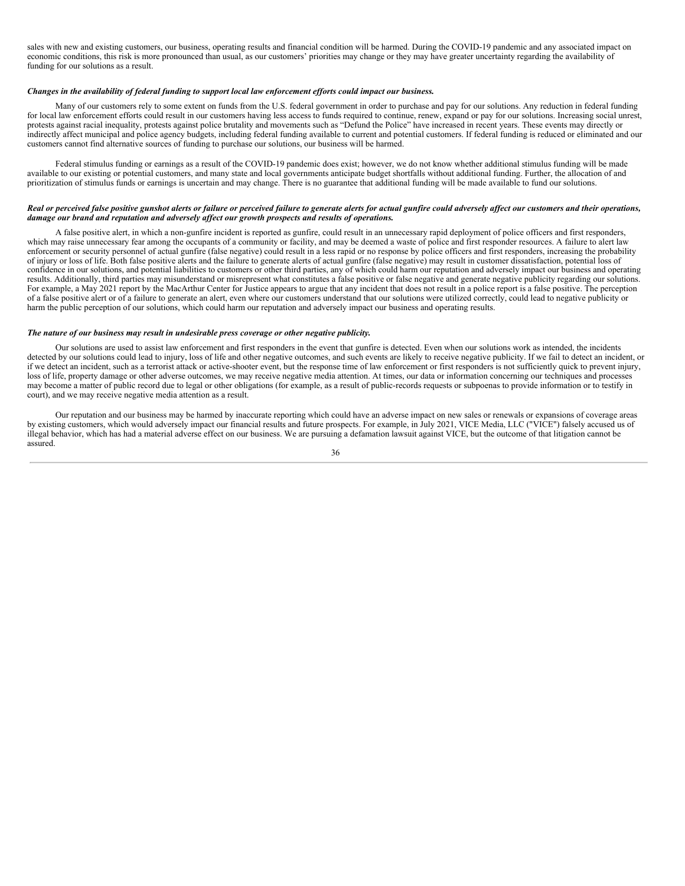sales with new and existing customers, our business, operating results and financial condition will be harmed. During the COVID-19 pandemic and any associated impact on economic conditions, this risk is more pronounced than usual, as our customers' priorities may change or they may have greater uncertainty regarding the availability of funding for our solutions as a result.

***Changes in the availability of federal funding to support local law enforcement efforts could impact our business.***

Many of our customers rely to some extent on funds from the U.S. federal government in order to purchase and pay for our solutions. Any reduction in federal funding for local law enforcement efforts could result in our customers having less access to funds required to continue, renew, expand or pay for our solutions. Increasing social unrest, protests against racial inequality, protests against police brutality and movements such as "Defund the Police" have increased in recent years. These events may directly or indirectly affect municipal and police agency budgets, including federal funding available to current and potential customers. If federal funding is reduced or eliminated and our customers cannot find alternative sources of funding to purchase our solutions, our business will be harmed.

Federal stimulus funding or earnings as a result of the COVID-19 pandemic does exist; however, we do not know whether additional stimulus funding will be made available to our existing or potential customers, and many state and local governments anticipate budget shortfalls without additional funding. Further, the allocation of and prioritization of stimulus funds or earnings is uncertain and may change. There is no guarantee that additional funding will be made available to fund our solutions.

***Real or perceived false positive gunshot alerts or failure or perceived failure to generate alerts for actual gunfire could adversely affect our customers and their operations, damage our brand and reputation and adversely affect our growth prospects and results of operations.***

A false positive alert, in which a non-gunfire incident is reported as gunfire, could result in an unnecessary rapid deployment of police officers and first responders, which may raise unnecessary fear among the occupants of a community or facility, and may be deemed a waste of police and first responder resources. A failure to alert law enforcement or security personnel of actual gunfire (false negative) could result in a less rapid or no response by police officers and first responders, increasing the probability of injury or loss of life. Both false positive alerts and the failure to generate alerts of actual gunfire (false negative) may result in customer dissatisfaction, potential loss of confidence in our solutions, and potential liabilities to customers or other third parties, any of which could harm our reputation and adversely impact our business and operating results. Additionally, third parties may misunderstand or misrepresent what constitutes a false positive or false negative and generate negative publicity regarding our solutions. For example, a May 2021 report by the MacArthur Center for Justice appears to argue that any incident that does not result in a police report is a false positive. The perception of a false positive alert or of a failure to generate an alert, even where our customers understand that our solutions were utilized correctly, could lead to negative publicity or harm the public perception of our solutions, which could harm our reputation and adversely impact our business and operating results.

***The nature of our business may result in undesirable press coverage or other negative publicity.***

Our solutions are used to assist law enforcement and first responders in the event that gunfire is detected. Even when our solutions work as intended, the incidents detected by our solutions could lead to injury, loss of life and other negative outcomes, and such events are likely to receive negative publicity. If we fail to detect an incident, or if we detect an incident, such as a terrorist attack or active-shooter event, but the response time of law enforcement or first responders is not sufficiently quick to prevent injury, loss of life, property damage or other adverse outcomes, we may receive negative media attention. At times, our data or information concerning our techniques and processes may become a matter of public record due to legal or other obligations (for example, as a result of public-records requests or subpoenas to provide information or to testify in court), and we may receive negative media attention as a result.

Our reputation and our business may be harmed by inaccurate reporting which could have an adverse impact on new sales or renewals or expansions of coverage areas by existing customers, which would adversely impact our financial results and future prospects. For example, in July 2021, VICE Media, LLC ("VICE") falsely accused us of illegal behavior, which has had a material adverse effect on our business. We are pursuing a defamation lawsuit against VICE, but the outcome of that litigation cannot be assured.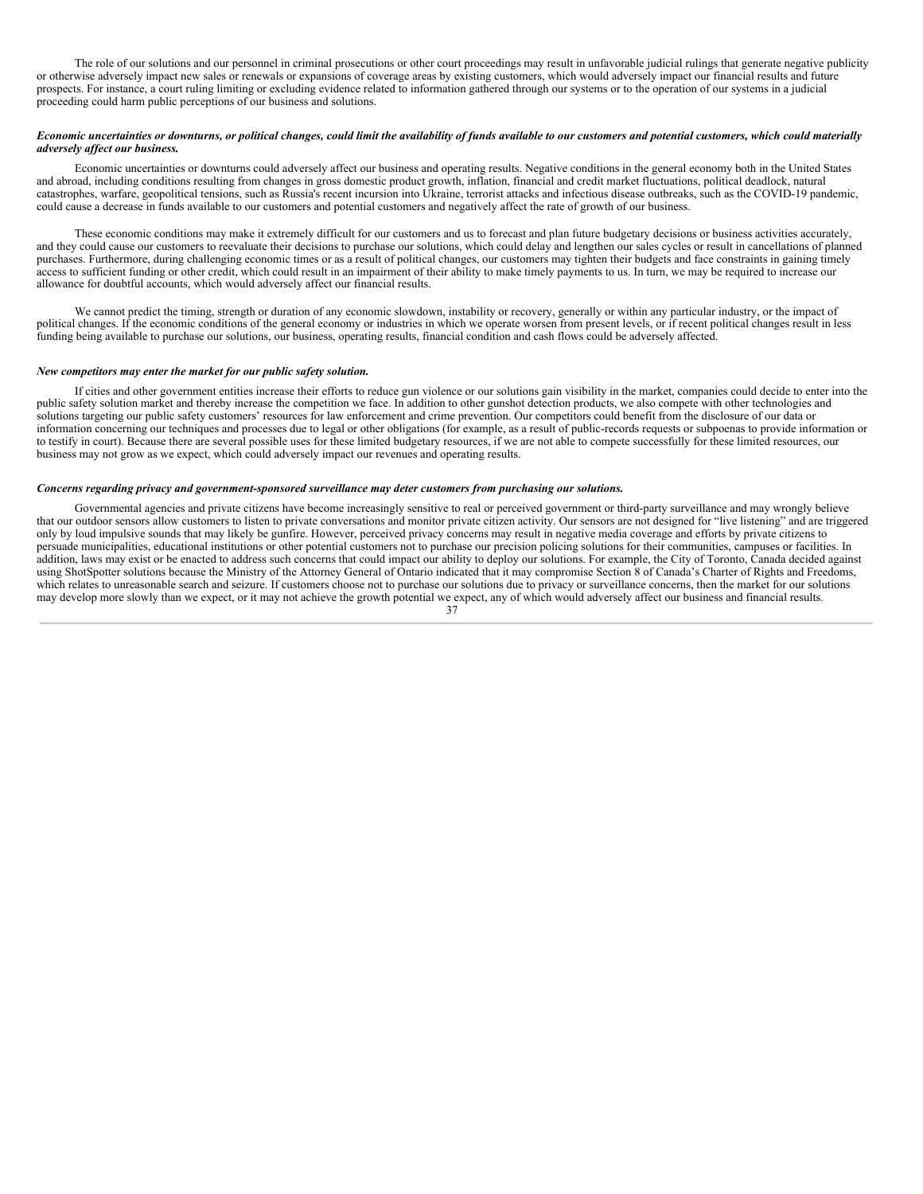The role of our solutions and our personnel in criminal prosecutions or other court proceedings may result in unfavorable judicial rulings that generate negative publicity or otherwise adversely impact new sales or renewals or expansions of coverage areas by existing customers, which would adversely impact our financial results and future prospects. For instance, a court ruling limiting or excluding evidence related to information gathered through our systems or to the operation of our systems in a judicial proceeding could harm public perceptions of our business and solutions.

***Economic uncertainties or downturns, or political changes, could limit the availability of funds available to our customers and potential customers, which could materially adversely affect our business.***

Economic uncertainties or downturns could adversely affect our business and operating results. Negative conditions in the general economy both in the United States and abroad, including conditions resulting from changes in gross domestic product growth, inflation, financial and credit market fluctuations, political deadlock, natural catastrophes, warfare, geopolitical tensions, such as Russia's recent incursion into Ukraine, terrorist attacks and infectious disease outbreaks, such as the COVID-19 pandemic, could cause a decrease in funds available to our customers and potential customers and negatively affect the rate of growth of our business.

These economic conditions may make it extremely difficult for our customers and us to forecast and plan future budgetary decisions or business activities accurately, and they could cause our customers to reevaluate their decisions to purchase our solutions, which could delay and lengthen our sales cycles or result in cancellations of planned purchases. Furthermore, during challenging economic times or as a result of political changes, our customers may tighten their budgets and face constraints in gaining timely access to sufficient funding or other credit, which could result in an impairment of their ability to make timely payments to us. In turn, we may be required to increase our allowance for doubtful accounts, which would adversely affect our financial results.

We cannot predict the timing, strength or duration of any economic slowdown, instability or recovery, generally or within any particular industry, or the impact of political changes. If the economic conditions of the general economy or industries in which we operate worsen from present levels, or if recent political changes result in less funding being available to purchase our solutions, our business, operating results, financial condition and cash flows could be adversely affected.

***New competitors may enter the market for our public safety solution.***

If cities and other government entities increase their efforts to reduce gun violence or our solutions gain visibility in the market, companies could decide to enter into the public safety solution market and thereby increase the competition we face. In addition to other gunshot detection products, we also compete with other technologies and solutions targeting our public safety customers' resources for law enforcement and crime prevention. Our competitors could benefit from the disclosure of our data or information concerning our techniques and processes due to legal or other obligations (for example, as a result of public-records requests or subpoenas to provide information or to testify in court). Because there are several possible uses for these limited budgetary resources, if we are not able to compete successfully for these limited resources, our business may not grow as we expect, which could adversely impact our revenues and operating results.

***Concerns regarding privacy and government-sponsored surveillance may deter customers from purchasing our solutions.***

Governmental agencies and private citizens have become increasingly sensitive to real or perceived government or third-party surveillance and may wrongly believe that our outdoor sensors allow customers to listen to private conversations and monitor private citizen activity. Our sensors are not designed for "live listening" and are triggered only by loud impulsive sounds that may likely be gunfire. However, perceived privacy concerns may result in negative media coverage and efforts by private citizens to persuade municipalities, educational institutions or other potential customers not to purchase our precision policing solutions for their communities, campuses or facilities. In addition, laws may exist or be enacted to address such concerns that could impact our ability to deploy our solutions. For example, the City of Toronto, Canada decided against using ShotSpotter solutions because the Ministry of the Attorney General of Ontario indicated that it may compromise Section 8 of Canada's Charter of Rights and Freedoms, which relates to unreasonable search and seizure. If customers choose not to purchase our solutions due to privacy or surveillance concerns, then the market for our solutions may develop more slowly than we expect, or it may not achieve the growth potential we expect, any of which would adversely affect our business and financial results.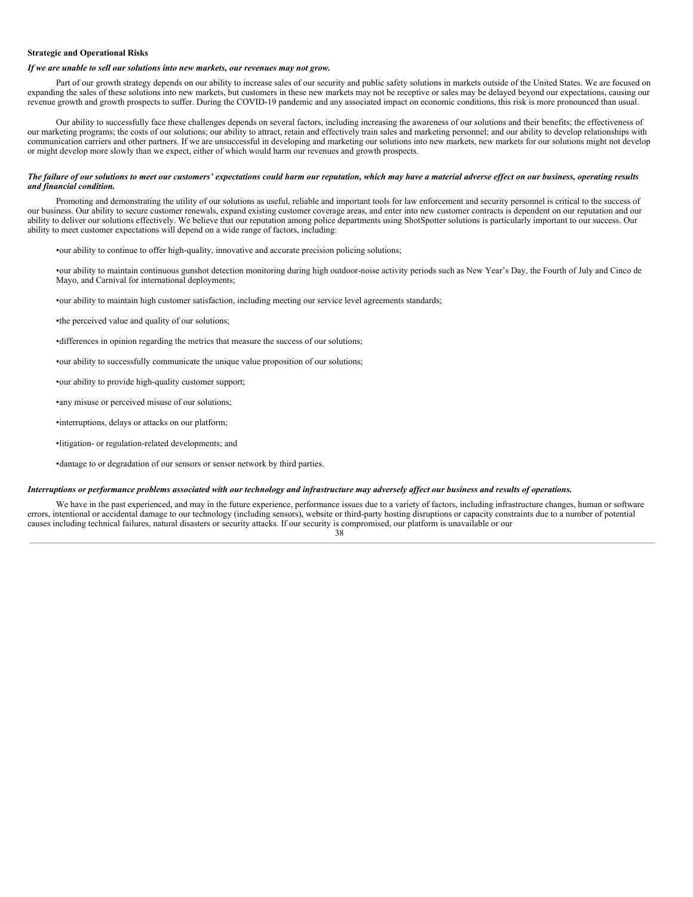**Strategic and Operational Risks**

***If we are unable to sell our solutions into new markets, our revenues may not grow.***

Part of our growth strategy depends on our ability to increase sales of our security and public safety solutions in markets outside of the United States. We are focused on expanding the sales of these solutions into new markets, but customers in these new markets may not be receptive or sales may be delayed beyond our expectations, causing our revenue growth and growth prospects to suffer. During the COVID-19 pandemic and any associated impact on economic conditions, this risk is more pronounced than usual.

Our ability to successfully face these challenges depends on several factors, including increasing the awareness of our solutions and their benefits; the effectiveness of our marketing programs; the costs of our solutions; our ability to attract, retain and effectively train sales and marketing personnel; and our ability to develop relationships with communication carriers and other partners. If we are unsuccessful in developing and marketing our solutions into new markets, new markets for our solutions might not develop or might develop more slowly than we expect, either of which would harm our revenues and growth prospects.

***The failure of our solutions to meet our customers' expectations could harm our reputation, which may have a material adverse effect on our business, operating results and financial condition.***

Promoting and demonstrating the utility of our solutions as useful, reliable and important tools for law enforcement and security personnel is critical to the success of our business. Our ability to secure customer renewals, expand existing customer coverage areas, and enter into new customer contracts is dependent on our reputation and our ability to deliver our solutions effectively. We believe that our reputation among police departments using ShotSpotter solutions is particularly important to our success. Our ability to meet customer expectations will depend on a wide range of factors, including:

- our ability to continue to offer high-quality, innovative and accurate precision policing solutions;
- our ability to maintain continuous gunshot detection monitoring during high outdoor-noise activity periods such as New Year's Day, the Fourth of July and Cinco de Mayo, and Carnival for international deployments;
- our ability to maintain high customer satisfaction, including meeting our service level agreements standards;
- the perceived value and quality of our solutions;
- differences in opinion regarding the metrics that measure the success of our solutions;
- our ability to successfully communicate the unique value proposition of our solutions;
- our ability to provide high-quality customer support;
- any misuse or perceived misuse of our solutions;
- interruptions, delays or attacks on our platform;
- litigation- or regulation-related developments; and
- damage to or degradation of our sensors or sensor network by third parties.

***Interruptions or performance problems associated with our technology and infrastructure may adversely affect our business and results of operations.***

We have in the past experienced, and may in the future experience, performance issues due to a variety of factors, including infrastructure changes, human or software errors, intentional or accidental damage to our technology (including sensors), website or third-party hosting disruptions or capacity constraints due to a number of potential causes including technical failures, natural disasters or security attacks. If our security is compromised, our platform is unavailable or our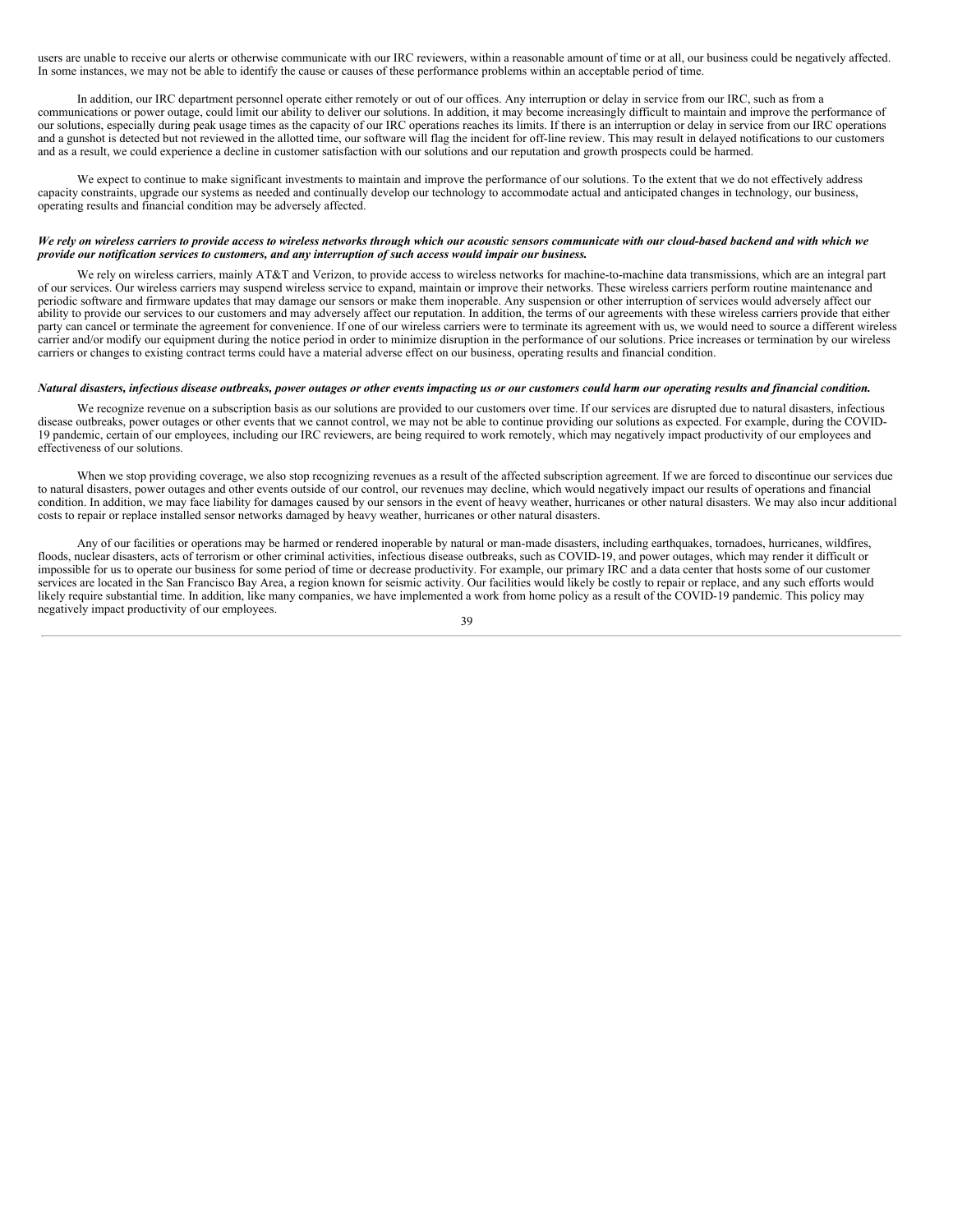users are unable to receive our alerts or otherwise communicate with our IRC reviewers, within a reasonable amount of time or at all, our business could be negatively affected. In some instances, we may not be able to identify the cause or causes of these performance problems within an acceptable period of time.

In addition, our IRC department personnel operate either remotely or out of our offices. Any interruption or delay in service from our IRC, such as from a communications or power outage, could limit our ability to deliver our solutions. In addition, it may become increasingly difficult to maintain and improve the performance of our solutions, especially during peak usage times as the capacity of our IRC operations reaches its limits. If there is an interruption or delay in service from our IRC operations and a gunshot is detected but not reviewed in the allotted time, our software will flag the incident for off-line review. This may result in delayed notifications to our customers and as a result, we could experience a decline in customer satisfaction with our solutions and our reputation and growth prospects could be harmed.

We expect to continue to make significant investments to maintain and improve the performance of our solutions. To the extent that we do not effectively address capacity constraints, upgrade our systems as needed and continually develop our technology to accommodate actual and anticipated changes in technology, our business, operating results and financial condition may be adversely affected.

***We rely on wireless carriers to provide access to wireless networks through which our acoustic sensors communicate with our cloud-based backend and with which we provide our notification services to customers, and any interruption of such access would impair our business.***

We rely on wireless carriers, mainly AT&T and Verizon, to provide access to wireless networks for machine-to-machine data transmissions, which are an integral part of our services. Our wireless carriers may suspend wireless service to expand, maintain or improve their networks. These wireless carriers perform routine maintenance and periodic software and firmware updates that may damage our sensors or make them inoperable. Any suspension or other interruption of services would adversely affect our ability to provide our services to our customers and may adversely affect our reputation. In addition, the terms of our agreements with these wireless carriers provide that either party can cancel or terminate the agreement for convenience. If one of our wireless carriers were to terminate its agreement with us, we would need to source a different wireless carrier and/or modify our equipment during the notice period in order to minimize disruption in the performance of our solutions. Price increases or termination by our wireless carriers or changes to existing contract terms could have a material adverse effect on our business, operating results and financial condition.

***Natural disasters, infectious disease outbreaks, power outages or other events impacting us or our customers could harm our operating results and financial condition.***

We recognize revenue on a subscription basis as our solutions are provided to our customers over time. If our services are disrupted due to natural disasters, infectious disease outbreaks, power outages or other events that we cannot control, we may not be able to continue providing our solutions as expected. For example, during the COVID-19 pandemic, certain of our employees, including our IRC reviewers, are being required to work remotely, which may negatively impact productivity of our employees and effectiveness of our solutions.

When we stop providing coverage, we also stop recognizing revenues as a result of the affected subscription agreement. If we are forced to discontinue our services due to natural disasters, power outages and other events outside of our control, our revenues may decline, which would negatively impact our results of operations and financial condition. In addition, we may face liability for damages caused by our sensors in the event of heavy weather, hurricanes or other natural disasters. We may also incur additional costs to repair or replace installed sensor networks damaged by heavy weather, hurricanes or other natural disasters.

Any of our facilities or operations may be harmed or rendered inoperable by natural or man-made disasters, including earthquakes, tornadoes, hurricanes, wildfires, floods, nuclear disasters, acts of terrorism or other criminal activities, infectious disease outbreaks, such as COVID-19, and power outages, which may render it difficult or impossible for us to operate our business for some period of time or decrease productivity. For example, our primary IRC and a data center that hosts some of our customer services are located in the San Francisco Bay Area, a region known for seismic activity. Our facilities would likely be costly to repair or replace, and any such efforts would likely require substantial time. In addition, like many companies, we have implemented a work from home policy as a result of the COVID-19 pandemic. This policy may negatively impact productivity of our employees.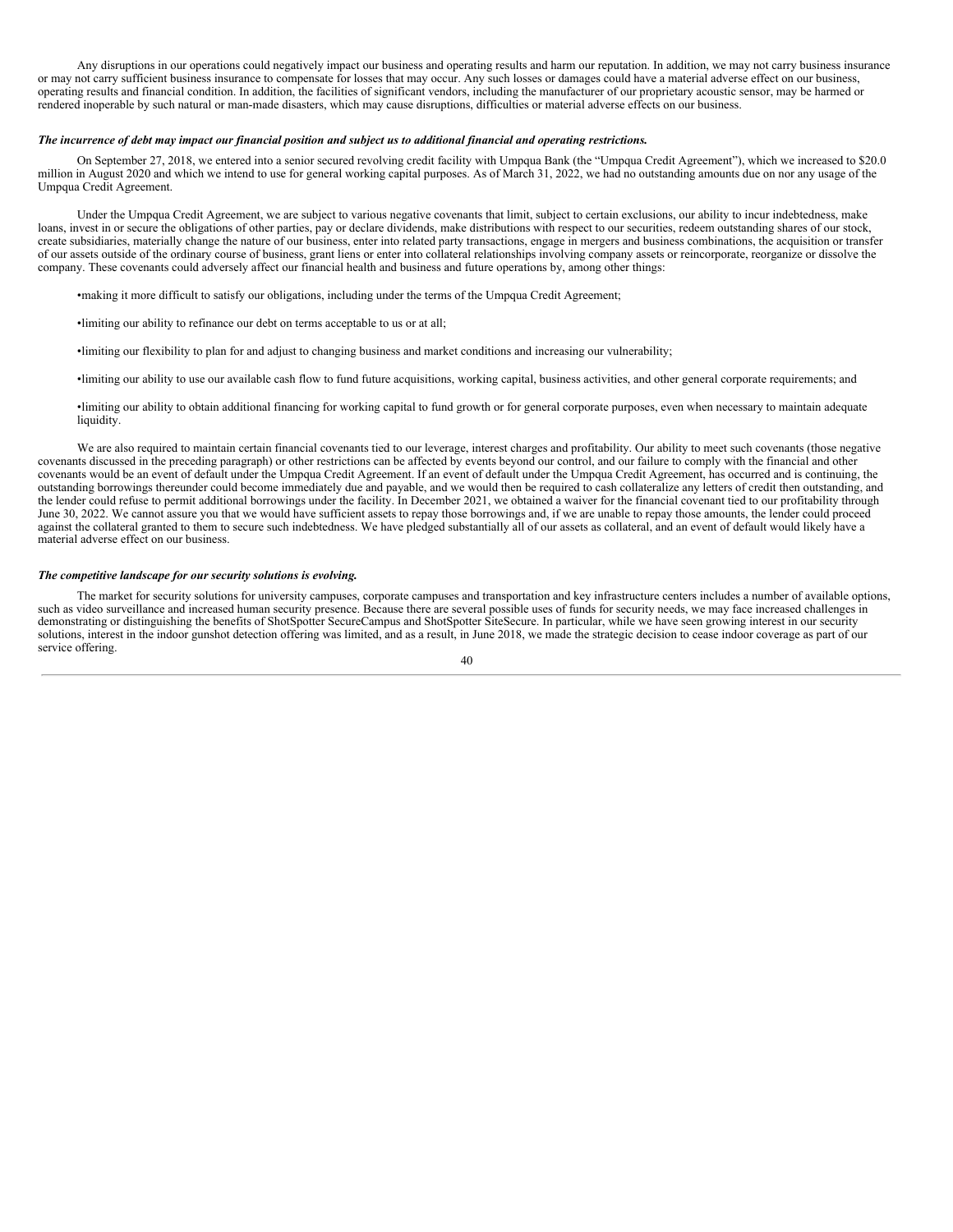Any disruptions in our operations could negatively impact our business and operating results and harm our reputation. In addition, we may not carry business insurance or may not carry sufficient business insurance to compensate for losses that may occur. Any such losses or damages could have a material adverse effect on our business, operating results and financial condition. In addition, the facilities of significant vendors, including the manufacturer of our proprietary acoustic sensor, may be harmed or rendered inoperable by such natural or man-made disasters, which may cause disruptions, difficulties or material adverse effects on our business.

***The incurrence of debt may impact our financial position and subject us to additional financial and operating restrictions.***

On September 27, 2018, we entered into a senior secured revolving credit facility with Umpqua Bank (the "Umpqua Credit Agreement"), which we increased to $20.0 million in August 2020 and which we intend to use for general working capital purposes. As of March 31, 2022, we had no outstanding amounts due on nor any usage of the Umpqua Credit Agreement.

Under the Umpqua Credit Agreement, we are subject to various negative covenants that limit, subject to certain exclusions, our ability to incur indebtedness, make loans, invest in or secure the obligations of other parties, pay or declare dividends, make distributions with respect to our securities, redeem outstanding shares of our stock, create subsidiaries, materially change the nature of our business, enter into related party transactions, engage in mergers and business combinations, the acquisition or transfer of our assets outside of the ordinary course of business, grant liens or enter into collateral relationships involving company assets or reincorporate, reorganize or dissolve the company. These covenants could adversely affect our financial health and business and future operations by, among other things:

- making it more difficult to satisfy our obligations, including under the terms of the Umpqua Credit Agreement;
- limiting our ability to refinance our debt on terms acceptable to us or at all;
- limiting our flexibility to plan for and adjust to changing business and market conditions and increasing our vulnerability;
- limiting our ability to use our available cash flow to fund future acquisitions, working capital, business activities, and other general corporate requirements; and
- limiting our ability to obtain additional financing for working capital to fund growth or for general corporate purposes, even when necessary to maintain adequate liquidity.

We are also required to maintain certain financial covenants tied to our leverage, interest charges and profitability. Our ability to meet such covenants (those negative covenants discussed in the preceding paragraph) or other restrictions can be affected by events beyond our control, and our failure to comply with the financial and other covenants would be an event of default under the Umpqua Credit Agreement. If an event of default under the Umpqua Credit Agreement, has occurred and is continuing, the outstanding borrowings thereunder could become immediately due and payable, and we would then be required to cash collateralize any letters of credit then outstanding, and the lender could refuse to permit additional borrowings under the facility. In December 2021, we obtained a waiver for the financial covenant tied to our profitability through June 30, 2022. We cannot assure you that we would have sufficient assets to repay those borrowings and, if we are unable to repay those amounts, the lender could proceed against the collateral granted to them to secure such indebtedness. We have pledged substantially all of our assets as collateral, and an event of default would likely have a material adverse effect on our business.

***The competitive landscape for our security solutions is evolving.***

The market for security solutions for university campuses, corporate campuses and transportation and key infrastructure centers includes a number of available options, such as video surveillance and increased human security presence. Because there are several possible uses of funds for security needs, we may face increased challenges in demonstrating or distinguishing the benefits of ShotSpotter SecureCampus and ShotSpotter SiteSecure. In particular, while we have seen growing interest in our security solutions, interest in the indoor gunshot detection offering was limited, and as a result, in June 2018, we made the strategic decision to cease indoor coverage as part of our service offering.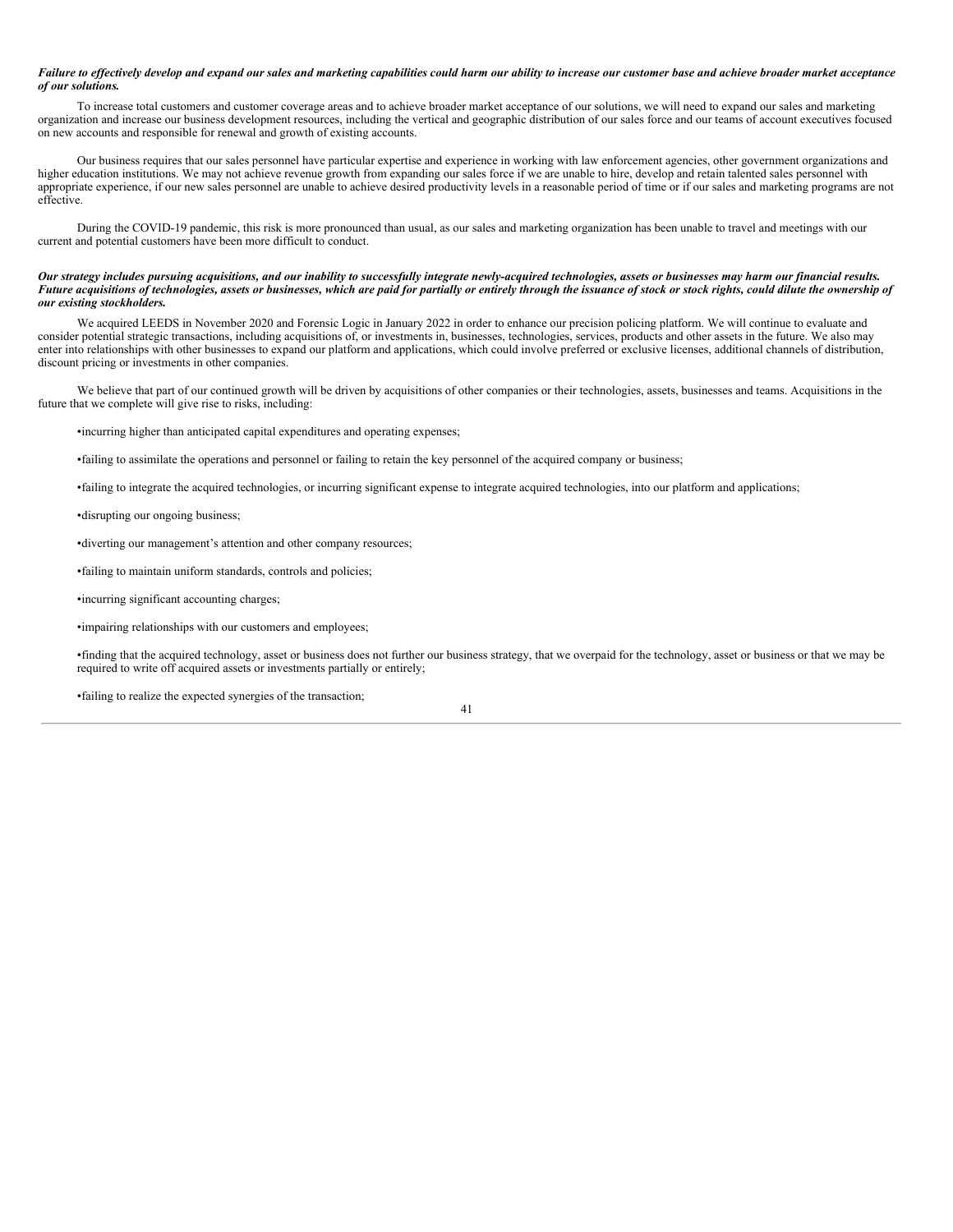***Failure to effectively develop and expand our sales and marketing capabilities could harm our ability to increase our customer base and achieve broader market acceptance of our solutions.***

To increase total customers and customer coverage areas and to achieve broader market acceptance of our solutions, we will need to expand our sales and marketing organization and increase our business development resources, including the vertical and geographic distribution of our sales force and our teams of account executives focused on new accounts and responsible for renewal and growth of existing accounts.

Our business requires that our sales personnel have particular expertise and experience in working with law enforcement agencies, other government organizations and higher education institutions. We may not achieve revenue growth from expanding our sales force if we are unable to hire, develop and retain talented sales personnel with appropriate experience, if our new sales personnel are unable to achieve desired productivity levels in a reasonable period of time or if our sales and marketing programs are not effective.

During the COVID-19 pandemic, this risk is more pronounced than usual, as our sales and marketing organization has been unable to travel and meetings with our current and potential customers have been more difficult to conduct.

***Our strategy includes pursuing acquisitions, and our inability to successfully integrate newly-acquired technologies, assets or businesses may harm our financial results. Future acquisitions of technologies, assets or businesses, which are paid for partially or entirely through the issuance of stock or stock rights, could dilute the ownership of our existing stockholders.***

We acquired LEEDS in November 2020 and Forensic Logic in January 2022 in order to enhance our precision policing platform. We will continue to evaluate and consider potential strategic transactions, including acquisitions of, or investments in, businesses, technologies, services, products and other assets in the future. We also may enter into relationships with other businesses to expand our platform and applications, which could involve preferred or exclusive licenses, additional channels of distribution, discount pricing or investments in other companies.

We believe that part of our continued growth will be driven by acquisitions of other companies or their technologies, assets, businesses and teams. Acquisitions in the future that we complete will give rise to risks, including:

- incurring higher than anticipated capital expenditures and operating expenses;
- failing to assimilate the operations and personnel or failing to retain the key personnel of the acquired company or business;
- failing to integrate the acquired technologies, or incurring significant expense to integrate acquired technologies, into our platform and applications;
- disrupting our ongoing business;
- diverting our management's attention and other company resources;
- failing to maintain uniform standards, controls and policies;
- incurring significant accounting charges;
- impairing relationships with our customers and employees;
- finding that the acquired technology, asset or business does not further our business strategy, that we overpaid for the technology, asset or business or that we may be required to write off acquired assets or investments partially or entirely;
- failing to realize the expected synergies of the transaction;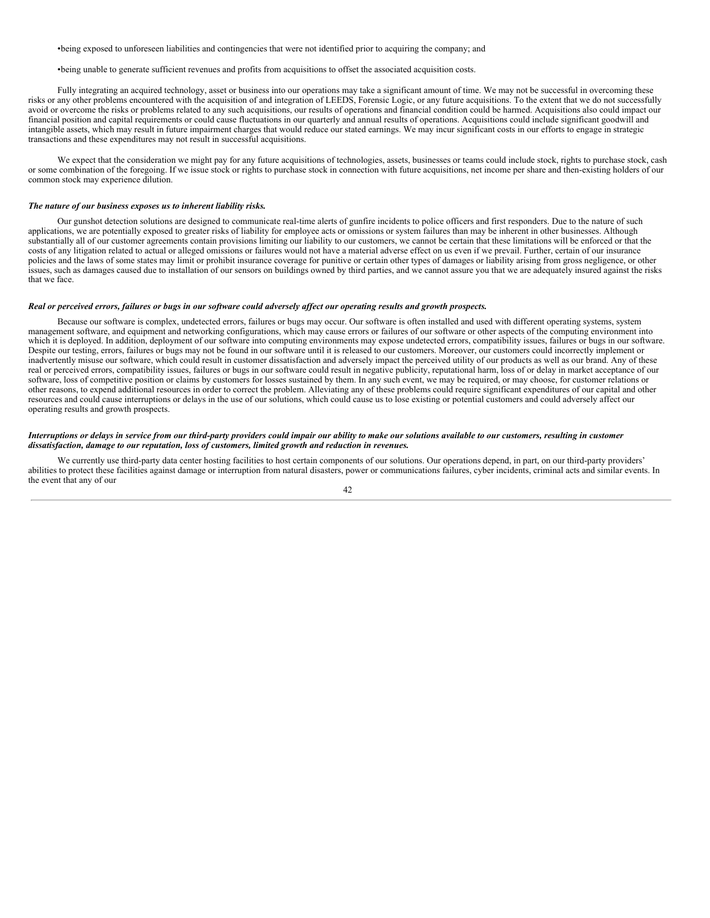- being exposed to unforeseen liabilities and contingencies that were not identified prior to acquiring the company; and

- being unable to generate sufficient revenues and profits from acquisitions to offset the associated acquisition costs.

Fully integrating an acquired technology, asset or business into our operations may take a significant amount of time. We may not be successful in overcoming these risks or any other problems encountered with the acquisition of and integration of LEEDS, Forensic Logic, or any future acquisitions. To the extent that we do not successfully avoid or overcome the risks or problems related to any such acquisitions, our results of operations and financial condition could be harmed. Acquisitions also could impact our financial position and capital requirements or could cause fluctuations in our quarterly and annual results of operations. Acquisitions could include significant goodwill and intangible assets, which may result in future impairment charges that would reduce our stated earnings. We may incur significant costs in our efforts to engage in strategic transactions and these expenditures may not result in successful acquisitions.

We expect that the consideration we might pay for any future acquisitions of technologies, assets, businesses or teams could include stock, rights to purchase stock, cash or some combination of the foregoing. If we issue stock or rights to purchase stock in connection with future acquisitions, net income per share and then-existing holders of our common stock may experience dilution.

***The nature of our business exposes us to inherent liability risks.***

Our gunshot detection solutions are designed to communicate real-time alerts of gunfire incidents to police officers and first responders. Due to the nature of such applications, we are potentially exposed to greater risks of liability for employee acts or omissions or system failures than may be inherent in other businesses. Although substantially all of our customer agreements contain provisions limiting our liability to our customers, we cannot be certain that these limitations will be enforced or that the costs of any litigation related to actual or alleged omissions or failures would not have a material adverse effect on us even if we prevail. Further, certain of our insurance policies and the laws of some states may limit or prohibit insurance coverage for punitive or certain other types of damages or liability arising from gross negligence, or other issues, such as damages caused due to installation of our sensors on buildings owned by third parties, and we cannot assure you that we are adequately insured against the risks that we face.

***Real or perceived errors, failures or bugs in our software could adversely affect our operating results and growth prospects.***

Because our software is complex, undetected errors, failures or bugs may occur. Our software is often installed and used with different operating systems, system management software, and equipment and networking configurations, which may cause errors or failures of our software or other aspects of the computing environment into which it is deployed. In addition, deployment of our software into computing environments may expose undetected errors, compatibility issues, failures or bugs in our software. Despite our testing, errors, failures or bugs may not be found in our software until it is released to our customers. Moreover, our customers could incorrectly implement or inadvertently misuse our software, which could result in customer dissatisfaction and adversely impact the perceived utility of our products as well as our brand. Any of these real or perceived errors, compatibility issues, failures or bugs in our software could result in negative publicity, reputational harm, loss of or delay in market acceptance of our software, loss of competitive position or claims by customers for losses sustained by them. In any such event, we may be required, or may choose, for customer relations or other reasons, to expend additional resources in order to correct the problem. Alleviating any of these problems could require significant expenditures of our capital and other resources and could cause interruptions or delays in the use of our solutions, which could cause us to lose existing or potential customers and could adversely affect our operating results and growth prospects.

***Interruptions or delays in service from our third-party providers could impair our ability to make our solutions available to our customers, resulting in customer dissatisfaction, damage to our reputation, loss of customers, limited growth and reduction in revenues.***

We currently use third-party data center hosting facilities to host certain components of our solutions. Our operations depend, in part, on our third-party providers' abilities to protect these facilities against damage or interruption from natural disasters, power or communications failures, cyber incidents, criminal acts and similar events. In the event that any of our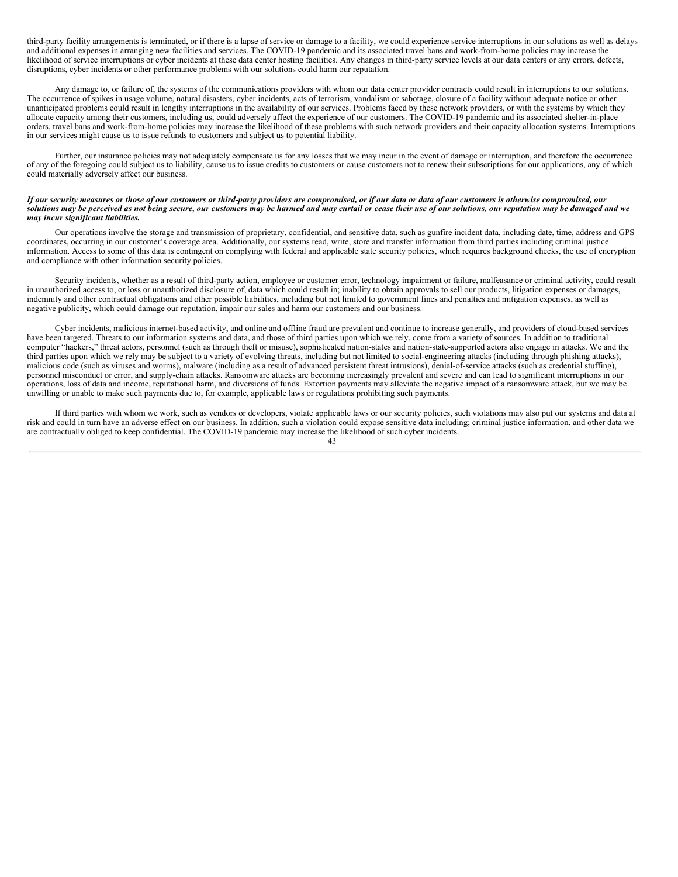third-party facility arrangements is terminated, or if there is a lapse of service or damage to a facility, we could experience service interruptions in our solutions as well as delays and additional expenses in arranging new facilities and services. The COVID-19 pandemic and its associated travel bans and work-from-home policies may increase the likelihood of service interruptions or cyber incidents at these data center hosting facilities. Any changes in third-party service levels at our data centers or any errors, defects, disruptions, cyber incidents or other performance problems with our solutions could harm our reputation.

Any damage to, or failure of, the systems of the communications providers with whom our data center provider contracts could result in interruptions to our solutions. The occurrence of spikes in usage volume, natural disasters, cyber incidents, acts of terrorism, vandalism or sabotage, closure of a facility without adequate notice or other unanticipated problems could result in lengthy interruptions in the availability of our services. Problems faced by these network providers, or with the systems by which they allocate capacity among their customers, including us, could adversely affect the experience of our customers. The COVID-19 pandemic and its associated shelter-in-place orders, travel bans and work-from-home policies may increase the likelihood of these problems with such network providers and their capacity allocation systems. Interruptions in our services might cause us to issue refunds to customers and subject us to potential liability.

Further, our insurance policies may not adequately compensate us for any losses that we may incur in the event of damage or interruption, and therefore the occurrence of any of the foregoing could subject us to liability, cause us to issue credits to customers or cause customers not to renew their subscriptions for our applications, any of which could materially adversely affect our business.

***If our security measures or those of our customers or third-party providers are compromised, or if our data or data of our customers is otherwise compromised, our solutions may be perceived as not being secure, our customers may be harmed and may curtail or cease their use of our solutions, our reputation may be damaged and we may incur significant liabilities.***

Our operations involve the storage and transmission of proprietary, confidential, and sensitive data, such as gunfire incident data, including date, time, address and GPS coordinates, occurring in our customer's coverage area. Additionally, our systems read, write, store and transfer information from third parties including criminal justice information. Access to some of this data is contingent on complying with federal and applicable state security policies, which requires background checks, the use of encryption and compliance with other information security policies.

Security incidents, whether as a result of third-party action, employee or customer error, technology impairment or failure, malfeasance or criminal activity, could result in unauthorized access to, or loss or unauthorized disclosure of, data which could result in; inability to obtain approvals to sell our products, litigation expenses or damages, indemnity and other contractual obligations and other possible liabilities, including but not limited to government fines and penalties and mitigation expenses, as well as negative publicity, which could damage our reputation, impair our sales and harm our customers and our business.

Cyber incidents, malicious internet-based activity, and online and offline fraud are prevalent and continue to increase generally, and providers of cloud-based services have been targeted. Threats to our information systems and data, and those of third parties upon which we rely, come from a variety of sources. In addition to traditional computer "hackers," threat actors, personnel (such as through theft or misuse), sophisticated nation-states and nation-state-supported actors also engage in attacks. We and the third parties upon which we rely may be subject to a variety of evolving threats, including but not limited to social-engineering attacks (including through phishing attacks), malicious code (such as viruses and worms), malware (including as a result of advanced persistent threat intrusions), denial-of-service attacks (such as credential stuffing), personnel misconduct or error, and supply-chain attacks. Ransomware attacks are becoming increasingly prevalent and severe and can lead to significant interruptions in our operations, loss of data and income, reputational harm, and diversions of funds. Extortion payments may alleviate the negative impact of a ransomware attack, but we may be unwilling or unable to make such payments due to, for example, applicable laws or regulations prohibiting such payments.

If third parties with whom we work, such as vendors or developers, violate applicable laws or our security policies, such violations may also put our systems and data at risk and could in turn have an adverse effect on our business. In addition, such a violation could expose sensitive data including; criminal justice information, and other data we are contractually obliged to keep confidential. The COVID-19 pandemic may increase the likelihood of such cyber incidents.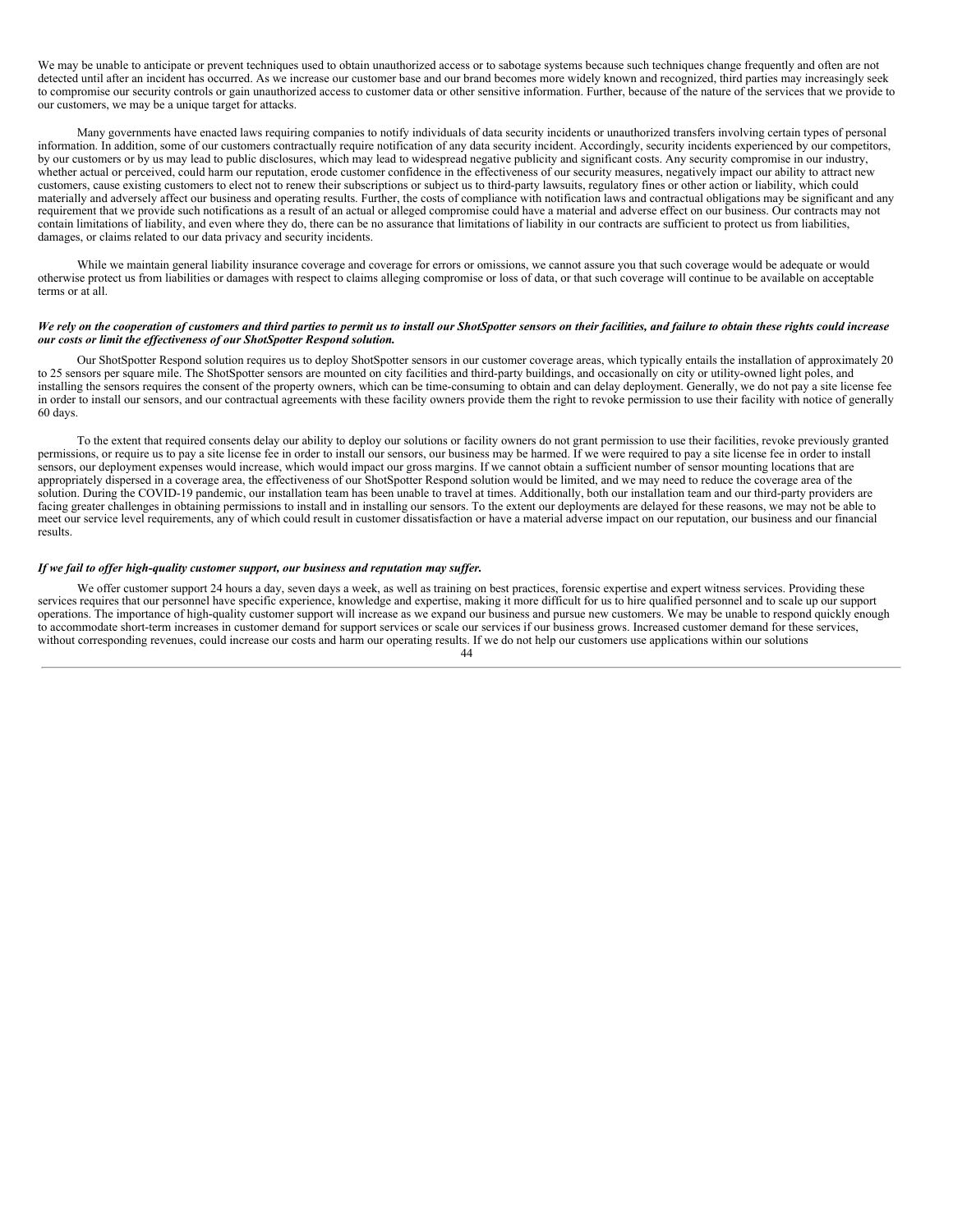We may be unable to anticipate or prevent techniques used to obtain unauthorized access or to sabotage systems because such techniques change frequently and often are not detected until after an incident has occurred. As we increase our customer base and our brand becomes more widely known and recognized, third parties may increasingly seek to compromise our security controls or gain unauthorized access to customer data or other sensitive information. Further, because of the nature of the services that we provide to our customers, we may be a unique target for attacks.

Many governments have enacted laws requiring companies to notify individuals of data security incidents or unauthorized transfers involving certain types of personal information. In addition, some of our customers contractually require notification of any data security incident. Accordingly, security incidents experienced by our competitors, by our customers or by us may lead to public disclosures, which may lead to widespread negative publicity and significant costs. Any security compromise in our industry, whether actual or perceived, could harm our reputation, erode customer confidence in the effectiveness of our security measures, negatively impact our ability to attract new customers, cause existing customers to elect not to renew their subscriptions or subject us to third-party lawsuits, regulatory fines or other action or liability, which could materially and adversely affect our business and operating results. Further, the costs of compliance with notification laws and contractual obligations may be significant and any requirement that we provide such notifications as a result of an actual or alleged compromise could have a material and adverse effect on our business. Our contracts may not contain limitations of liability, and even where they do, there can be no assurance that limitations of liability in our contracts are sufficient to protect us from liabilities, damages, or claims related to our data privacy and security incidents.

While we maintain general liability insurance coverage and coverage for errors or omissions, we cannot assure you that such coverage would be adequate or would otherwise protect us from liabilities or damages with respect to claims alleging compromise or loss of data, or that such coverage will continue to be available on acceptable terms or at all.

***We rely on the cooperation of customers and third parties to permit us to install our ShotSpotter sensors on their facilities, and failure to obtain these rights could increase our costs or limit the effectiveness of our ShotSpotter Respond solution.***

Our ShotSpotter Respond solution requires us to deploy ShotSpotter sensors in our customer coverage areas, which typically entails the installation of approximately 20 to 25 sensors per square mile. The ShotSpotter sensors are mounted on city facilities and third-party buildings, and occasionally on city or utility-owned light poles, and installing the sensors requires the consent of the property owners, which can be time-consuming to obtain and can delay deployment. Generally, we do not pay a site license fee in order to install our sensors, and our contractual agreements with these facility owners provide them the right to revoke permission to use their facility with notice of generally 60 days.

To the extent that required consents delay our ability to deploy our solutions or facility owners do not grant permission to use their facilities, revoke previously granted permissions, or require us to pay a site license fee in order to install our sensors, our business may be harmed. If we were required to pay a site license fee in order to install sensors, our deployment expenses would increase, which would impact our gross margins. If we cannot obtain a sufficient number of sensor mounting locations that are appropriately dispersed in a coverage area, the effectiveness of our ShotSpotter Respond solution would be limited, and we may need to reduce the coverage area of the solution. During the COVID-19 pandemic, our installation team has been unable to travel at times. Additionally, both our installation team and our third-party providers are facing greater challenges in obtaining permissions to install and in installing our sensors. To the extent our deployments are delayed for these reasons, we may not be able to meet our service level requirements, any of which could result in customer dissatisfaction or have a material adverse impact on our reputation, our business and our financial results.

***If we fail to offer high-quality customer support, our business and reputation may suffer.***

We offer customer support 24 hours a day, seven days a week, as well as training on best practices, forensic expertise and expert witness services. Providing these services requires that our personnel have specific experience, knowledge and expertise, making it more difficult for us to hire qualified personnel and to scale up our support operations. The importance of high-quality customer support will increase as we expand our business and pursue new customers. We may be unable to respond quickly enough to accommodate short-term increases in customer demand for support services or scale our services if our business grows. Increased customer demand for these services, without corresponding revenues, could increase our costs and harm our operating results. If we do not help our customers use applications within our solutions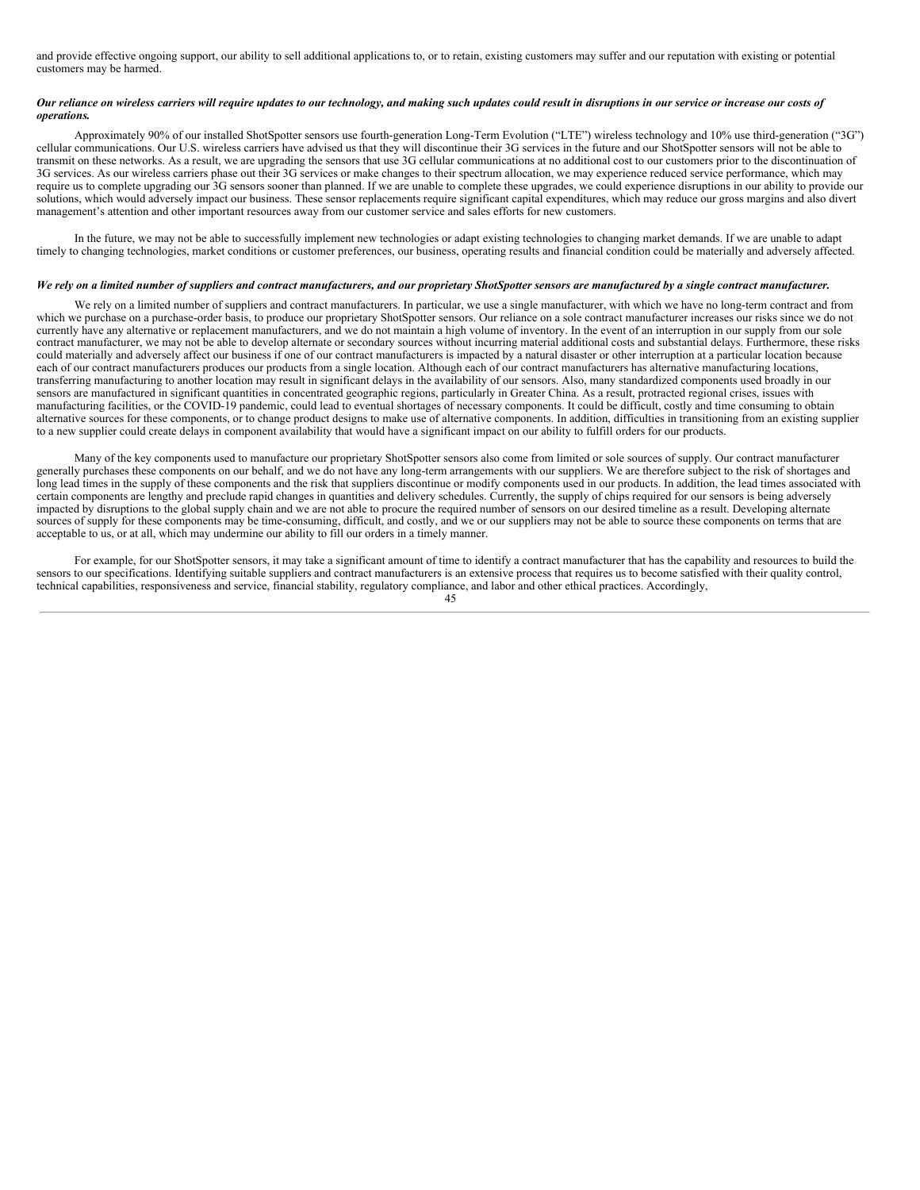and provide effective ongoing support, our ability to sell additional applications to, or to retain, existing customers may suffer and our reputation with existing or potential customers may be harmed.

***Our reliance on wireless carriers will require updates to our technology, and making such updates could result in disruptions in our service or increase our costs of operations.***

Approximately 90% of our installed ShotSpotter sensors use fourth-generation Long-Term Evolution ("LTE") wireless technology and 10% use third-generation ("3G") cellular communications. Our U.S. wireless carriers have advised us that they will discontinue their 3G services in the future and our ShotSpotter sensors will not be able to transmit on these networks. As a result, we are upgrading the sensors that use 3G cellular communications at no additional cost to our customers prior to the discontinuation of 3G services. As our wireless carriers phase out their 3G services or make changes to their spectrum allocation, we may experience reduced service performance, which may require us to complete upgrading our 3G sensors sooner than planned. If we are unable to complete these upgrades, we could experience disruptions in our ability to provide our solutions, which would adversely impact our business. These sensor replacements require significant capital expenditures, which may reduce our gross margins and also divert management's attention and other important resources away from our customer service and sales efforts for new customers.

In the future, we may not be able to successfully implement new technologies or adapt existing technologies to changing market demands. If we are unable to adapt timely to changing technologies, market conditions or customer preferences, our business, operating results and financial condition could be materially and adversely affected.

***We rely on a limited number of suppliers and contract manufacturers, and our proprietary ShotSpotter sensors are manufactured by a single contract manufacturer.***

We rely on a limited number of suppliers and contract manufacturers. In particular, we use a single manufacturer, with which we have no long-term contract and from which we purchase on a purchase-order basis, to produce our proprietary ShotSpotter sensors. Our reliance on a sole contract manufacturer increases our risks since we do not currently have any alternative or replacement manufacturers, and we do not maintain a high volume of inventory. In the event of an interruption in our supply from our sole contract manufacturer, we may not be able to develop alternate or secondary sources without incurring material additional costs and substantial delays. Furthermore, these risks could materially and adversely affect our business if one of our contract manufacturers is impacted by a natural disaster or other interruption at a particular location because each of our contract manufacturers produces our products from a single location. Although each of our contract manufacturers has alternative manufacturing locations, transferring manufacturing to another location may result in significant delays in the availability of our sensors. Also, many standardized components used broadly in our sensors are manufactured in significant quantities in concentrated geographic regions, particularly in Greater China. As a result, protracted regional crises, issues with manufacturing facilities, or the COVID-19 pandemic, could lead to eventual shortages of necessary components. It could be difficult, costly and time consuming to obtain alternative sources for these components, or to change product designs to make use of alternative components. In addition, difficulties in transitioning from an existing supplier to a new supplier could create delays in component availability that would have a significant impact on our ability to fulfill orders for our products.

Many of the key components used to manufacture our proprietary ShotSpotter sensors also come from limited or sole sources of supply. Our contract manufacturer generally purchases these components on our behalf, and we do not have any long-term arrangements with our suppliers. We are therefore subject to the risk of shortages and long lead times in the supply of these components and the risk that suppliers discontinue or modify components used in our products. In addition, the lead times associated with certain components are lengthy and preclude rapid changes in quantities and delivery schedules. Currently, the supply of chips required for our sensors is being adversely impacted by disruptions to the global supply chain and we are not able to procure the required number of sensors on our desired timeline as a result. Developing alternate sources of supply for these components may be time-consuming, difficult, and costly, and we or our suppliers may not be able to source these components on terms that are acceptable to us, or at all, which may undermine our ability to fill our orders in a timely manner.

For example, for our ShotSpotter sensors, it may take a significant amount of time to identify a contract manufacturer that has the capability and resources to build the sensors to our specifications. Identifying suitable suppliers and contract manufacturers is an extensive process that requires us to become satisfied with their quality control, technical capabilities, responsiveness and service, financial stability, regulatory compliance, and labor and other ethical practices. Accordingly,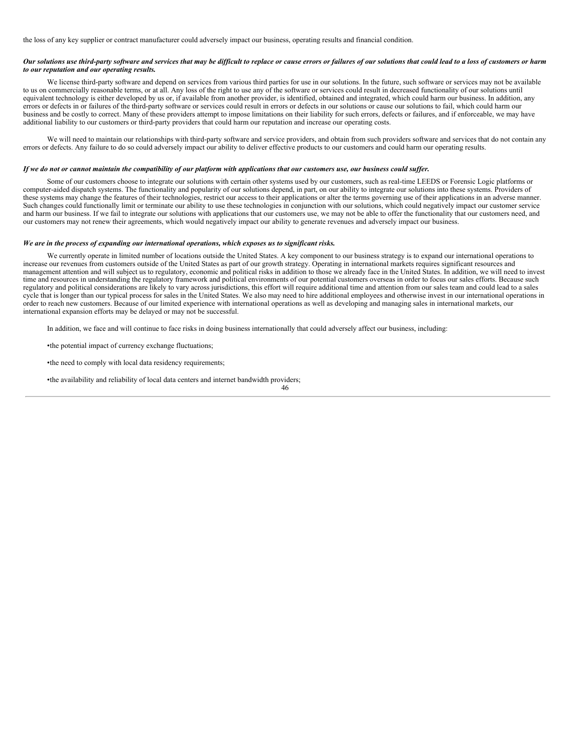the loss of any key supplier or contract manufacturer could adversely impact our business, operating results and financial condition.

***Our solutions use third-party software and services that may be difficult to replace or cause errors or failures of our solutions that could lead to a loss of customers or harm to our reputation and our operating results.***

We license third-party software and depend on services from various third parties for use in our solutions. In the future, such software or services may not be available to us on commercially reasonable terms, or at all. Any loss of the right to use any of the software or services could result in decreased functionality of our solutions until equivalent technology is either developed by us or, if available from another provider, is identified, obtained and integrated, which could harm our business. In addition, any errors or defects in or failures of the third-party software or services could result in errors or defects in our solutions or cause our solutions to fail, which could harm our business and be costly to correct. Many of these providers attempt to impose limitations on their liability for such errors, defects or failures, and if enforceable, we may have additional liability to our customers or third-party providers that could harm our reputation and increase our operating costs.

We will need to maintain our relationships with third-party software and service providers, and obtain from such providers software and services that do not contain any errors or defects. Any failure to do so could adversely impact our ability to deliver effective products to our customers and could harm our operating results.

***If we do not or cannot maintain the compatibility of our platform with applications that our customers use, our business could suffer.***

Some of our customers choose to integrate our solutions with certain other systems used by our customers, such as real-time LEEDS or Forensic Logic platforms or computer-aided dispatch systems. The functionality and popularity of our solutions depend, in part, on our ability to integrate our solutions into these systems. Providers of these systems may change the features of their technologies, restrict our access to their applications or alter the terms governing use of their applications in an adverse manner. Such changes could functionally limit or terminate our ability to use these technologies in conjunction with our solutions, which could negatively impact our customer service and harm our business. If we fail to integrate our solutions with applications that our customers use, we may not be able to offer the functionality that our customers need, and our customers may not renew their agreements, which would negatively impact our ability to generate revenues and adversely impact our business.

***We are in the process of expanding our international operations, which exposes us to significant risks.***

We currently operate in limited number of locations outside the United States. A key component to our business strategy is to expand our international operations to increase our revenues from customers outside of the United States as part of our growth strategy. Operating in international markets requires significant resources and management attention and will subject us to regulatory, economic and political risks in addition to those we already face in the United States. In addition, we will need to invest time and resources in understanding the regulatory framework and political environments of our potential customers overseas in order to focus our sales efforts. Because such regulatory and political considerations are likely to vary across jurisdictions, this effort will require additional time and attention from our sales team and could lead to a sales cycle that is longer than our typical process for sales in the United States. We also may need to hire additional employees and otherwise invest in our international operations in order to reach new customers. Because of our limited experience with international operations as well as developing and managing sales in international markets, our international expansion efforts may be delayed or may not be successful.

In addition, we face and will continue to face risks in doing business internationally that could adversely affect our business, including:

- the potential impact of currency exchange fluctuations;
- the need to comply with local data residency requirements;
- the availability and reliability of local data centers and internet bandwidth providers;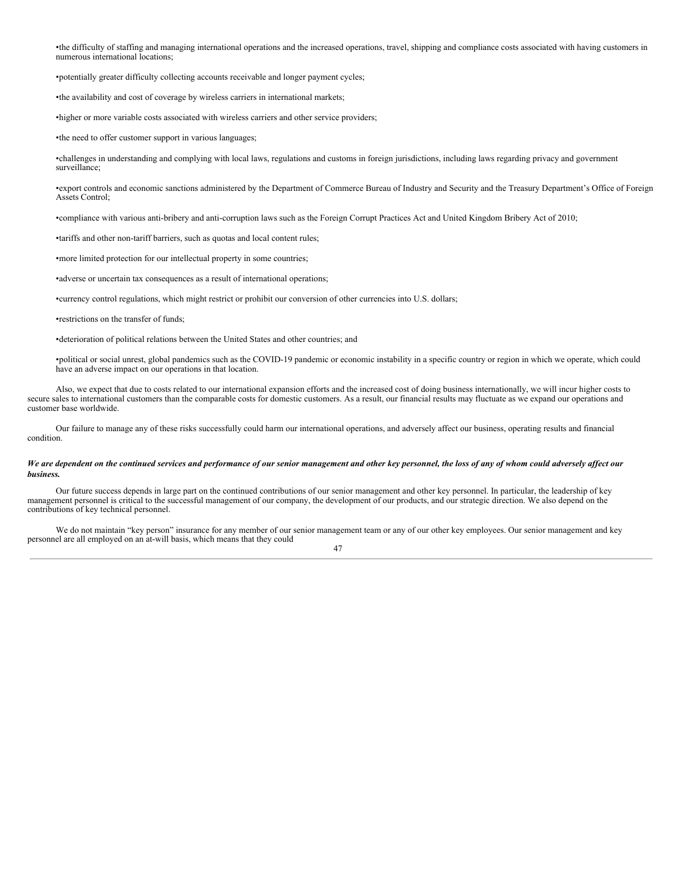- the difficulty of staffing and managing international operations and the increased operations, travel, shipping and compliance costs associated with having customers in numerous international locations;
- potentially greater difficulty collecting accounts receivable and longer payment cycles;
- the availability and cost of coverage by wireless carriers in international markets;
- higher or more variable costs associated with wireless carriers and other service providers;
- the need to offer customer support in various languages;
- challenges in understanding and complying with local laws, regulations and customs in foreign jurisdictions, including laws regarding privacy and government surveillance;
- export controls and economic sanctions administered by the Department of Commerce Bureau of Industry and Security and the Treasury Department's Office of Foreign Assets Control;
- compliance with various anti-bribery and anti-corruption laws such as the Foreign Corrupt Practices Act and United Kingdom Bribery Act of 2010;
- tariffs and other non-tariff barriers, such as quotas and local content rules;
- more limited protection for our intellectual property in some countries;
- adverse or uncertain tax consequences as a result of international operations;
- currency control regulations, which might restrict or prohibit our conversion of other currencies into U.S. dollars;
- restrictions on the transfer of funds;
- deterioration of political relations between the United States and other countries; and
- political or social unrest, global pandemics such as the COVID-19 pandemic or economic instability in a specific country or region in which we operate, which could have an adverse impact on our operations in that location.

Also, we expect that due to costs related to our international expansion efforts and the increased cost of doing business internationally, we will incur higher costs to secure sales to international customers than the comparable costs for domestic customers. As a result, our financial results may fluctuate as we expand our operations and customer base worldwide.

Our failure to manage any of these risks successfully could harm our international operations, and adversely affect our business, operating results and financial condition.

***We are dependent on the continued services and performance of our senior management and other key personnel, the loss of any of whom could adversely affect our business.***

Our future success depends in large part on the continued contributions of our senior management and other key personnel. In particular, the leadership of key management personnel is critical to the successful management of our company, the development of our products, and our strategic direction. We also depend on the contributions of key technical personnel.

We do not maintain "key person" insurance for any member of our senior management team or any of our other key employees. Our senior management and key personnel are all employed on an at-will basis, which means that they could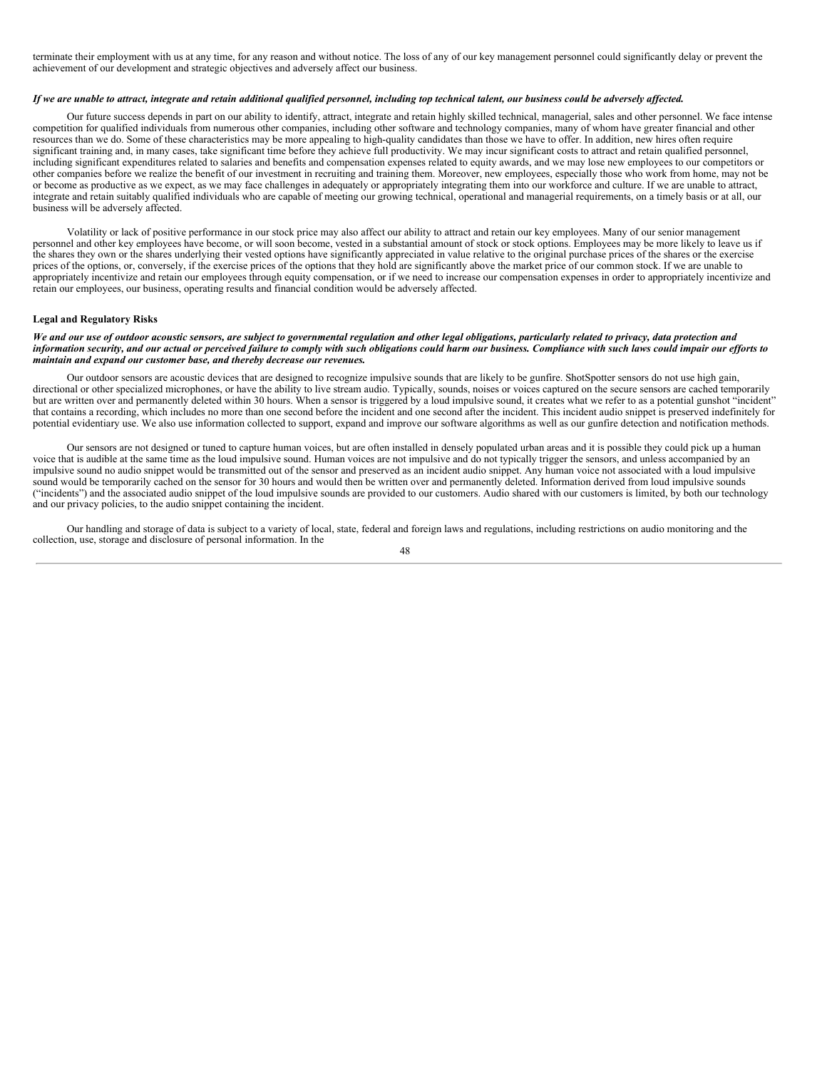terminate their employment with us at any time, for any reason and without notice. The loss of any of our key management personnel could significantly delay or prevent the achievement of our development and strategic objectives and adversely affect our business.

***If we are unable to attract, integrate and retain additional qualified personnel, including top technical talent, our business could be adversely affected.***

Our future success depends in part on our ability to identify, attract, integrate and retain highly skilled technical, managerial, sales and other personnel. We face intense competition for qualified individuals from numerous other companies, including other software and technology companies, many of whom have greater financial and other resources than we do. Some of these characteristics may be more appealing to high-quality candidates than those we have to offer. In addition, new hires often require significant training and, in many cases, take significant time before they achieve full productivity. We may incur significant costs to attract and retain qualified personnel, including significant expenditures related to salaries and benefits and compensation expenses related to equity awards, and we may lose new employees to our competitors or other companies before we realize the benefit of our investment in recruiting and training them. Moreover, new employees, especially those who work from home, may not be or become as productive as we expect, as we may face challenges in adequately or appropriately integrating them into our workforce and culture. If we are unable to attract, integrate and retain suitably qualified individuals who are capable of meeting our growing technical, operational and managerial requirements, on a timely basis or at all, our business will be adversely affected.

Volatility or lack of positive performance in our stock price may also affect our ability to attract and retain our key employees. Many of our senior management personnel and other key employees have become, or will soon become, vested in a substantial amount of stock or stock options. Employees may be more likely to leave us if the shares they own or the shares underlying their vested options have significantly appreciated in value relative to the original purchase prices of the shares or the exercise prices of the options, or, conversely, if the exercise prices of the options that they hold are significantly above the market price of our common stock. If we are unable to appropriately incentivize and retain our employees through equity compensation, or if we need to increase our compensation expenses in order to appropriately incentivize and retain our employees, our business, operating results and financial condition would be adversely affected.

**Legal and Regulatory Risks**

***We and our use of outdoor acoustic sensors, are subject to governmental regulation and other legal obligations, particularly related to privacy, data protection and information security, and our actual or perceived failure to comply with such obligations could harm our business. Compliance with such laws could impair our efforts to maintain and expand our customer base, and thereby decrease our revenues.***

Our outdoor sensors are acoustic devices that are designed to recognize impulsive sounds that are likely to be gunfire. ShotSpotter sensors do not use high gain, directional or other specialized microphones, or have the ability to live stream audio. Typically, sounds, noises or voices captured on the secure sensors are cached temporarily but are written over and permanently deleted within 30 hours. When a sensor is triggered by a loud impulsive sound, it creates what we refer to as a potential gunshot "incident" that contains a recording, which includes no more than one second before the incident and one second after the incident. This incident audio snippet is preserved indefinitely for potential evidentiary use. We also use information collected to support, expand and improve our software algorithms as well as our gunfire detection and notification methods.

Our sensors are not designed or tuned to capture human voices, but are often installed in densely populated urban areas and it is possible they could pick up a human voice that is audible at the same time as the loud impulsive sound. Human voices are not impulsive and do not typically trigger the sensors, and unless accompanied by an impulsive sound no audio snippet would be transmitted out of the sensor and preserved as an incident audio snippet. Any human voice not associated with a loud impulsive sound would be temporarily cached on the sensor for 30 hours and would then be written over and permanently deleted. Information derived from loud impulsive sounds ("incidents") and the associated audio snippet of the loud impulsive sounds are provided to our customers. Audio shared with our customers is limited, by both our technology and our privacy policies, to the audio snippet containing the incident.

Our handling and storage of data is subject to a variety of local, state, federal and foreign laws and regulations, including restrictions on audio monitoring and the collection, use, storage and disclosure of personal information. In the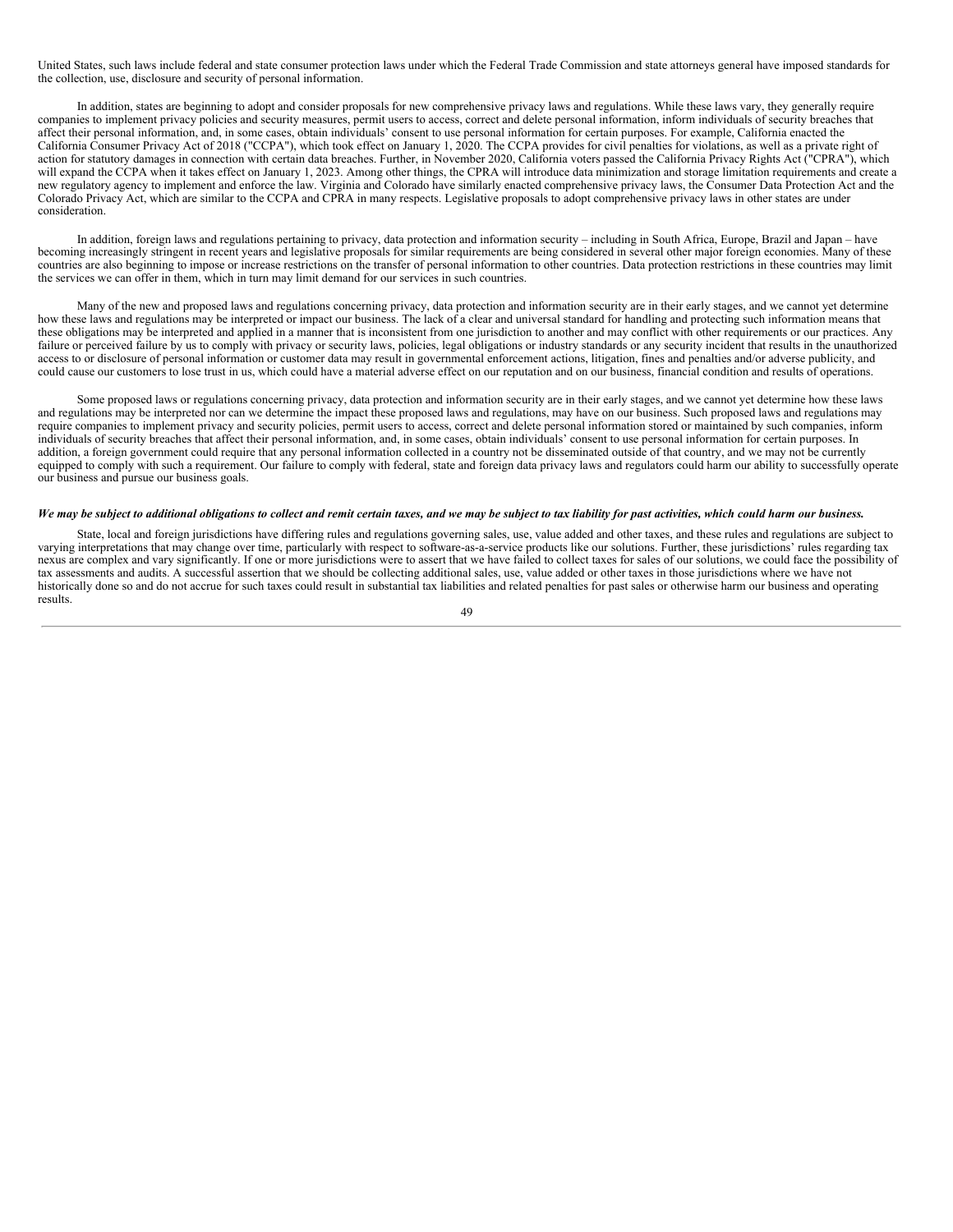United States, such laws include federal and state consumer protection laws under which the Federal Trade Commission and state attorneys general have imposed standards for the collection, use, disclosure and security of personal information.

In addition, states are beginning to adopt and consider proposals for new comprehensive privacy laws and regulations. While these laws vary, they generally require companies to implement privacy policies and security measures, permit users to access, correct and delete personal information, inform individuals of security breaches that affect their personal information, and, in some cases, obtain individuals' consent to use personal information for certain purposes. For example, California enacted the California Consumer Privacy Act of 2018 ("CCPA"), which took effect on January 1, 2020. The CCPA provides for civil penalties for violations, as well as a private right of action for statutory damages in connection with certain data breaches. Further, in November 2020, California voters passed the California Privacy Rights Act ("CPRA"), which will expand the CCPA when it takes effect on January 1, 2023. Among other things, the CPRA will introduce data minimization and storage limitation requirements and create a new regulatory agency to implement and enforce the law. Virginia and Colorado have similarly enacted comprehensive privacy laws, the Consumer Data Protection Act and the Colorado Privacy Act, which are similar to the CCPA and CPRA in many respects. Legislative proposals to adopt comprehensive privacy laws in other states are under consideration.

In addition, foreign laws and regulations pertaining to privacy, data protection and information security – including in South Africa, Europe, Brazil and Japan – have becoming increasingly stringent in recent years and legislative proposals for similar requirements are being considered in several other major foreign economies. Many of these countries are also beginning to impose or increase restrictions on the transfer of personal information to other countries. Data protection restrictions in these countries may limit the services we can offer in them, which in turn may limit demand for our services in such countries.

Many of the new and proposed laws and regulations concerning privacy, data protection and information security are in their early stages, and we cannot yet determine how these laws and regulations may be interpreted or impact our business. The lack of a clear and universal standard for handling and protecting such information means that these obligations may be interpreted and applied in a manner that is inconsistent from one jurisdiction to another and may conflict with other requirements or our practices. Any failure or perceived failure by us to comply with privacy or security laws, policies, legal obligations or industry standards or any security incident that results in the unauthorized access to or disclosure of personal information or customer data may result in governmental enforcement actions, litigation, fines and penalties and/or adverse publicity, and could cause our customers to lose trust in us, which could have a material adverse effect on our reputation and on our business, financial condition and results of operations.

Some proposed laws or regulations concerning privacy, data protection and information security are in their early stages, and we cannot yet determine how these laws and regulations may be interpreted nor can we determine the impact these proposed laws and regulations, may have on our business. Such proposed laws and regulations may require companies to implement privacy and security policies, permit users to access, correct and delete personal information stored or maintained by such companies, inform individuals of security breaches that affect their personal information, and, in some cases, obtain individuals' consent to use personal information for certain purposes. In addition, a foreign government could require that any personal information collected in a country not be disseminated outside of that country, and we may not be currently equipped to comply with such a requirement. Our failure to comply with federal, state and foreign data privacy laws and regulators could harm our ability to successfully operate our business and pursue our business goals.

***We may be subject to additional obligations to collect and remit certain taxes, and we may be subject to tax liability for past activities, which could harm our business.***

State, local and foreign jurisdictions have differing rules and regulations governing sales, use, value added and other taxes, and these rules and regulations are subject to varying interpretations that may change over time, particularly with respect to software-as-a-service products like our solutions. Further, these jurisdictions' rules regarding tax nexus are complex and vary significantly. If one or more jurisdictions were to assert that we have failed to collect taxes for sales of our solutions, we could face the possibility of tax assessments and audits. A successful assertion that we should be collecting additional sales, use, value added or other taxes in those jurisdictions where we have not historically done so and do not accrue for such taxes could result in substantial tax liabilities and related penalties for past sales or otherwise harm our business and operating results.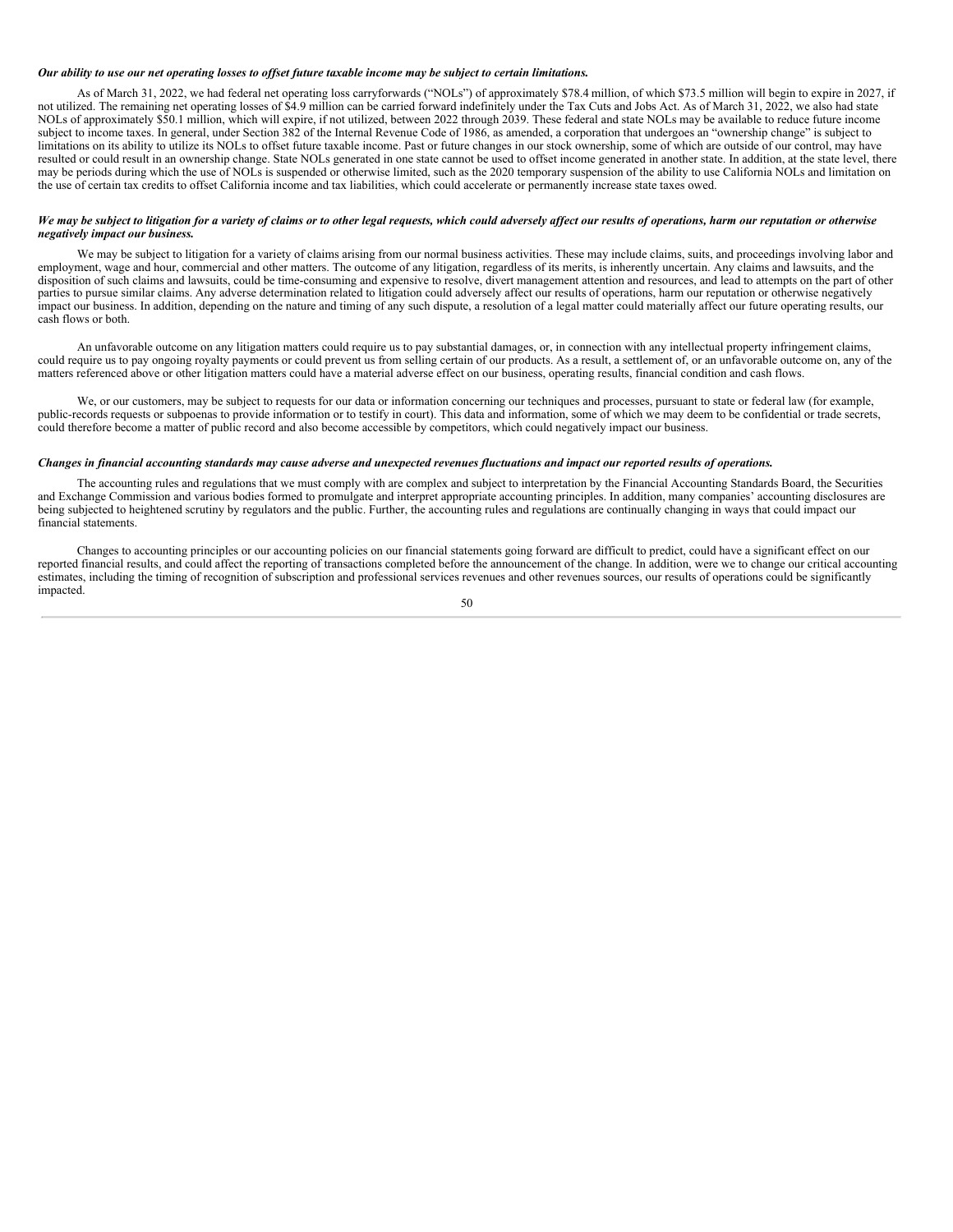***Our ability to use our net operating losses to offset future taxable income may be subject to certain limitations.***

As of March 31, 2022, we had federal net operating loss carryforwards ("NOLs") of approximately $78.4 million, of which $73.5 million will begin to expire in 2027, if not utilized. The remaining net operating losses of $4.9 million can be carried forward indefinitely under the Tax Cuts and Jobs Act. As of March 31, 2022, we also had state NOLs of approximately $50.1 million, which will expire, if not utilized, between 2022 through 2039. These federal and state NOLs may be available to reduce future income subject to income taxes. In general, under Section 382 of the Internal Revenue Code of 1986, as amended, a corporation that undergoes an "ownership change" is subject to limitations on its ability to utilize its NOLs to offset future taxable income. Past or future changes in our stock ownership, some of which are outside of our control, may have resulted or could result in an ownership change. State NOLs generated in one state cannot be used to offset income generated in another state. In addition, at the state level, there may be periods during which the use of NOLs is suspended or otherwise limited, such as the 2020 temporary suspension of the ability to use California NOLs and limitation on the use of certain tax credits to offset California income and tax liabilities, which could accelerate or permanently increase state taxes owed.

***We may be subject to litigation for a variety of claims or to other legal requests, which could adversely affect our results of operations, harm our reputation or otherwise negatively impact our business.***

We may be subject to litigation for a variety of claims arising from our normal business activities. These may include claims, suits, and proceedings involving labor and employment, wage and hour, commercial and other matters. The outcome of any litigation, regardless of its merits, is inherently uncertain. Any claims and lawsuits, and the disposition of such claims and lawsuits, could be time-consuming and expensive to resolve, divert management attention and resources, and lead to attempts on the part of other parties to pursue similar claims. Any adverse determination related to litigation could adversely affect our results of operations, harm our reputation or otherwise negatively impact our business. In addition, depending on the nature and timing of any such dispute, a resolution of a legal matter could materially affect our future operating results, our cash flows or both.

An unfavorable outcome on any litigation matters could require us to pay substantial damages, or, in connection with any intellectual property infringement claims, could require us to pay ongoing royalty payments or could prevent us from selling certain of our products. As a result, a settlement of, or an unfavorable outcome on, any of the matters referenced above or other litigation matters could have a material adverse effect on our business, operating results, financial condition and cash flows.

We, or our customers, may be subject to requests for our data or information concerning our techniques and processes, pursuant to state or federal law (for example, public-records requests or subpoenas to provide information or to testify in court). This data and information, some of which we may deem to be confidential or trade secrets, could therefore become a matter of public record and also become accessible by competitors, which could negatively impact our business.

***Changes in financial accounting standards may cause adverse and unexpected revenues fluctuations and impact our reported results of operations.***

The accounting rules and regulations that we must comply with are complex and subject to interpretation by the Financial Accounting Standards Board, the Securities and Exchange Commission and various bodies formed to promulgate and interpret appropriate accounting principles. In addition, many companies' accounting disclosures are being subjected to heightened scrutiny by regulators and the public. Further, the accounting rules and regulations are continually changing in ways that could impact our financial statements.

Changes to accounting principles or our accounting policies on our financial statements going forward are difficult to predict, could have a significant effect on our reported financial results, and could affect the reporting of transactions completed before the announcement of the change. In addition, were we to change our critical accounting estimates, including the timing of recognition of subscription and professional services revenues and other revenues sources, our results of operations could be significantly impacted.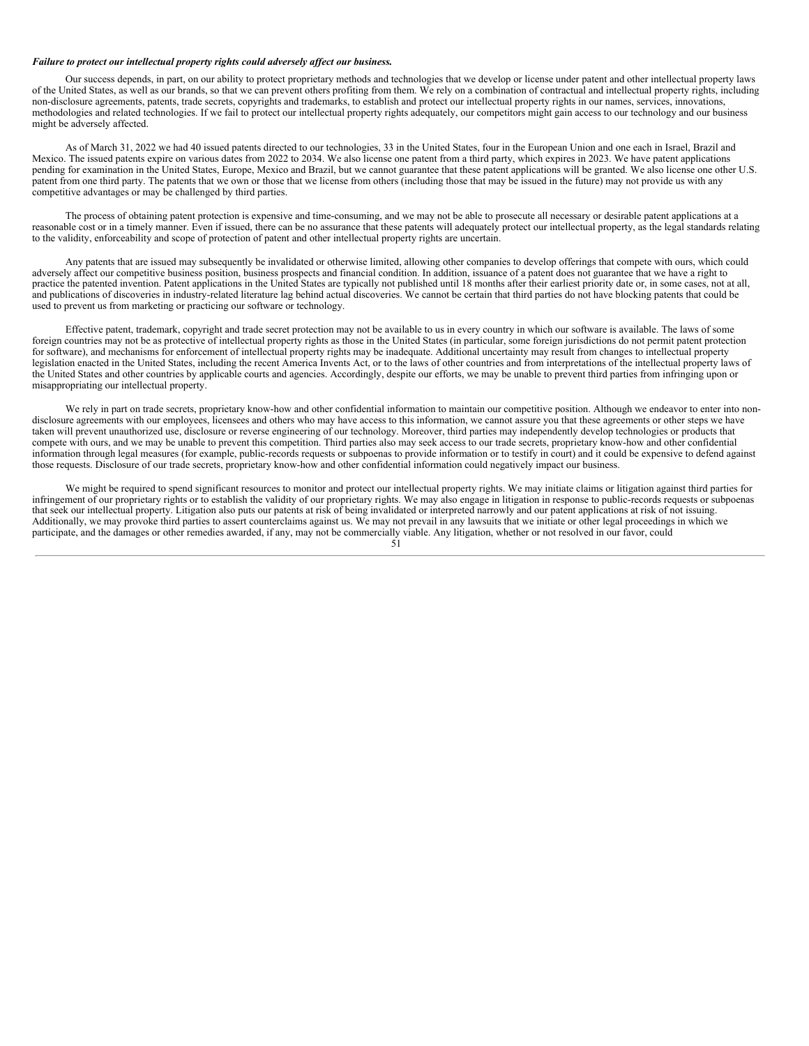***Failure to protect our intellectual property rights could adversely affect our business.***

Our success depends, in part, on our ability to protect proprietary methods and technologies that we develop or license under patent and other intellectual property laws of the United States, as well as our brands, so that we can prevent others profiting from them. We rely on a combination of contractual and intellectual property rights, including non-disclosure agreements, patents, trade secrets, copyrights and trademarks, to establish and protect our intellectual property rights in our names, services, innovations, methodologies and related technologies. If we fail to protect our intellectual property rights adequately, our competitors might gain access to our technology and our business might be adversely affected.

As of March 31, 2022 we had 40 issued patents directed to our technologies, 33 in the United States, four in the European Union and one each in Israel, Brazil and Mexico. The issued patents expire on various dates from 2022 to 2034. We also license one patent from a third party, which expires in 2023. We have patent applications pending for examination in the United States, Europe, Mexico and Brazil, but we cannot guarantee that these patent applications will be granted. We also license one other U.S. patent from one third party. The patents that we own or those that we license from others (including those that may be issued in the future) may not provide us with any competitive advantages or may be challenged by third parties.

The process of obtaining patent protection is expensive and time-consuming, and we may not be able to prosecute all necessary or desirable patent applications at a reasonable cost or in a timely manner. Even if issued, there can be no assurance that these patents will adequately protect our intellectual property, as the legal standards relating to the validity, enforceability and scope of protection of patent and other intellectual property rights are uncertain.

Any patents that are issued may subsequently be invalidated or otherwise limited, allowing other companies to develop offerings that compete with ours, which could adversely affect our competitive business position, business prospects and financial condition. In addition, issuance of a patent does not guarantee that we have a right to practice the patented invention. Patent applications in the United States are typically not published until 18 months after their earliest priority date or, in some cases, not at all, and publications of discoveries in industry-related literature lag behind actual discoveries. We cannot be certain that third parties do not have blocking patents that could be used to prevent us from marketing or practicing our software or technology.

Effective patent, trademark, copyright and trade secret protection may not be available to us in every country in which our software is available. The laws of some foreign countries may not be as protective of intellectual property rights as those in the United States (in particular, some foreign jurisdictions do not permit patent protection for software), and mechanisms for enforcement of intellectual property rights may be inadequate. Additional uncertainty may result from changes to intellectual property legislation enacted in the United States, including the recent America Invents Act, or to the laws of other countries and from interpretations of the intellectual property laws of the United States and other countries by applicable courts and agencies. Accordingly, despite our efforts, we may be unable to prevent third parties from infringing upon or misappropriating our intellectual property.

We rely in part on trade secrets, proprietary know-how and other confidential information to maintain our competitive position. Although we endeavor to enter into non-disclosure agreements with our employees, licensees and others who may have access to this information, we cannot assure you that these agreements or other steps we have taken will prevent unauthorized use, disclosure or reverse engineering of our technology. Moreover, third parties may independently develop technologies or products that compete with ours, and we may be unable to prevent this competition. Third parties also may seek access to our trade secrets, proprietary know-how and other confidential information through legal measures (for example, public-records requests or subpoenas to provide information or to testify in court) and it could be expensive to defend against those requests. Disclosure of our trade secrets, proprietary know-how and other confidential information could negatively impact our business.

We might be required to spend significant resources to monitor and protect our intellectual property rights. We may initiate claims or litigation against third parties for infringement of our proprietary rights or to establish the validity of our proprietary rights. We may also engage in litigation in response to public-records requests or subpoenas that seek our intellectual property. Litigation also puts our patents at risk of being invalidated or interpreted narrowly and our patent applications at risk of not issuing. Additionally, we may provoke third parties to assert counterclaims against us. We may not prevail in any lawsuits that we initiate or other legal proceedings in which we participate, and the damages or other remedies awarded, if any, may not be commercially viable. Any litigation, whether or not resolved in our favor, could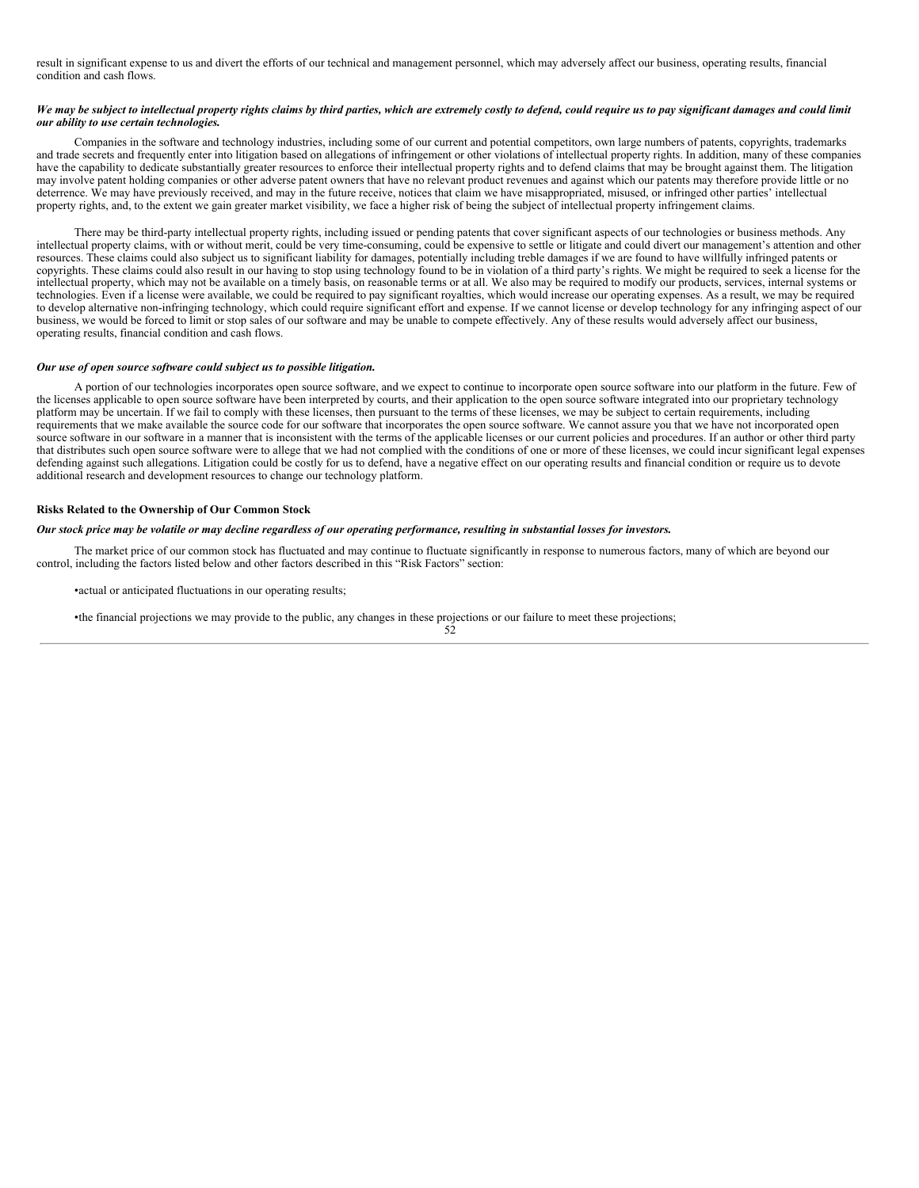result in significant expense to us and divert the efforts of our technical and management personnel, which may adversely affect our business, operating results, financial condition and cash flows.

***We may be subject to intellectual property rights claims by third parties, which are extremely costly to defend, could require us to pay significant damages and could limit our ability to use certain technologies.***

Companies in the software and technology industries, including some of our current and potential competitors, own large numbers of patents, copyrights, trademarks and trade secrets and frequently enter into litigation based on allegations of infringement or other violations of intellectual property rights. In addition, many of these companies have the capability to dedicate substantially greater resources to enforce their intellectual property rights and to defend claims that may be brought against them. The litigation may involve patent holding companies or other adverse patent owners that have no relevant product revenues and against which our patents may therefore provide little or no deterrence. We may have previously received, and may in the future receive, notices that claim we have misappropriated, misused, or infringed other parties' intellectual property rights, and, to the extent we gain greater market visibility, we face a higher risk of being the subject of intellectual property infringement claims.

There may be third-party intellectual property rights, including issued or pending patents that cover significant aspects of our technologies or business methods. Any intellectual property claims, with or without merit, could be very time-consuming, could be expensive to settle or litigate and could divert our management's attention and other resources. These claims could also subject us to significant liability for damages, potentially including treble damages if we are found to have willfully infringed patents or copyrights. These claims could also result in our having to stop using technology found to be in violation of a third party's rights. We might be required to seek a license for the intellectual property, which may not be available on a timely basis, on reasonable terms or at all. We also may be required to modify our products, services, internal systems or technologies. Even if a license were available, we could be required to pay significant royalties, which would increase our operating expenses. As a result, we may be required to develop alternative non-infringing technology, which could require significant effort and expense. If we cannot license or develop technology for any infringing aspect of our business, we would be forced to limit or stop sales of our software and may be unable to compete effectively. Any of these results would adversely affect our business, operating results, financial condition and cash flows.

***Our use of open source software could subject us to possible litigation.***

A portion of our technologies incorporates open source software, and we expect to continue to incorporate open source software into our platform in the future. Few of the licenses applicable to open source software have been interpreted by courts, and their application to the open source software integrated into our proprietary technology platform may be uncertain. If we fail to comply with these licenses, then pursuant to the terms of these licenses, we may be subject to certain requirements, including requirements that we make available the source code for our software that incorporates the open source software. We cannot assure you that we have not incorporated open source software in our software in a manner that is inconsistent with the terms of the applicable licenses or our current policies and procedures. If an author or other third party that distributes such open source software were to allege that we had not complied with the conditions of one or more of these licenses, we could incur significant legal expenses defending against such allegations. Litigation could be costly for us to defend, have a negative effect on our operating results and financial condition or require us to devote additional research and development resources to change our technology platform.

**Risks Related to the Ownership of Our Common Stock**

***Our stock price may be volatile or may decline regardless of our operating performance, resulting in substantial losses for investors.***

The market price of our common stock has fluctuated and may continue to fluctuate significantly in response to numerous factors, many of which are beyond our control, including the factors listed below and other factors described in this "Risk Factors" section:

- actual or anticipated fluctuations in our operating results;
- the financial projections we may provide to the public, any changes in these projections or our failure to meet these projections;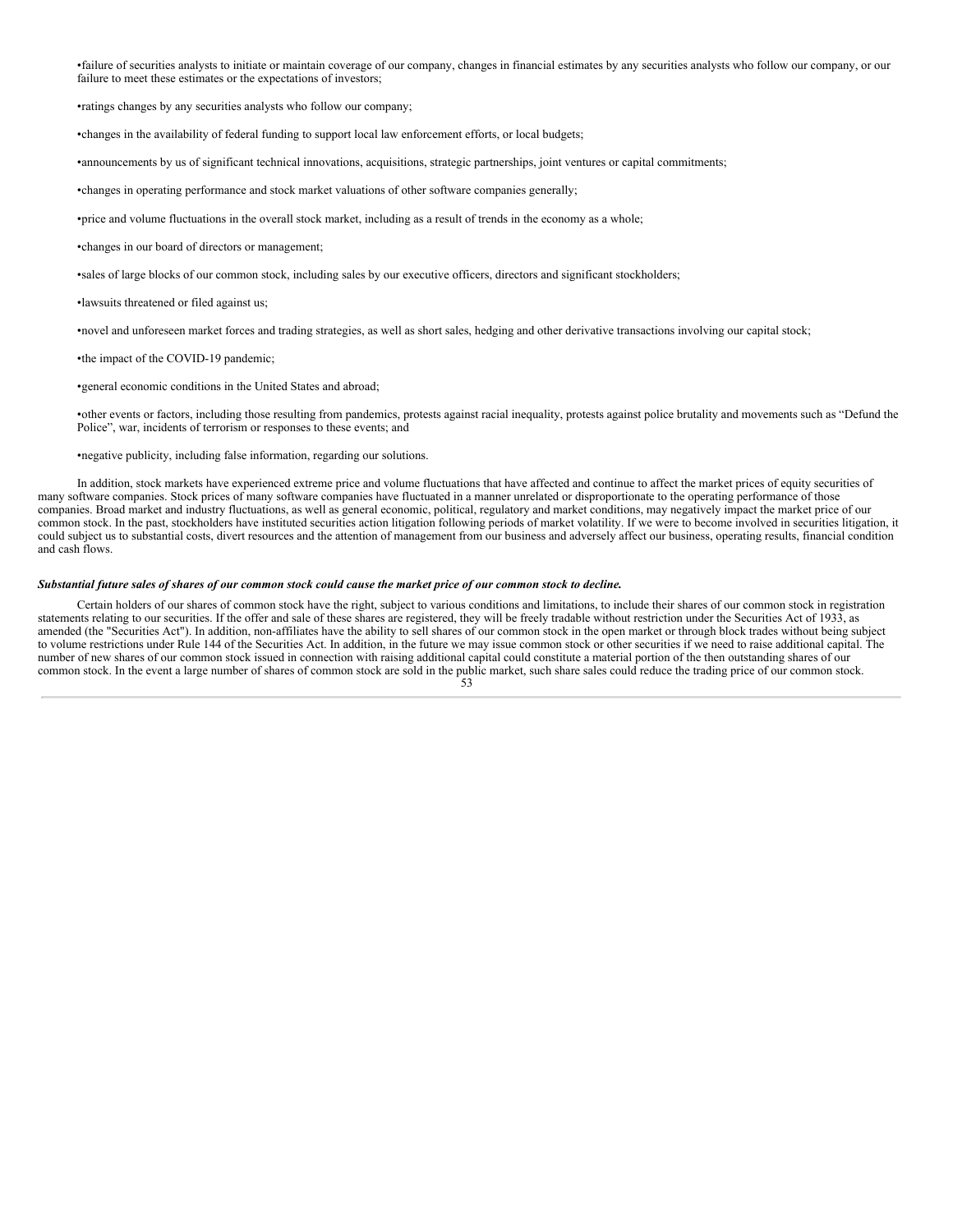- failure of securities analysts to initiate or maintain coverage of our company, changes in financial estimates by any securities analysts who follow our company, or our failure to meet these estimates or the expectations of investors;

- ratings changes by any securities analysts who follow our company;

- changes in the availability of federal funding to support local law enforcement efforts, or local budgets;

- announcements by us of significant technical innovations, acquisitions, strategic partnerships, joint ventures or capital commitments;

- changes in operating performance and stock market valuations of other software companies generally;

- price and volume fluctuations in the overall stock market, including as a result of trends in the economy as a whole;

- changes in our board of directors or management;

- sales of large blocks of our common stock, including sales by our executive officers, directors and significant stockholders;

- lawsuits threatened or filed against us;

- novel and unforeseen market forces and trading strategies, as well as short sales, hedging and other derivative transactions involving our capital stock;

- the impact of the COVID-19 pandemic;

- general economic conditions in the United States and abroad;

- other events or factors, including those resulting from pandemics, protests against racial inequality, protests against police brutality and movements such as "Defund the Police", war, incidents of terrorism or responses to these events; and

- negative publicity, including false information, regarding our solutions.

In addition, stock markets have experienced extreme price and volume fluctuations that have affected and continue to affect the market prices of equity securities of many software companies. Stock prices of many software companies have fluctuated in a manner unrelated or disproportionate to the operating performance of those companies. Broad market and industry fluctuations, as well as general economic, political, regulatory and market conditions, may negatively impact the market price of our common stock. In the past, stockholders have instituted securities action litigation following periods of market volatility. If we were to become involved in securities litigation, it could subject us to substantial costs, divert resources and the attention of management from our business and adversely affect our business, operating results, financial condition and cash flows.

***Substantial future sales of shares of our common stock could cause the market price of our common stock to decline.***

Certain holders of our shares of common stock have the right, subject to various conditions and limitations, to include their shares of our common stock in registration statements relating to our securities. If the offer and sale of these shares are registered, they will be freely tradable without restriction under the Securities Act of 1933, as amended (the "Securities Act"). In addition, non-affiliates have the ability to sell shares of our common stock in the open market or through block trades without being subject to volume restrictions under Rule 144 of the Securities Act. In addition, in the future we may issue common stock or other securities if we need to raise additional capital. The number of new shares of our common stock issued in connection with raising additional capital could constitute a material portion of the then outstanding shares of our common stock. In the event a large number of shares of common stock are sold in the public market, such share sales could reduce the trading price of our common stock.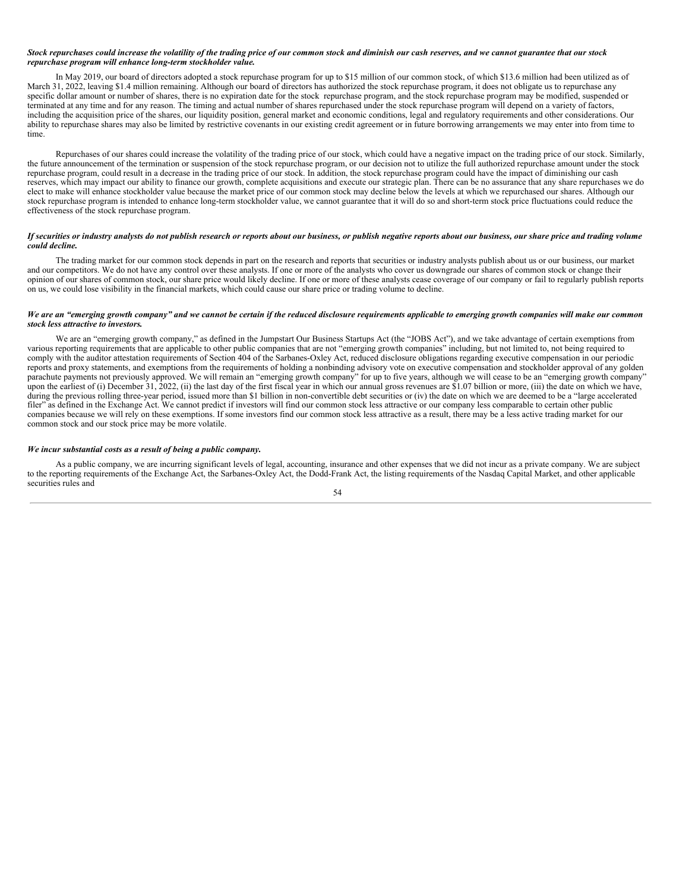***Stock repurchases could increase the volatility of the trading price of our common stock and diminish our cash reserves, and we cannot guarantee that our stock repurchase program will enhance long-term stockholder value.***

In May 2019, our board of directors adopted a stock repurchase program for up to $15 million of our common stock, of which $13.6 million had been utilized as of March 31, 2022, leaving $1.4 million remaining. Although our board of directors has authorized the stock repurchase program, it does not obligate us to repurchase any specific dollar amount or number of shares, there is no expiration date for the stock repurchase program, and the stock repurchase program may be modified, suspended or terminated at any time and for any reason. The timing and actual number of shares repurchased under the stock repurchase program will depend on a variety of factors, including the acquisition price of the shares, our liquidity position, general market and economic conditions, legal and regulatory requirements and other considerations. Our ability to repurchase shares may also be limited by restrictive covenants in our existing credit agreement or in future borrowing arrangements we may enter into from time to time.

Repurchases of our shares could increase the volatility of the trading price of our stock, which could have a negative impact on the trading price of our stock. Similarly, the future announcement of the termination or suspension of the stock repurchase program, or our decision not to utilize the full authorized repurchase amount under the stock repurchase program, could result in a decrease in the trading price of our stock. In addition, the stock repurchase program could have the impact of diminishing our cash reserves, which may impact our ability to finance our growth, complete acquisitions and execute our strategic plan. There can be no assurance that any share repurchases we do elect to make will enhance stockholder value because the market price of our common stock may decline below the levels at which we repurchased our shares. Although our stock repurchase program is intended to enhance long-term stockholder value, we cannot guarantee that it will do so and short-term stock price fluctuations could reduce the effectiveness of the stock repurchase program.

***If securities or industry analysts do not publish research or reports about our business, or publish negative reports about our business, our share price and trading volume could decline.***

The trading market for our common stock depends in part on the research and reports that securities or industry analysts publish about us or our business, our market and our competitors. We do not have any control over these analysts. If one or more of the analysts who cover us downgrade our shares of common stock or change their opinion of our shares of common stock, our share price would likely decline. If one or more of these analysts cease coverage of our company or fail to regularly publish reports on us, we could lose visibility in the financial markets, which could cause our share price or trading volume to decline.

***We are an "emerging growth company" and we cannot be certain if the reduced disclosure requirements applicable to emerging growth companies will make our common stock less attractive to investors.***

We are an "emerging growth company," as defined in the Jumpstart Our Business Startups Act (the "JOBS Act"), and we take advantage of certain exemptions from various reporting requirements that are applicable to other public companies that are not "emerging growth companies" including, but not limited to, not being required to comply with the auditor attestation requirements of Section 404 of the Sarbanes-Oxley Act, reduced disclosure obligations regarding executive compensation in our periodic reports and proxy statements, and exemptions from the requirements of holding a nonbinding advisory vote on executive compensation and stockholder approval of any golden parachute payments not previously approved. We will remain an "emerging growth company" for up to five years, although we will cease to be an "emerging growth company" upon the earliest of (i) December 31, 2022, (ii) the last day of the first fiscal year in which our annual gross revenues are $1.07 billion or more, (iii) the date on which we have, during the previous rolling three-year period, issued more than $1 billion in non-convertible debt securities or (iv) the date on which we are deemed to be a "large accelerated filer" as defined in the Exchange Act. We cannot predict if investors will find our common stock less attractive or our company less comparable to certain other public companies because we will rely on these exemptions. If some investors find our common stock less attractive as a result, there may be a less active trading market for our common stock and our stock price may be more volatile.

***We incur substantial costs as a result of being a public company.***

As a public company, we are incurring significant levels of legal, accounting, insurance and other expenses that we did not incur as a private company. We are subject to the reporting requirements of the Exchange Act, the Sarbanes-Oxley Act, the Dodd-Frank Act, the listing requirements of the Nasdaq Capital Market, and other applicable securities rules and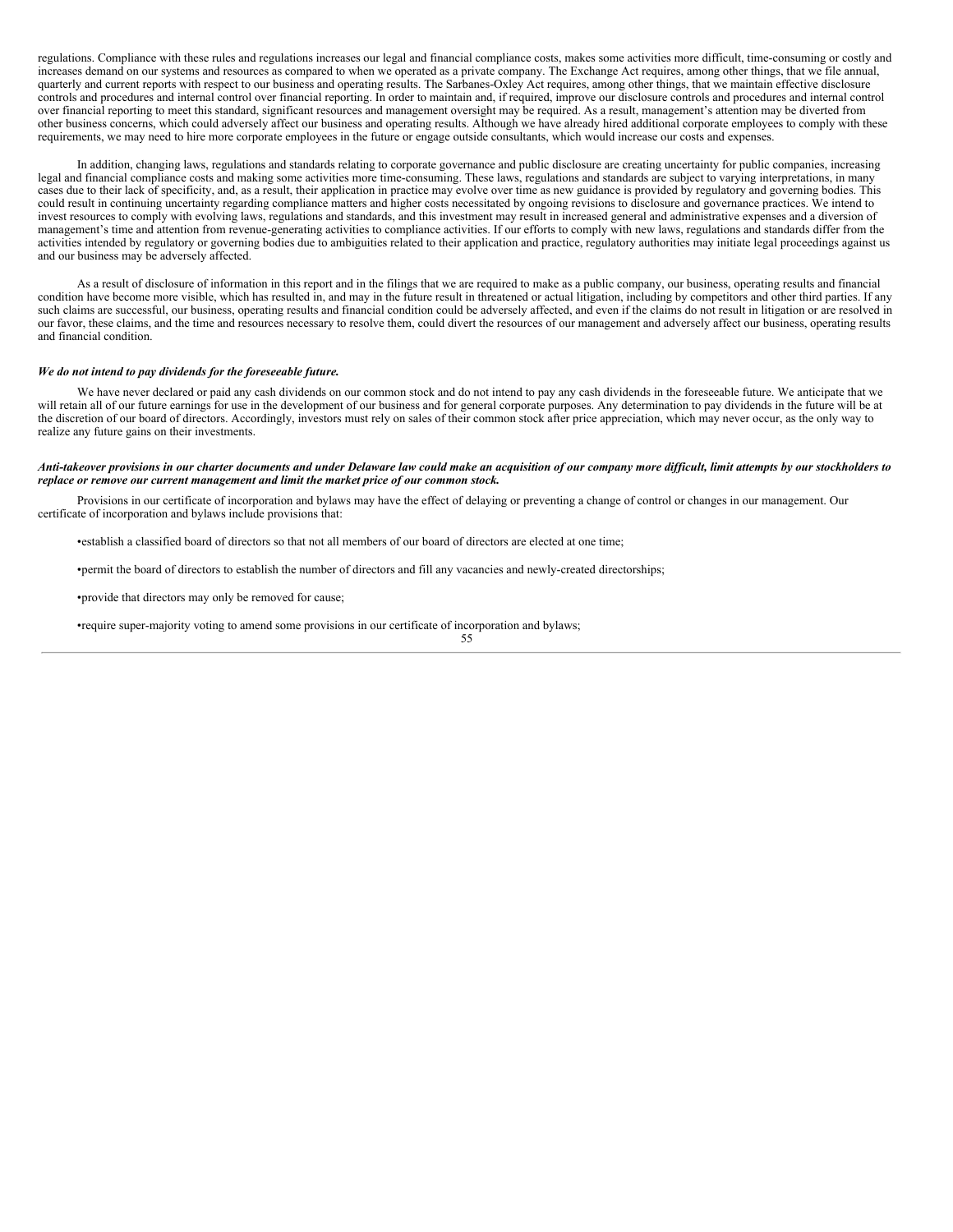regulations. Compliance with these rules and regulations increases our legal and financial compliance costs, makes some activities more difficult, time-consuming or costly and increases demand on our systems and resources as compared to when we operated as a private company. The Exchange Act requires, among other things, that we file annual, quarterly and current reports with respect to our business and operating results. The Sarbanes-Oxley Act requires, among other things, that we maintain effective disclosure controls and procedures and internal control over financial reporting. In order to maintain and, if required, improve our disclosure controls and procedures and internal control over financial reporting to meet this standard, significant resources and management oversight may be required. As a result, management's attention may be diverted from other business concerns, which could adversely affect our business and operating results. Although we have already hired additional corporate employees to comply with these requirements, we may need to hire more corporate employees in the future or engage outside consultants, which would increase our costs and expenses.

In addition, changing laws, regulations and standards relating to corporate governance and public disclosure are creating uncertainty for public companies, increasing legal and financial compliance costs and making some activities more time-consuming. These laws, regulations and standards are subject to varying interpretations, in many cases due to their lack of specificity, and, as a result, their application in practice may evolve over time as new guidance is provided by regulatory and governing bodies. This could result in continuing uncertainty regarding compliance matters and higher costs necessitated by ongoing revisions to disclosure and governance practices. We intend to invest resources to comply with evolving laws, regulations and standards, and this investment may result in increased general and administrative expenses and a diversion of management's time and attention from revenue-generating activities to compliance activities. If our efforts to comply with new laws, regulations and standards differ from the activities intended by regulatory or governing bodies due to ambiguities related to their application and practice, regulatory authorities may initiate legal proceedings against us and our business may be adversely affected.

As a result of disclosure of information in this report and in the filings that we are required to make as a public company, our business, operating results and financial condition have become more visible, which has resulted in, and may in the future result in threatened or actual litigation, including by competitors and other third parties. If any such claims are successful, our business, operating results and financial condition could be adversely affected, and even if the claims do not result in litigation or are resolved in our favor, these claims, and the time and resources necessary to resolve them, could divert the resources of our management and adversely affect our business, operating results and financial condition.

***We do not intend to pay dividends for the foreseeable future.***

We have never declared or paid any cash dividends on our common stock and do not intend to pay any cash dividends in the foreseeable future. We anticipate that we will retain all of our future earnings for use in the development of our business and for general corporate purposes. Any determination to pay dividends in the future will be at the discretion of our board of directors. Accordingly, investors must rely on sales of their common stock after price appreciation, which may never occur, as the only way to realize any future gains on their investments.

***Anti-takeover provisions in our charter documents and under Delaware law could make an acquisition of our company more difficult, limit attempts by our stockholders to replace or remove our current management and limit the market price of our common stock.***

Provisions in our certificate of incorporation and bylaws may have the effect of delaying or preventing a change of control or changes in our management. Our certificate of incorporation and bylaws include provisions that:

- establish a classified board of directors so that not all members of our board of directors are elected at one time;
- permit the board of directors to establish the number of directors and fill any vacancies and newly-created directorships;
- provide that directors may only be removed for cause;
- require super-majority voting to amend some provisions in our certificate of incorporation and bylaws;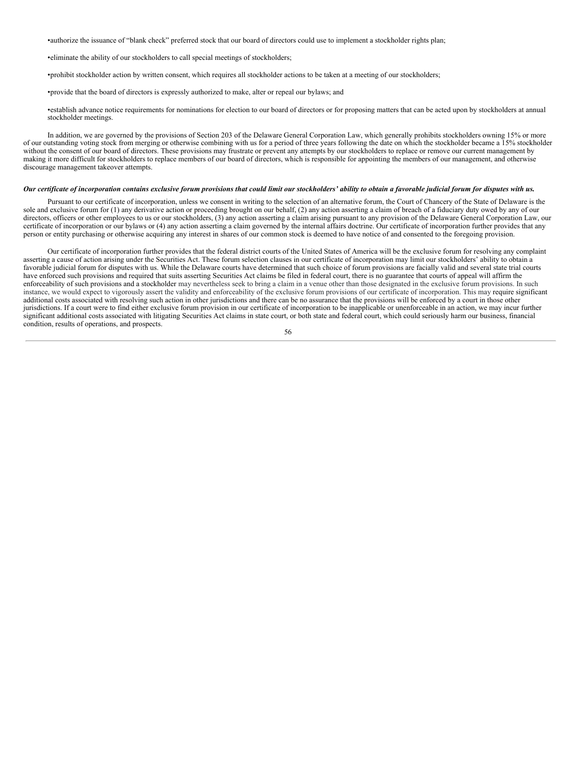- authorize the issuance of "blank check" preferred stock that our board of directors could use to implement a stockholder rights plan;

- eliminate the ability of our stockholders to call special meetings of stockholders;

- prohibit stockholder action by written consent, which requires all stockholder actions to be taken at a meeting of our stockholders;

- provide that the board of directors is expressly authorized to make, alter or repeal our bylaws; and

- establish advance notice requirements for nominations for election to our board of directors or for proposing matters that can be acted upon by stockholders at annual stockholder meetings.

In addition, we are governed by the provisions of Section 203 of the Delaware General Corporation Law, which generally prohibits stockholders owning 15% or more of our outstanding voting stock from merging or otherwise combining with us for a period of three years following the date on which the stockholder became a 15% stockholder without the consent of our board of directors. These provisions may frustrate or prevent any attempts by our stockholders to replace or remove our current management by making it more difficult for stockholders to replace members of our board of directors, which is responsible for appointing the members of our management, and otherwise discourage management takeover attempts.

***Our certificate of incorporation contains exclusive forum provisions that could limit our stockholders' ability to obtain a favorable judicial forum for disputes with us.***

Pursuant to our certificate of incorporation, unless we consent in writing to the selection of an alternative forum, the Court of Chancery of the State of Delaware is the sole and exclusive forum for (1) any derivative action or proceeding brought on our behalf, (2) any action asserting a claim of breach of a fiduciary duty owed by any of our directors, officers or other employees to us or our stockholders, (3) any action asserting a claim arising pursuant to any provision of the Delaware General Corporation Law, our certificate of incorporation or our bylaws or (4) any action asserting a claim governed by the internal affairs doctrine. Our certificate of incorporation further provides that any person or entity purchasing or otherwise acquiring any interest in shares of our common stock is deemed to have notice of and consented to the foregoing provision.

Our certificate of incorporation further provides that the federal district courts of the United States of America will be the exclusive forum for resolving any complaint asserting a cause of action arising under the Securities Act. These forum selection clauses in our certificate of incorporation may limit our stockholders' ability to obtain a favorable judicial forum for disputes with us. While the Delaware courts have determined that such choice of forum provisions are facially valid and several state trial courts have enforced such provisions and required that suits asserting Securities Act claims be filed in federal court, there is no guarantee that courts of appeal will affirm the enforceability of such provisions and a stockholder may nevertheless seek to bring a claim in a venue other than those designated in the exclusive forum provisions. In such instance, we would expect to vigorously assert the validity and enforceability of the exclusive forum provisions of our certificate of incorporation. This may require significant additional costs associated with resolving such action in other jurisdictions and there can be no assurance that the provisions will be enforced by a court in those other jurisdictions. If a court were to find either exclusive forum provision in our certificate of incorporation to be inapplicable or unenforceable in an action, we may incur further significant additional costs associated with litigating Securities Act claims in state court, or both state and federal court, which could seriously harm our business, financial condition, results of operations, and prospects.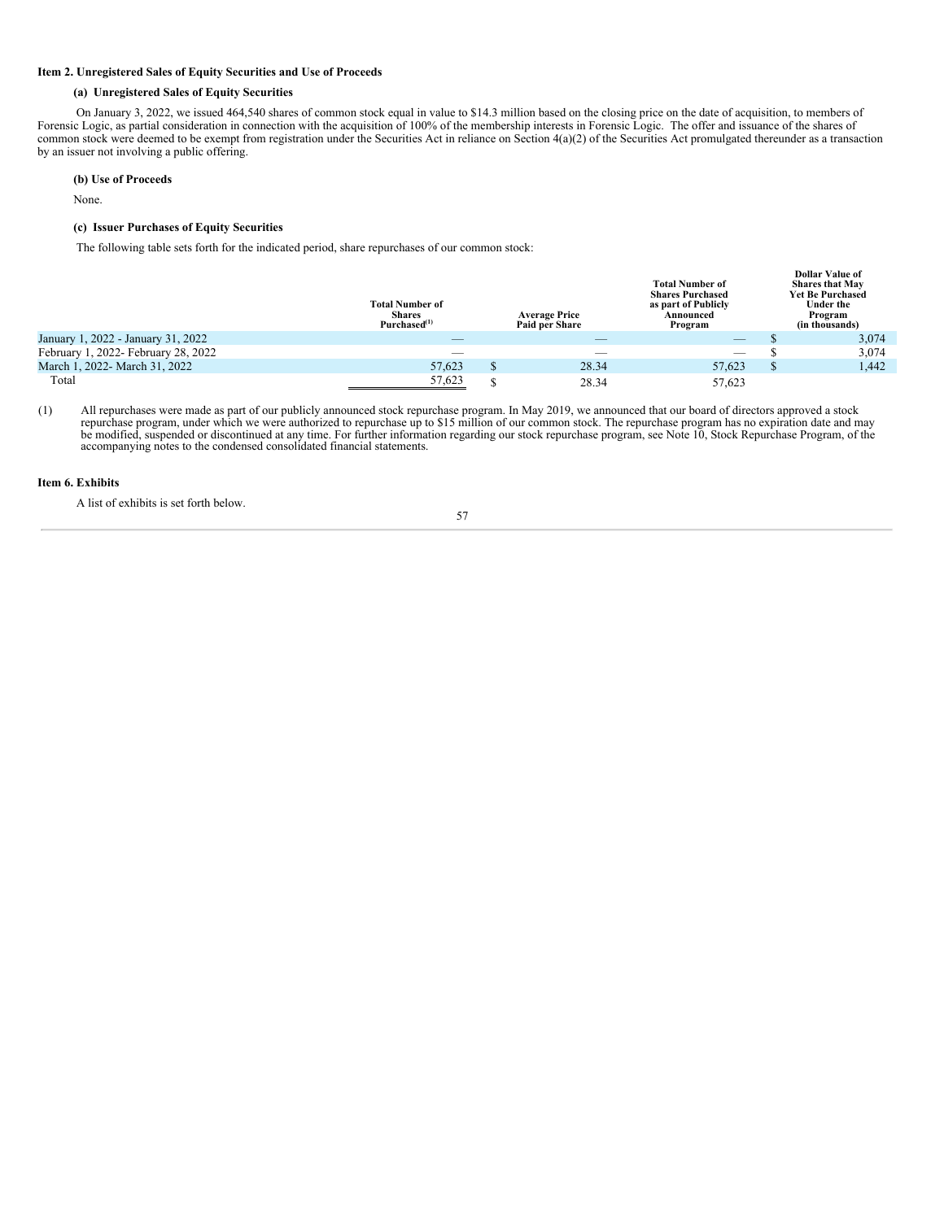**Item 2. Unregistered Sales of Equity Securities and Use of Proceeds**

**(a) Unregistered Sales of Equity Securities**

On January 3, 2022, we issued 464,540 shares of common stock equal in value to $14.3 million based on the closing price on the date of acquisition, to members of Forensic Logic, as partial consideration in connection with the acquisition of 100% of the membership interests in Forensic Logic. The offer and issuance of the shares of common stock were deemed to be exempt from registration under the Securities Act in reliance on Section 4(a)(2) of the Securities Act promulgated thereunder as a transaction by an issuer not involving a public offering.

**(b) Use of Proceeds**

None.

**(c) Issuer Purchases of Equity Securities**

The following table sets forth for the indicated period, share repurchases of our common stock:

| | Total Number of Shares Purchased[(1)] | Average Price Paid per Share | Total Number of Shares Purchased as part of Publicly Announced Program | Dollar Value of Shares that May Yet Be Purchased Under the Program (in thousands) |
|---|---|---|---|---|
| January 1, 2022 - January 31, 2022 | — | — | — | $ 3,074 |
| February 1, 2022- February 28, 2022 | — | — | — | $ 3,074 |
| March 1, 2022- March 31, 2022 | 57,623 | $ 28.34 | 57,623 | $ 1,442 |
| Total | 57,623 | $ 28.34 | 57,623 | |

(1) All repurchases were made as part of our publicly announced stock repurchase program. In May 2019, we announced that our board of directors approved a stock repurchase program, under which we were authorized to repurchase up to $15 million of our common stock. The repurchase program has no expiration date and may be modified, suspended or discontinued at any time. For further information regarding our stock repurchase program, see Note 10, Stock Repurchase Program, of the accompanying notes to the condensed consolidated financial statements.

**Item 6. Exhibits**

A list of exhibits is set forth below.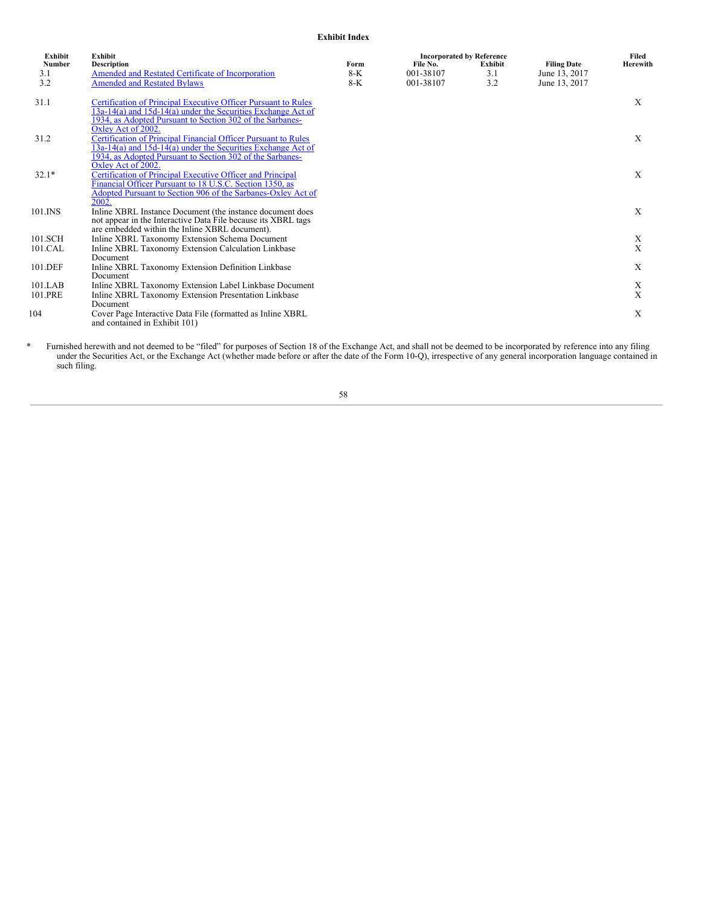**Exhibit Index**

| Exhibit Number | Exhibit Description | Incorporated by Reference | | | | Filed Herewith |
|---|---|---|---|---|---|---|
| | | Form | File No. | Exhibit | Filing Date | |
| 3.1 | Amended and Restated Certificate of Incorporation | 8-K | 001-38107 | 3.1 | June 13, 2017 | |
| 3.2 | Amended and Restated Bylaws | 8-K | 001-38107 | 3.2 | June 13, 2017 | |
| 31.1 | Certification of Principal Executive Officer Pursuant to Rules 13a-14(a) and 15d-14(a) under the Securities Exchange Act of 1934, as Adopted Pursuant to Section 302 of the Sarbanes-Oxley Act of 2002. | | | | | X |
| 31.2 | Certification of Principal Financial Officer Pursuant to Rules 13a-14(a) and 15d-14(a) under the Securities Exchange Act of 1934, as Adopted Pursuant to Section 302 of the Sarbanes-Oxley Act of 2002. | | | | | X |
| 32.1* | Certification of Principal Executive Officer and Principal Financial Officer Pursuant to 18 U.S.C. Section 1350, as Adopted Pursuant to Section 906 of the Sarbanes-Oxley Act of 2002. | | | | | X |
| 101.INS | Inline XBRL Instance Document (the instance document does not appear in the Interactive Data File because its XBRL tags are embedded within the Inline XBRL document). | | | | | X |
| 101.SCH | Inline XBRL Taxonomy Extension Schema Document | | | | | X |
| 101.CAL | Inline XBRL Taxonomy Extension Calculation Linkbase Document | | | | | X |
| 101.DEF | Inline XBRL Taxonomy Extension Definition Linkbase Document | | | | | X |
| 101.LAB | Inline XBRL Taxonomy Extension Label Linkbase Document | | | | | X |
| 101.PRE | Inline XBRL Taxonomy Extension Presentation Linkbase Document | | | | | X |
| 104 | Cover Page Interactive Data File (formatted as Inline XBRL and contained in Exhibit 101) | | | | | X |

\* Furnished herewith and not deemed to be "filed" for purposes of Section 18 of the Exchange Act, and shall not be deemed to be incorporated by reference into any filing under the Securities Act, or the Exchange Act (whether made before or after the date of the Form 10-Q), irrespective of any general incorporation language contained in such filing.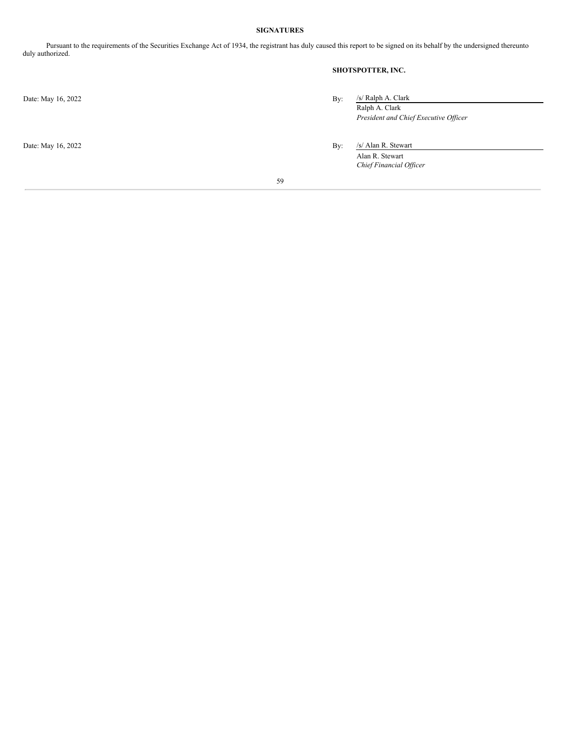**SIGNATURES**

Pursuant to the requirements of the Securities Exchange Act of 1934, the registrant has duly caused this report to be signed on its behalf by the undersigned thereunto duly authorized.

**SHOTSPOTTER, INC.**

Date: May 16, 2022

By: /s/ Ralph A. Clark
Ralph A. Clark
*President and Chief Executive Officer*

Date: May 16, 2022

By: /s/ Alan R. Stewart
Alan R. Stewart
*Chief Financial Officer*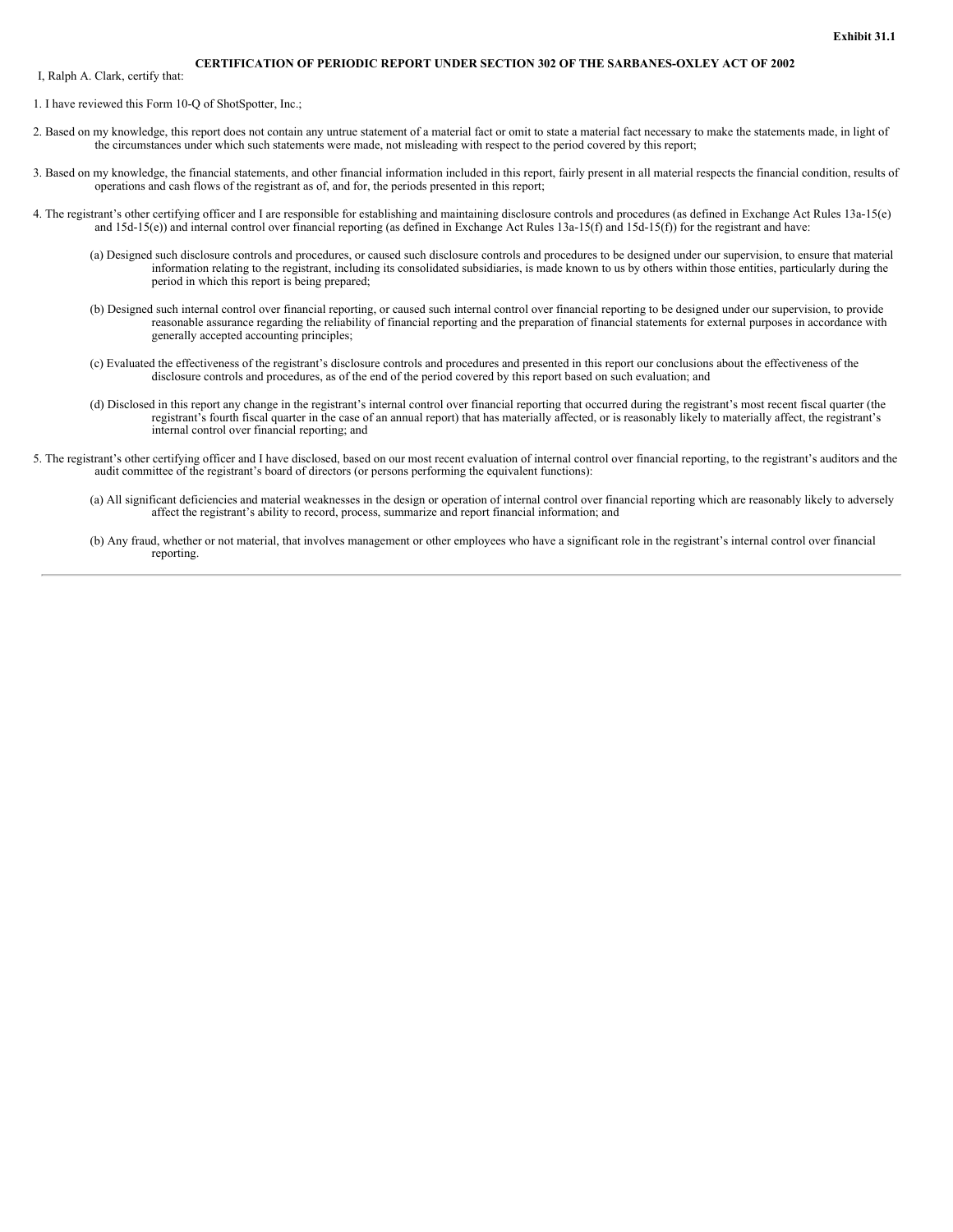**Exhibit 31.1**

**CERTIFICATION OF PERIODIC REPORT UNDER SECTION 302 OF THE SARBANES-OXLEY ACT OF 2002**

I, Ralph A. Clark, certify that:

1. I have reviewed this Form 10-Q of ShotSpotter, Inc.;

2. Based on my knowledge, this report does not contain any untrue statement of a material fact or omit to state a material fact necessary to make the statements made, in light of the circumstances under which such statements were made, not misleading with respect to the period covered by this report;

3. Based on my knowledge, the financial statements, and other financial information included in this report, fairly present in all material respects the financial condition, results of operations and cash flows of the registrant as of, and for, the periods presented in this report;

4. The registrant's other certifying officer and I are responsible for establishing and maintaining disclosure controls and procedures (as defined in Exchange Act Rules 13a-15(e) and 15d-15(e)) and internal control over financial reporting (as defined in Exchange Act Rules 13a-15(f) and 15d-15(f)) for the registrant and have:

   (a) Designed such disclosure controls and procedures, or caused such disclosure controls and procedures to be designed under our supervision, to ensure that material information relating to the registrant, including its consolidated subsidiaries, is made known to us by others within those entities, particularly during the period in which this report is being prepared;

   (b) Designed such internal control over financial reporting, or caused such internal control over financial reporting to be designed under our supervision, to provide reasonable assurance regarding the reliability of financial reporting and the preparation of financial statements for external purposes in accordance with generally accepted accounting principles;

   (c) Evaluated the effectiveness of the registrant's disclosure controls and procedures and presented in this report our conclusions about the effectiveness of the disclosure controls and procedures, as of the end of the period covered by this report based on such evaluation; and

   (d) Disclosed in this report any change in the registrant's internal control over financial reporting that occurred during the registrant's most recent fiscal quarter (the registrant's fourth fiscal quarter in the case of an annual report) that has materially affected, or is reasonably likely to materially affect, the registrant's internal control over financial reporting; and

5. The registrant's other certifying officer and I have disclosed, based on our most recent evaluation of internal control over financial reporting, to the registrant's auditors and the audit committee of the registrant's board of directors (or persons performing the equivalent functions):

   (a) All significant deficiencies and material weaknesses in the design or operation of internal control over financial reporting which are reasonably likely to adversely affect the registrant's ability to record, process, summarize and report financial information; and

   (b) Any fraud, whether or not material, that involves management or other employees who have a significant role in the registrant's internal control over financial reporting.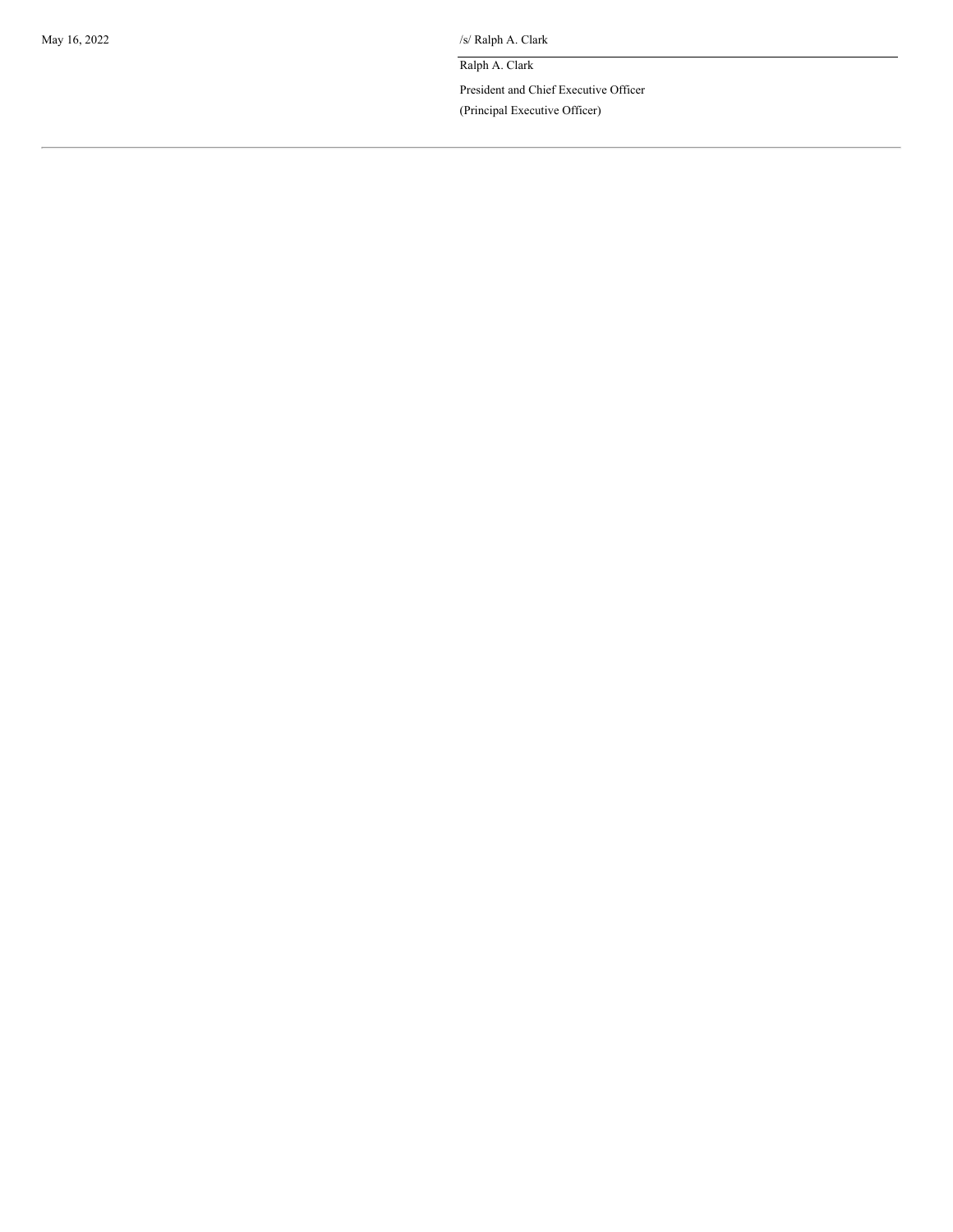| May 16, 2022 | /s/ Ralph A. Clark |
| --- | --- |
| | Ralph A. Clark |
| | President and Chief Executive Officer |
| | (Principal Executive Officer) |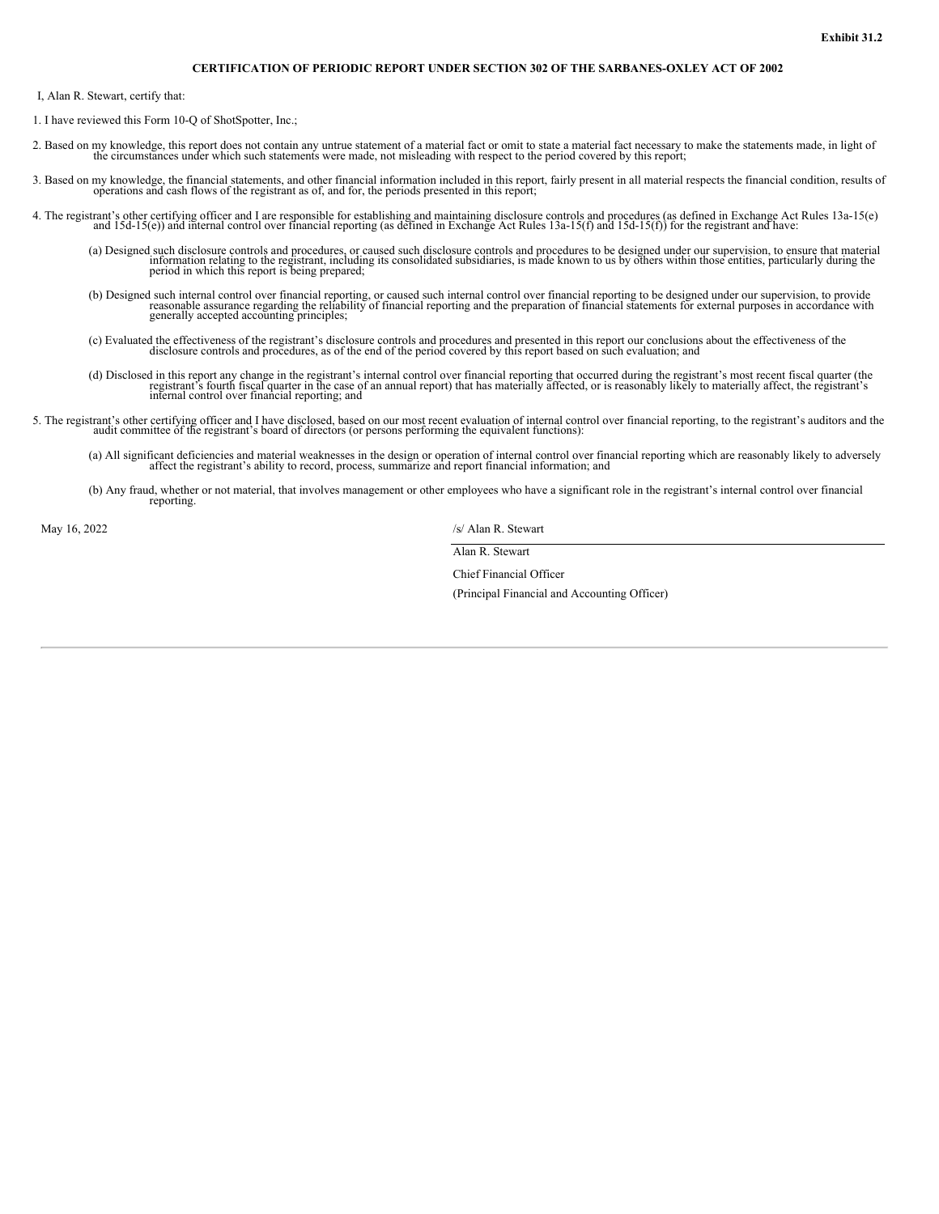**Exhibit 31.2**

**CERTIFICATION OF PERIODIC REPORT UNDER SECTION 302 OF THE SARBANES-OXLEY ACT OF 2002**

I, Alan R. Stewart, certify that:

1. I have reviewed this Form 10-Q of ShotSpotter, Inc.;

2. Based on my knowledge, this report does not contain any untrue statement of a material fact or omit to state a material fact necessary to make the statements made, in light of the circumstances under which such statements were made, not misleading with respect to the period covered by this report;

3. Based on my knowledge, the financial statements, and other financial information included in this report, fairly present in all material respects the financial condition, results of operations and cash flows of the registrant as of, and for, the periods presented in this report;

4. The registrant's other certifying officer and I are responsible for establishing and maintaining disclosure controls and procedures (as defined in Exchange Act Rules 13a-15(e) and 15d-15(e)) and internal control over financial reporting (as defined in Exchange Act Rules 13a-15(f) and 15d-15(f)) for the registrant and have:

   (a) Designed such disclosure controls and procedures, or caused such disclosure controls and procedures to be designed under our supervision, to ensure that material information relating to the registrant, including its consolidated subsidiaries, is made known to us by others within those entities, particularly during the period in which this report is being prepared;

   (b) Designed such internal control over financial reporting, or caused such internal control over financial reporting to be designed under our supervision, to provide reasonable assurance regarding the reliability of financial reporting and the preparation of financial statements for external purposes in accordance with generally accepted accounting principles;

   (c) Evaluated the effectiveness of the registrant's disclosure controls and procedures and presented in this report our conclusions about the effectiveness of the disclosure controls and procedures, as of the end of the period covered by this report based on such evaluation; and

   (d) Disclosed in this report any change in the registrant's internal control over financial reporting that occurred during the registrant's most recent fiscal quarter (the registrant's fourth fiscal quarter in the case of an annual report) that has materially affected, or is reasonably likely to materially affect, the registrant's internal control over financial reporting; and

5. The registrant's other certifying officer and I have disclosed, based on our most recent evaluation of internal control over financial reporting, to the registrant's auditors and the audit committee of the registrant's board of directors (or persons performing the equivalent functions):

   (a) All significant deficiencies and material weaknesses in the design or operation of internal control over financial reporting which are reasonably likely to adversely affect the registrant's ability to record, process, summarize and report financial information; and

   (b) Any fraud, whether or not material, that involves management or other employees who have a significant role in the registrant's internal control over financial reporting.

May 16, 2022

/s/ Alan R. Stewart

Alan R. Stewart

Chief Financial Officer

(Principal Financial and Accounting Officer)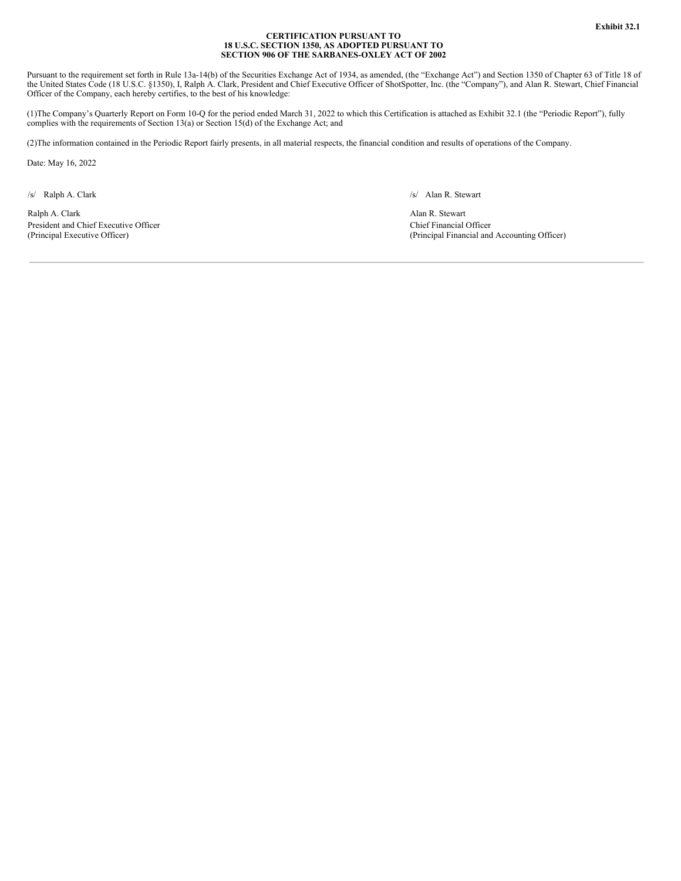**Exhibit 32.1**

**CERTIFICATION PURSUANT TO**
**18 U.S.C. SECTION 1350, AS ADOPTED PURSUANT TO**
**SECTION 906 OF THE SARBANES-OXLEY ACT OF 2002**

Pursuant to the requirement set forth in Rule 13a-14(b) of the Securities Exchange Act of 1934, as amended, (the "Exchange Act") and Section 1350 of Chapter 63 of Title 18 of the United States Code (18 U.S.C. §1350), I, Ralph A. Clark, President and Chief Executive Officer of ShotSpotter, Inc. (the "Company"), and Alan R. Stewart, Chief Financial Officer of the Company, each hereby certifies, to the best of his knowledge:

(1)The Company's Quarterly Report on Form 10-Q for the period ended March 31, 2022 to which this Certification is attached as Exhibit 32.1 (the "Periodic Report"), fully complies with the requirements of Section 13(a) or Section 15(d) of the Exchange Act; and

(2)The information contained in the Periodic Report fairly presents, in all material respects, the financial condition and results of operations of the Company.

Date: May 16, 2022

/s/ Ralph A. Clark

Ralph A. Clark
President and Chief Executive Officer
(Principal Executive Officer)

/s/ Alan R. Stewart

Alan R. Stewart
Chief Financial Officer
(Principal Financial and Accounting Officer)